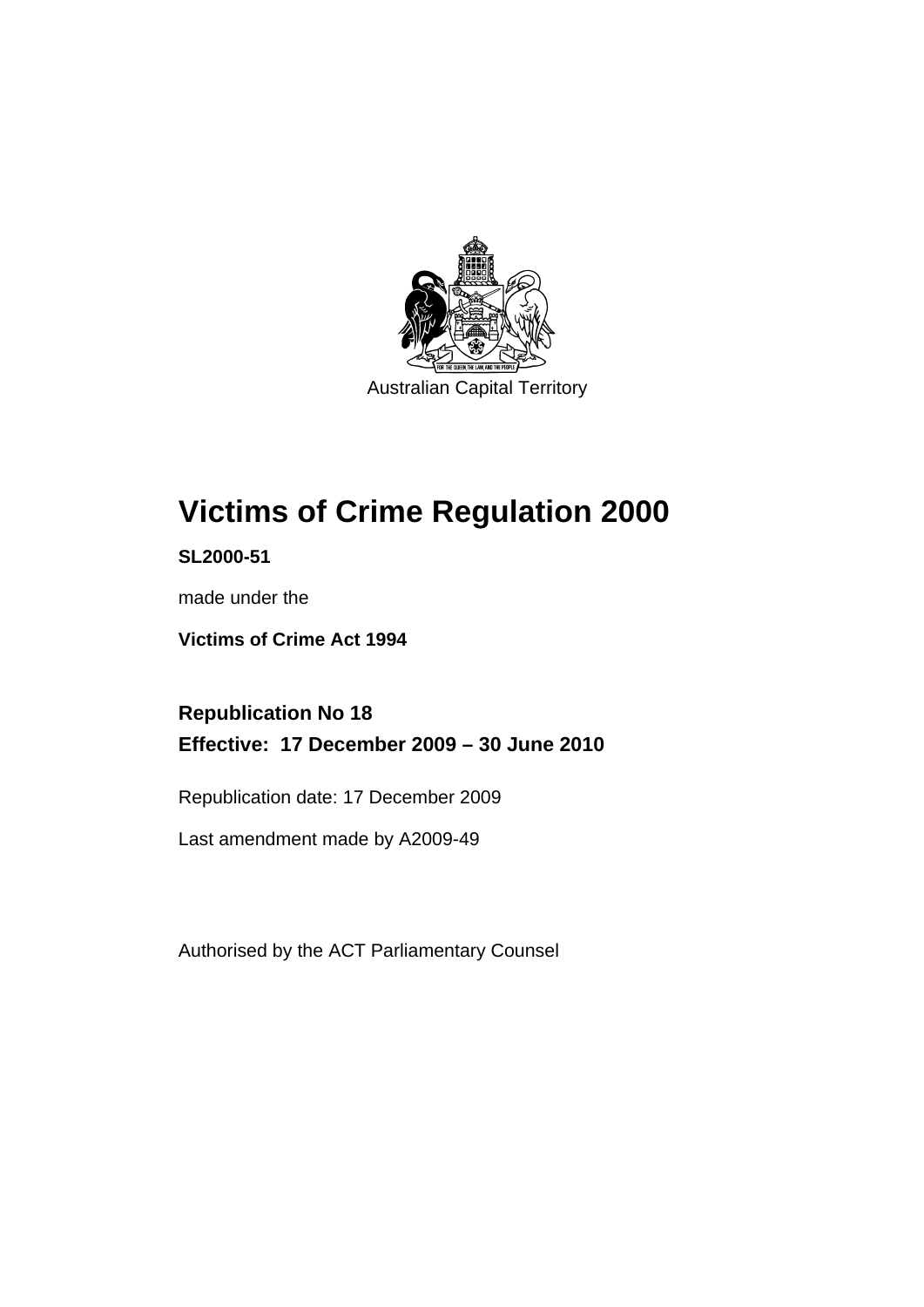Australian Capital Territory

# Victims of Crime Regulation 2000

**SL2000-51**

made under the

**Victims of Crime Act 1994**

**Republication No 18**

**Effective: 17 December 2009 – 30 June 2010**

Republication date: 17 December 2009

Last amendment made by A2009-49

Authorised by the ACT Parliamentary Counsel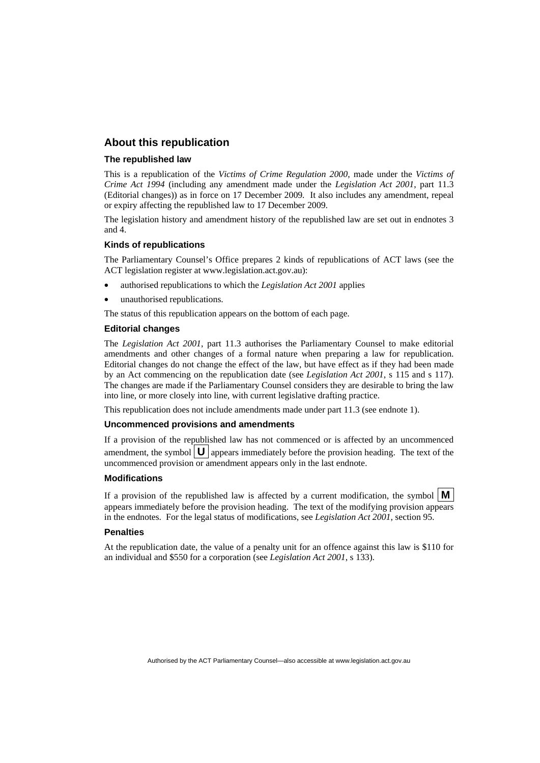## About this republication

### The republished law

This is a republication of the *Victims of Crime Regulation 2000*, made under the *Victims of Crime Act 1994* (including any amendment made under the *Legislation Act 2001*, part 11.3 (Editorial changes)) as in force on 17 December 2009*.* It also includes any amendment, repeal or expiry affecting the republished law to 17 December 2009.

The legislation history and amendment history of the republished law are set out in endnotes 3 and 4.

### Kinds of republications

The Parliamentary Counsel's Office prepares 2 kinds of republications of ACT laws (see the ACT legislation register at www.legislation.act.gov.au):

- authorised republications to which the *Legislation Act 2001* applies
- unauthorised republications.

The status of this republication appears on the bottom of each page.

### Editorial changes

The *Legislation Act 2001*, part 11.3 authorises the Parliamentary Counsel to make editorial amendments and other changes of a formal nature when preparing a law for republication. Editorial changes do not change the effect of the law, but have effect as if they had been made by an Act commencing on the republication date (see *Legislation Act 2001*, s 115 and s 117). The changes are made if the Parliamentary Counsel considers they are desirable to bring the law into line, or more closely into line, with current legislative drafting practice.

This republication does not include amendments made under part 11.3 (see endnote 1).

### Uncommenced provisions and amendments

If a provision of the republished law has not commenced or is affected by an uncommenced amendment, the symbol **U** appears immediately before the provision heading. The text of the uncommenced provision or amendment appears only in the last endnote.

### Modifications

If a provision of the republished law is affected by a current modification, the symbol **M** appears immediately before the provision heading. The text of the modifying provision appears in the endnotes. For the legal status of modifications, see *Legislation Act 2001*, section 95.

### Penalties

At the republication date, the value of a penalty unit for an offence against this law is $110 for an individual and $550 for a corporation (see *Legislation Act 2001*, s 133).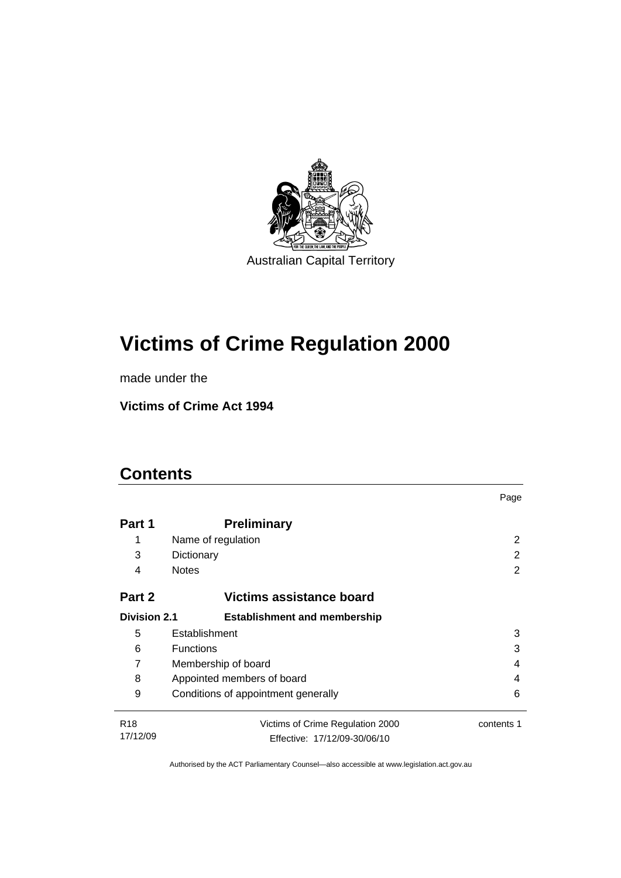Australian Capital Territory

# Victims of Crime Regulation 2000

made under the

**Victims of Crime Act 1994**

## Contents

| | | Page |
|---|---|---|
| **Part 1** | **Preliminary** | |
| 1 | Name of regulation | 2 |
| 3 | Dictionary | 2 |
| 4 | Notes | 2 |
| **Part 2** | **Victims assistance board** | |
| **Division 2.1** | **Establishment and membership** | |
| 5 | Establishment | 3 |
| 6 | Functions | 3 |
| 7 | Membership of board | 4 |
| 8 | Appointed members of board | 4 |
| 9 | Conditions of appointment generally | 6 |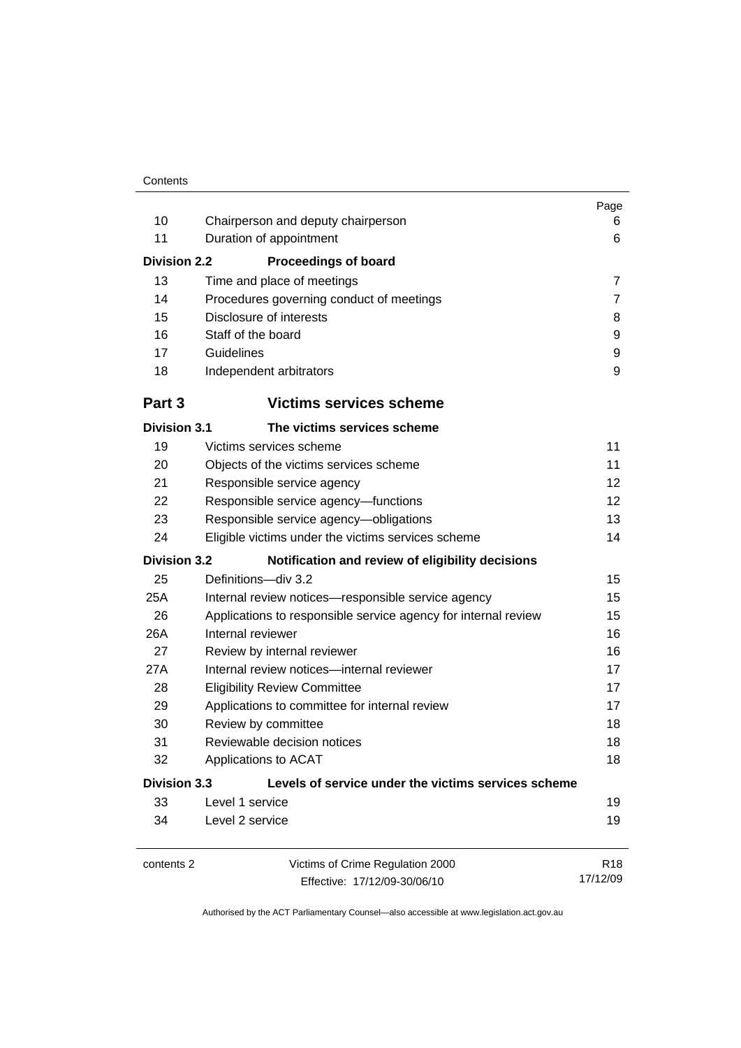| | | Page |
|---|---|---|
| 10 | Chairperson and deputy chairperson | 6 |
| 11 | Duration of appointment | 6 |
| **Division 2.2** | **Proceedings of board** | |
| 13 | Time and place of meetings | 7 |
| 14 | Procedures governing conduct of meetings | 7 |
| 15 | Disclosure of interests | 8 |
| 16 | Staff of the board | 9 |
| 17 | Guidelines | 9 |
| 18 | Independent arbitrators | 9 |
| **Part 3** | **Victims services scheme** | |
| **Division 3.1** | **The victims services scheme** | |
| 19 | Victims services scheme | 11 |
| 20 | Objects of the victims services scheme | 11 |
| 21 | Responsible service agency | 12 |
| 22 | Responsible service agency—functions | 12 |
| 23 | Responsible service agency—obligations | 13 |
| 24 | Eligible victims under the victims services scheme | 14 |
| **Division 3.2** | **Notification and review of eligibility decisions** | |
| 25 | Definitions—div 3.2 | 15 |
| 25A | Internal review notices—responsible service agency | 15 |
| 26 | Applications to responsible service agency for internal review | 15 |
| 26A | Internal reviewer | 16 |
| 27 | Review by internal reviewer | 16 |
| 27A | Internal review notices—internal reviewer | 17 |
| 28 | Eligibility Review Committee | 17 |
| 29 | Applications to committee for internal review | 17 |
| 30 | Review by committee | 18 |
| 31 | Reviewable decision notices | 18 |
| 32 | Applications to ACAT | 18 |
| **Division 3.3** | **Levels of service under the victims services scheme** | |
| 33 | Level 1 service | 19 |
| 34 | Level 2 service | 19 |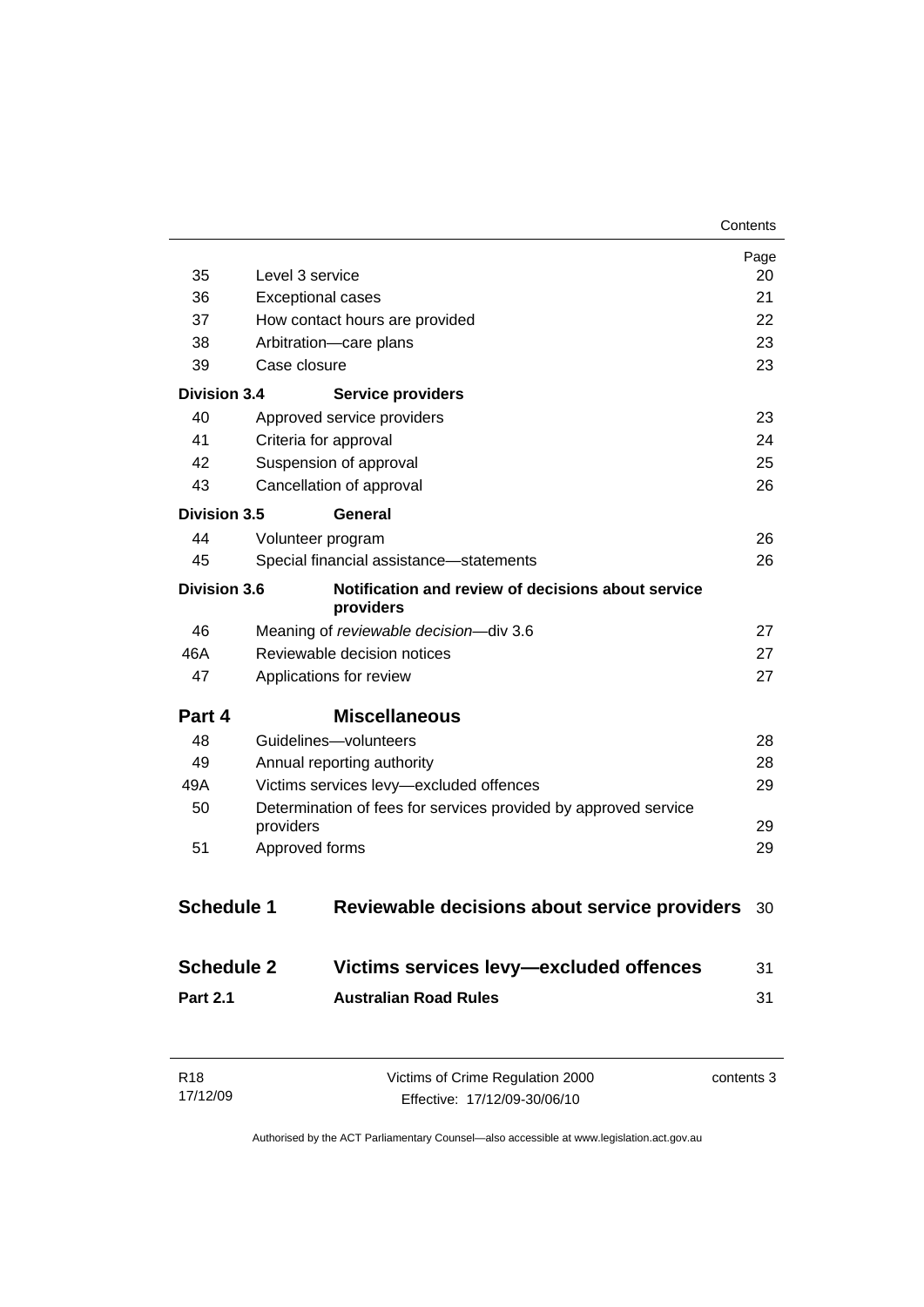| | | Page |
|---|---|---|
| 35 | Level 3 service | 20 |
| 36 | Exceptional cases | 21 |
| 37 | How contact hours are provided | 22 |
| 38 | Arbitration—care plans | 23 |
| 39 | Case closure | 23 |
| **Division 3.4** | **Service providers** | |
| 40 | Approved service providers | 23 |
| 41 | Criteria for approval | 24 |
| 42 | Suspension of approval | 25 |
| 43 | Cancellation of approval | 26 |
| **Division 3.5** | **General** | |
| 44 | Volunteer program | 26 |
| 45 | Special financial assistance—statements | 26 |
| **Division 3.6** | **Notification and review of decisions about service providers** | |
| 46 | Meaning of *reviewable decision*—div 3.6 | 27 |
| 46A | Reviewable decision notices | 27 |
| 47 | Applications for review | 27 |
| **Part 4** | **Miscellaneous** | |
| 48 | Guidelines—volunteers | 28 |
| 49 | Annual reporting authority | 28 |
| 49A | Victims services levy—excluded offences | 29 |
| 50 | Determination of fees for services provided by approved service providers | 29 |
| 51 | Approved forms | 29 |
| **Schedule 1** | **Reviewable decisions about service providers** | 30 |
| **Schedule 2** | **Victims services levy—excluded offences** | 31 |
| **Part 2.1** | **Australian Road Rules** | 31 |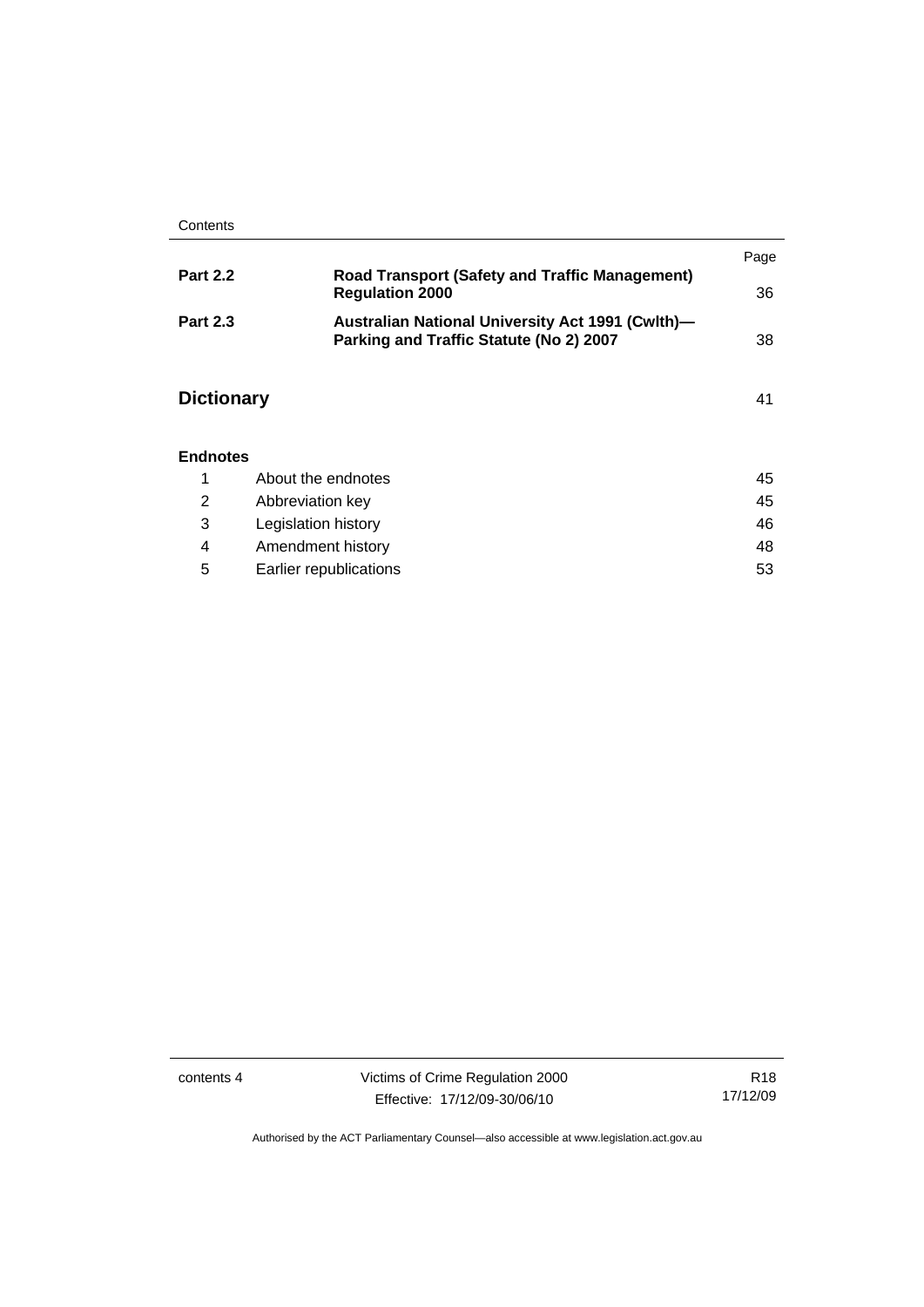| | | Page |
|---|---|---|
| **Part 2.2** | **Road Transport (Safety and Traffic Management) Regulation 2000** | 36 |
| **Part 2.3** | **Australian National University Act 1991 (Cwlth)—Parking and Traffic Statute (No 2) 2007** | 38 |

## Dictionary 41

### Endnotes

| | | |
|---|---|---|
| 1 | About the endnotes | 45 |
| 2 | Abbreviation key | 45 |
| 3 | Legislation history | 46 |
| 4 | Amendment history | 48 |
| 5 | Earlier republications | 53 |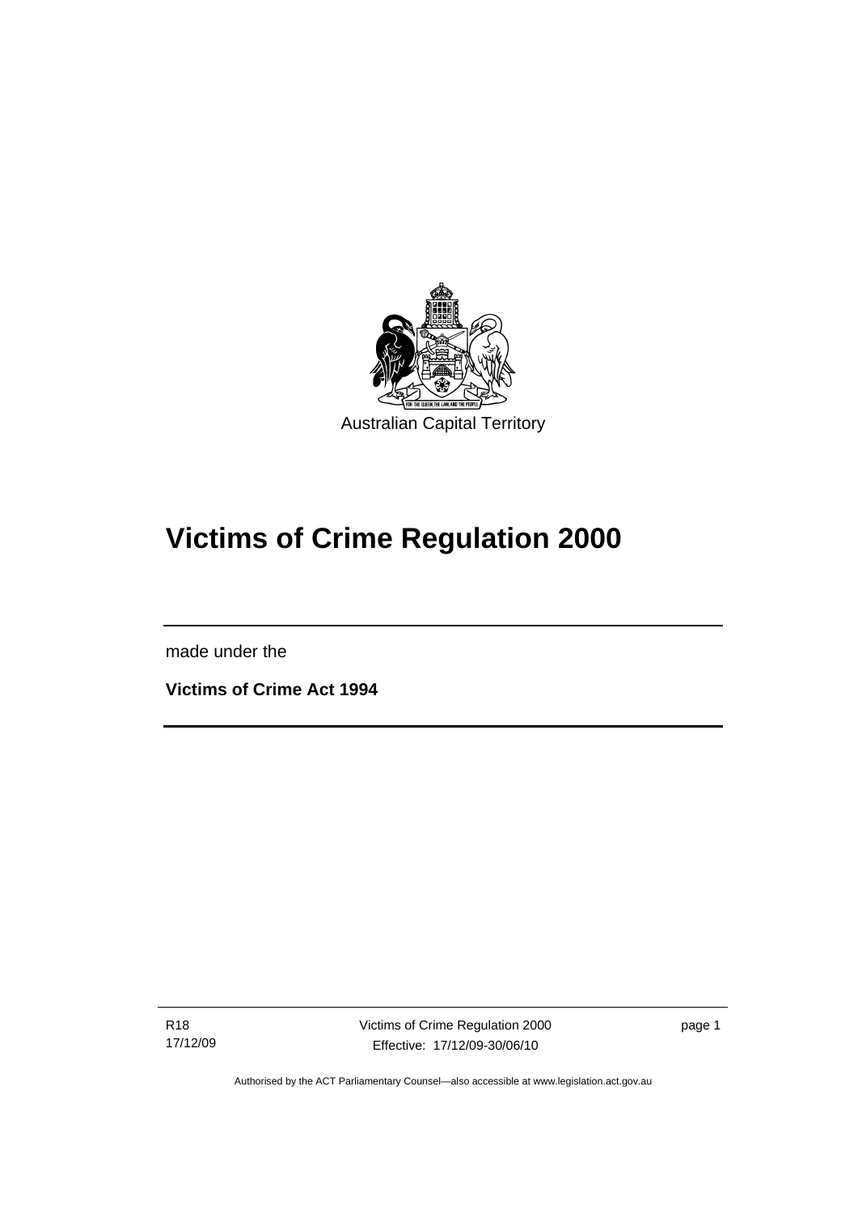Australian Capital Territory

# Victims of Crime Regulation 2000

made under the

**Victims of Crime Act 1994**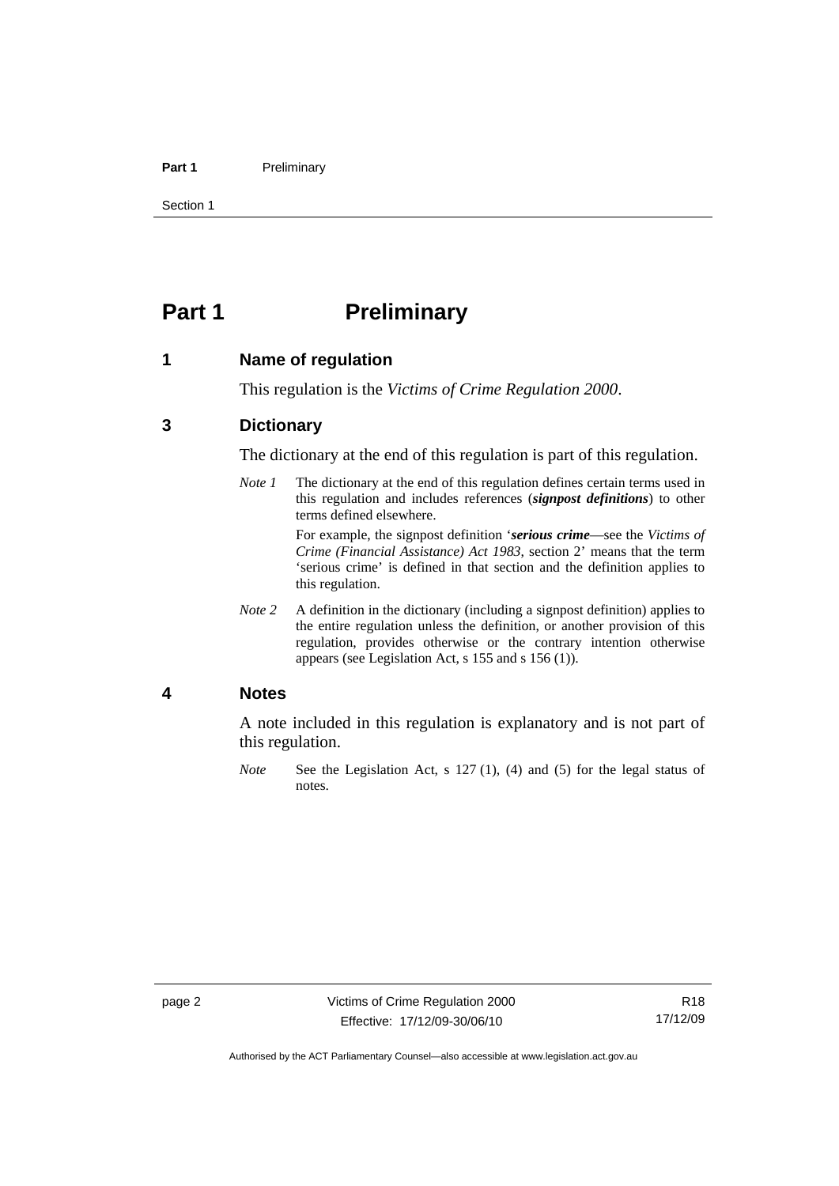# Part 1 Preliminary

## 1 Name of regulation

This regulation is the *Victims of Crime Regulation 2000*.

## 3 Dictionary

The dictionary at the end of this regulation is part of this regulation.

*Note 1* The dictionary at the end of this regulation defines certain terms used in this regulation and includes references (***signpost definitions***) to other terms defined elsewhere.

For example, the signpost definition '***serious crime***—see the *Victims of Crime (Financial Assistance) Act 1983*, section 2' means that the term 'serious crime' is defined in that section and the definition applies to this regulation.

*Note 2* A definition in the dictionary (including a signpost definition) applies to the entire regulation unless the definition, or another provision of this regulation, provides otherwise or the contrary intention otherwise appears (see Legislation Act, s 155 and s 156 (1)).

## 4 Notes

A note included in this regulation is explanatory and is not part of this regulation.

*Note* See the Legislation Act, s 127 (1), (4) and (5) for the legal status of notes.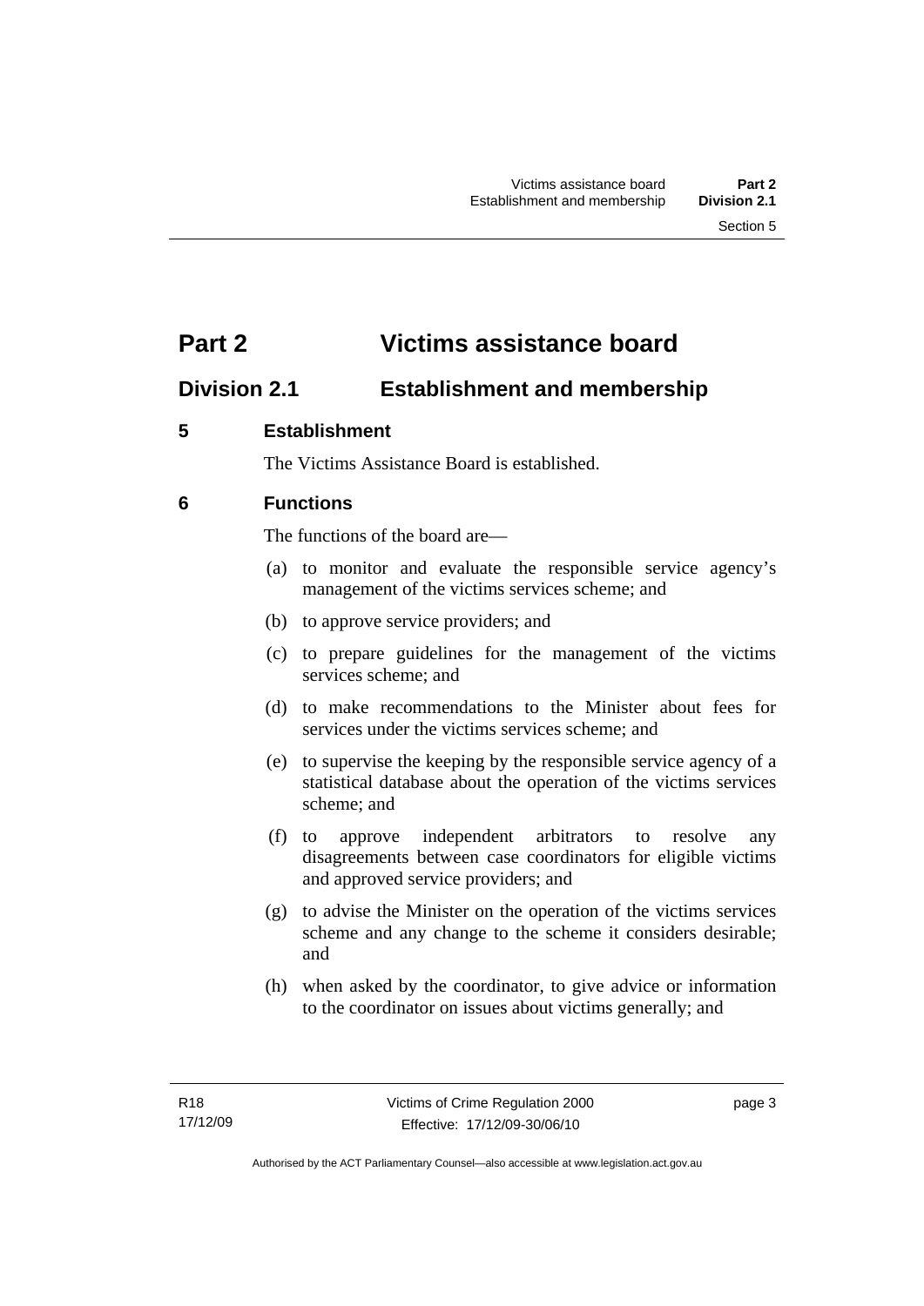# Part 2 Victims assistance board

## Division 2.1 Establishment and membership

### 5 Establishment

The Victims Assistance Board is established.

### 6 Functions

The functions of the board are—

(a) to monitor and evaluate the responsible service agency's management of the victims services scheme; and

(b) to approve service providers; and

(c) to prepare guidelines for the management of the victims services scheme; and

(d) to make recommendations to the Minister about fees for services under the victims services scheme; and

(e) to supervise the keeping by the responsible service agency of a statistical database about the operation of the victims services scheme; and

(f) to approve independent arbitrators to resolve any disagreements between case coordinators for eligible victims and approved service providers; and

(g) to advise the Minister on the operation of the victims services scheme and any change to the scheme it considers desirable; and

(h) when asked by the coordinator, to give advice or information to the coordinator on issues about victims generally; and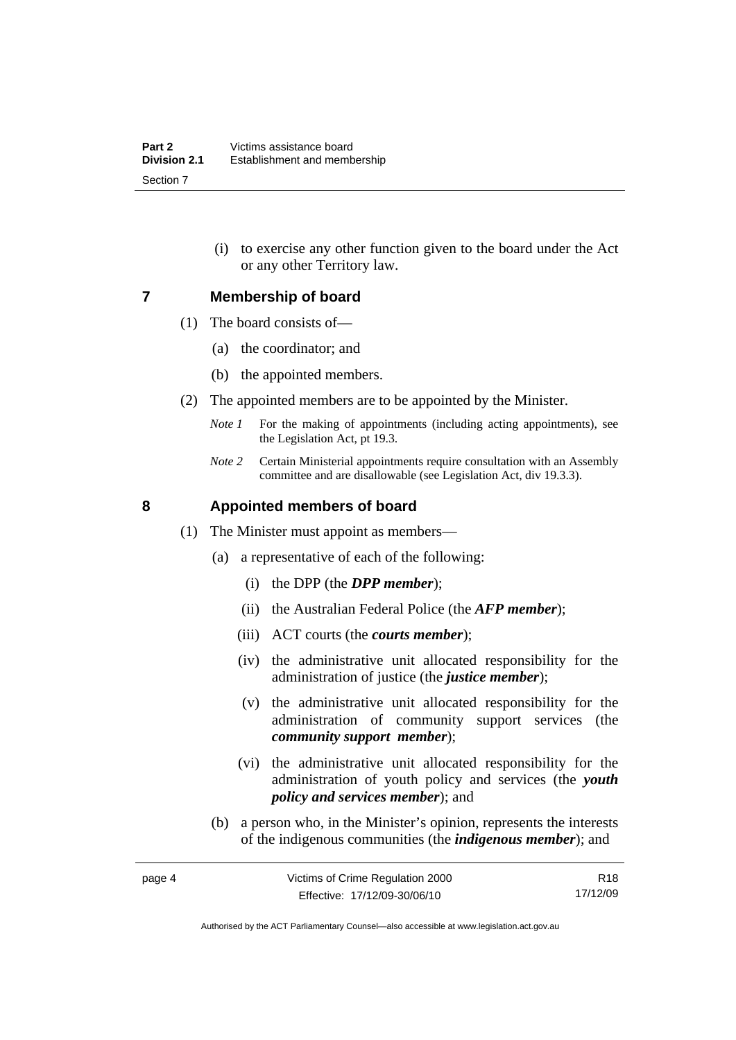(i) to exercise any other function given to the board under the Act or any other Territory law.

## 7 Membership of board

(1) The board consists of—

(a) the coordinator; and

(b) the appointed members.

(2) The appointed members are to be appointed by the Minister.

*Note 1* For the making of appointments (including acting appointments), see the Legislation Act, pt 19.3.

*Note 2* Certain Ministerial appointments require consultation with an Assembly committee and are disallowable (see Legislation Act, div 19.3.3).

## 8 Appointed members of board

(1) The Minister must appoint as members—

(a) a representative of each of the following:

(i) the DPP (the ***DPP member***);

(ii) the Australian Federal Police (the ***AFP member***);

(iii) ACT courts (the ***courts member***);

(iv) the administrative unit allocated responsibility for the administration of justice (the ***justice member***);

(v) the administrative unit allocated responsibility for the administration of community support services (the ***community support member***);

(vi) the administrative unit allocated responsibility for the administration of youth policy and services (the ***youth policy and services member***); and

(b) a person who, in the Minister's opinion, represents the interests of the indigenous communities (the ***indigenous member***); and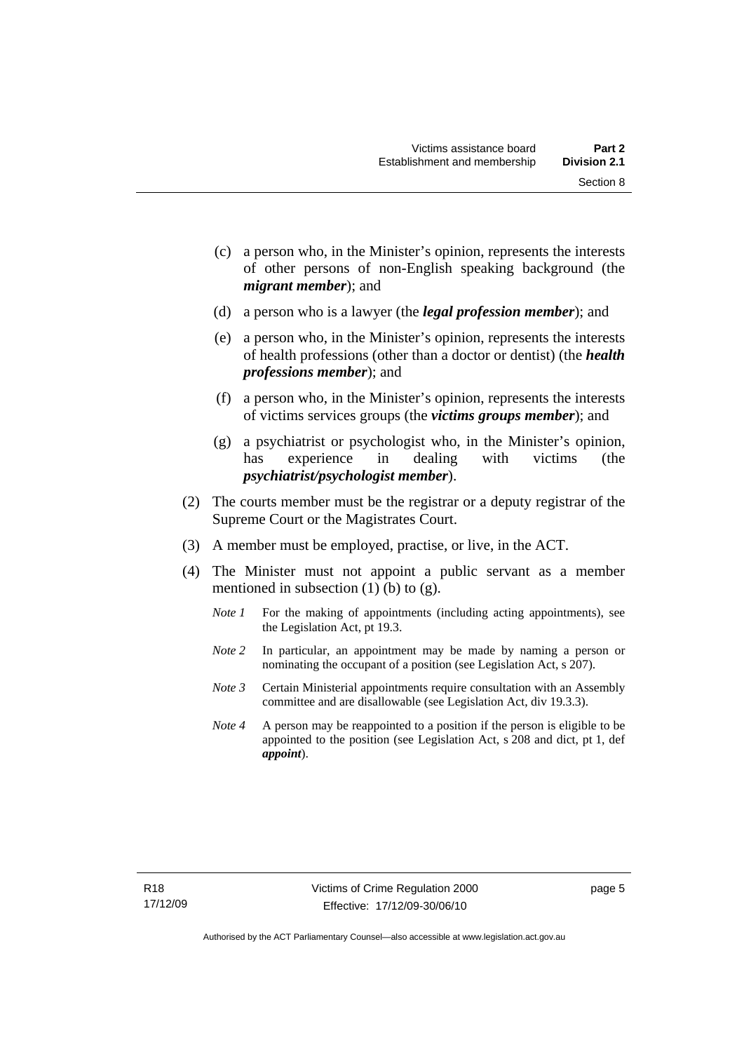(c) a person who, in the Minister's opinion, represents the interests of other persons of non-English speaking background (the ***migrant member***); and

(d) a person who is a lawyer (the ***legal profession member***); and

(e) a person who, in the Minister's opinion, represents the interests of health professions (other than a doctor or dentist) (the ***health professions member***); and

(f) a person who, in the Minister's opinion, represents the interests of victims services groups (the ***victims groups member***); and

(g) a psychiatrist or psychologist who, in the Minister's opinion, has experience in dealing with victims (the ***psychiatrist/psychologist member***).

(2) The courts member must be the registrar or a deputy registrar of the Supreme Court or the Magistrates Court.

(3) A member must be employed, practise, or live, in the ACT.

(4) The Minister must not appoint a public servant as a member mentioned in subsection (1) (b) to (g).

*Note 1* For the making of appointments (including acting appointments), see the Legislation Act, pt 19.3.

*Note 2* In particular, an appointment may be made by naming a person or nominating the occupant of a position (see Legislation Act, s 207).

*Note 3* Certain Ministerial appointments require consultation with an Assembly committee and are disallowable (see Legislation Act, div 19.3.3).

*Note 4* A person may be reappointed to a position if the person is eligible to be appointed to the position (see Legislation Act, s 208 and dict, pt 1, def ***appoint***).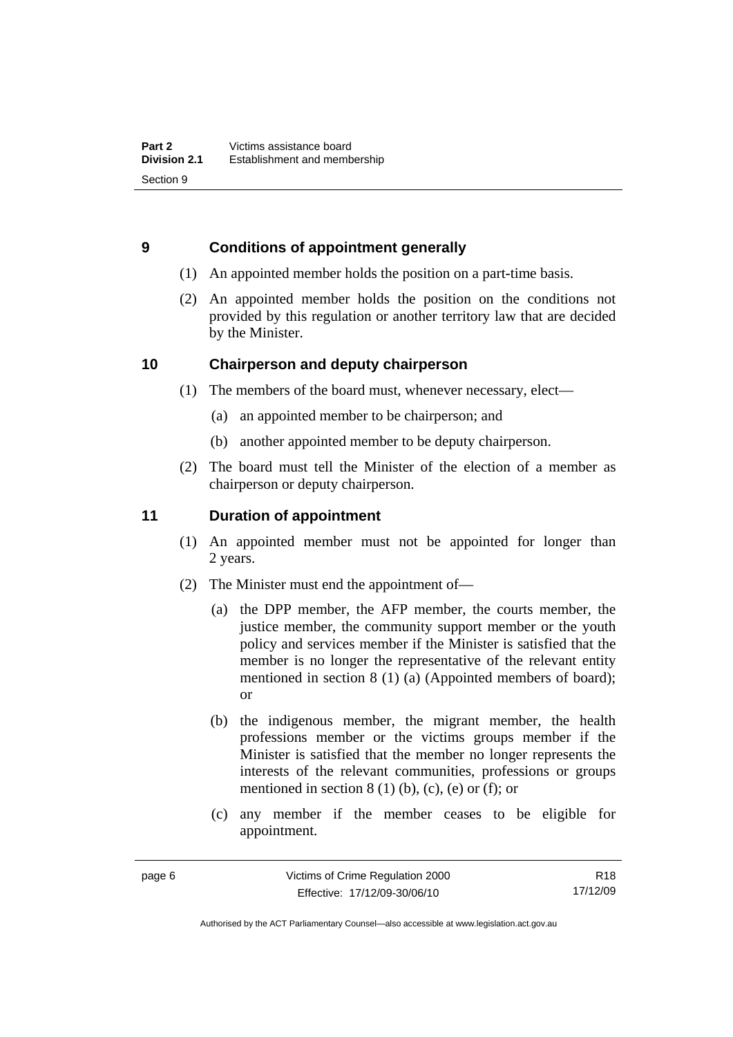## 9 Conditions of appointment generally

(1) An appointed member holds the position on a part-time basis.

(2) An appointed member holds the position on the conditions not provided by this regulation or another territory law that are decided by the Minister.

## 10 Chairperson and deputy chairperson

(1) The members of the board must, whenever necessary, elect—

(a) an appointed member to be chairperson; and

(b) another appointed member to be deputy chairperson.

(2) The board must tell the Minister of the election of a member as chairperson or deputy chairperson.

## 11 Duration of appointment

(1) An appointed member must not be appointed for longer than 2 years.

(2) The Minister must end the appointment of—

(a) the DPP member, the AFP member, the courts member, the justice member, the community support member or the youth policy and services member if the Minister is satisfied that the member is no longer the representative of the relevant entity mentioned in section 8 (1) (a) (Appointed members of board); or

(b) the indigenous member, the migrant member, the health professions member or the victims groups member if the Minister is satisfied that the member no longer represents the interests of the relevant communities, professions or groups mentioned in section 8 (1) (b), (c), (e) or (f); or

(c) any member if the member ceases to be eligible for appointment.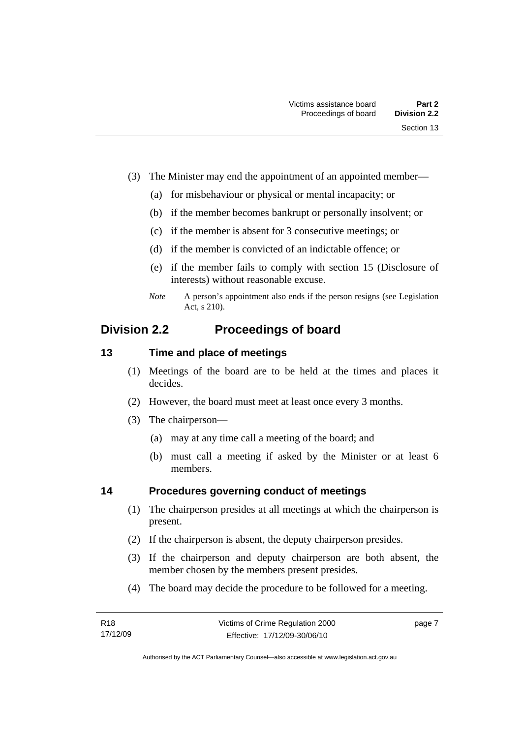(3) The Minister may end the appointment of an appointed member—

(a) for misbehaviour or physical or mental incapacity; or

(b) if the member becomes bankrupt or personally insolvent; or

(c) if the member is absent for 3 consecutive meetings; or

(d) if the member is convicted of an indictable offence; or

(e) if the member fails to comply with section 15 (Disclosure of interests) without reasonable excuse.

*Note* A person's appointment also ends if the person resigns (see Legislation Act, s 210).

## Division 2.2 Proceedings of board

### 13 Time and place of meetings

(1) Meetings of the board are to be held at the times and places it decides.

(2) However, the board must meet at least once every 3 months.

(3) The chairperson—

(a) may at any time call a meeting of the board; and

(b) must call a meeting if asked by the Minister or at least 6 members.

### 14 Procedures governing conduct of meetings

(1) The chairperson presides at all meetings at which the chairperson is present.

(2) If the chairperson is absent, the deputy chairperson presides.

(3) If the chairperson and deputy chairperson are both absent, the member chosen by the members present presides.

(4) The board may decide the procedure to be followed for a meeting.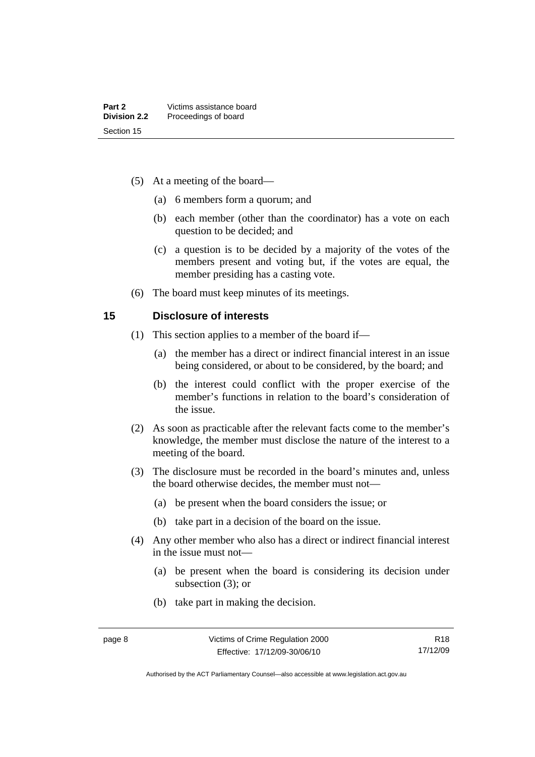(5) At a meeting of the board—

(a) 6 members form a quorum; and

(b) each member (other than the coordinator) has a vote on each question to be decided; and

(c) a question is to be decided by a majority of the votes of the members present and voting but, if the votes are equal, the member presiding has a casting vote.

(6) The board must keep minutes of its meetings.

## 15 Disclosure of interests

(1) This section applies to a member of the board if—

(a) the member has a direct or indirect financial interest in an issue being considered, or about to be considered, by the board; and

(b) the interest could conflict with the proper exercise of the member's functions in relation to the board's consideration of the issue.

(2) As soon as practicable after the relevant facts come to the member's knowledge, the member must disclose the nature of the interest to a meeting of the board.

(3) The disclosure must be recorded in the board's minutes and, unless the board otherwise decides, the member must not—

(a) be present when the board considers the issue; or

(b) take part in a decision of the board on the issue.

(4) Any other member who also has a direct or indirect financial interest in the issue must not—

(a) be present when the board is considering its decision under subsection (3); or

(b) take part in making the decision.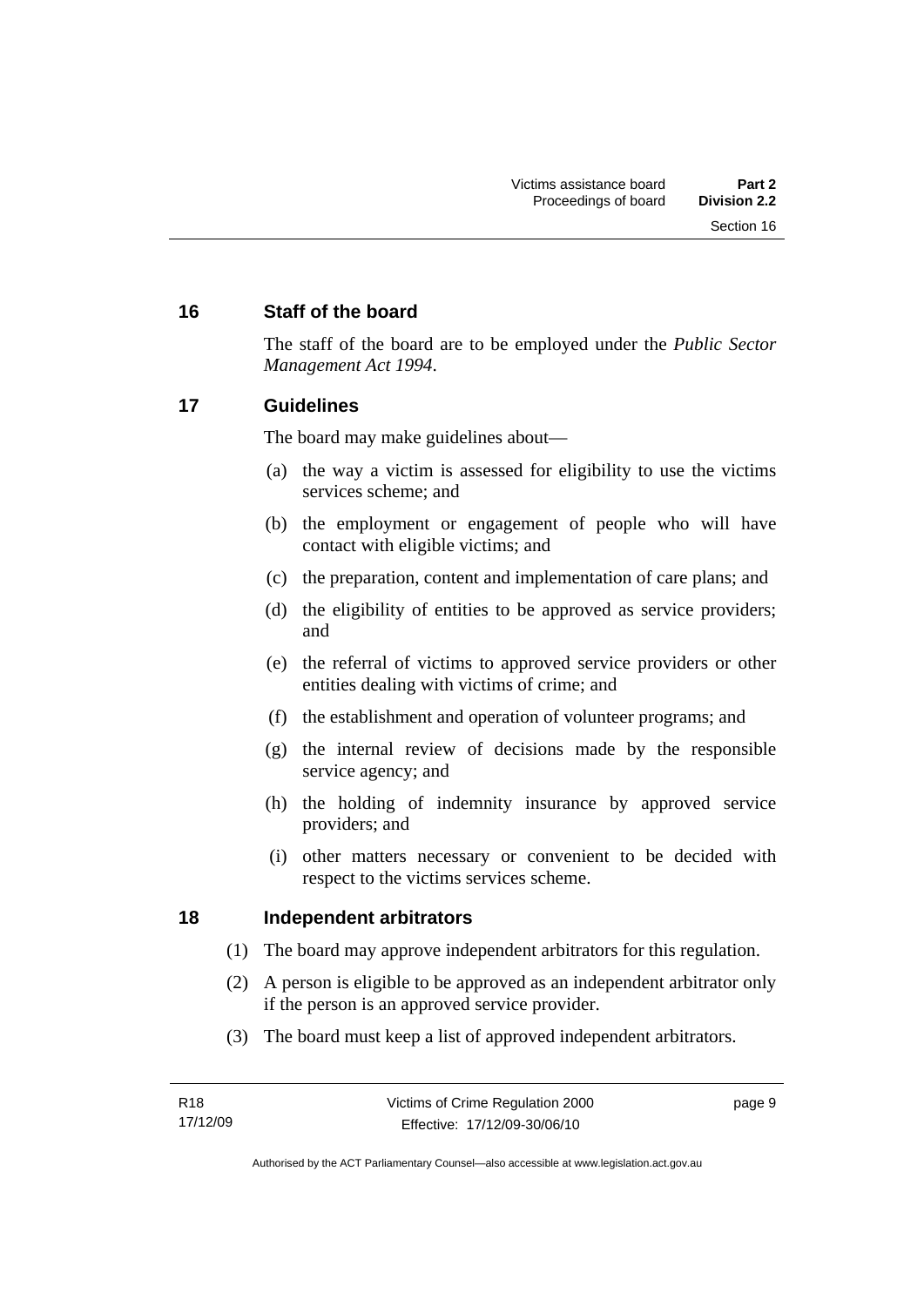## 16 Staff of the board

The staff of the board are to be employed under the *Public Sector Management Act 1994*.

## 17 Guidelines

The board may make guidelines about—

(a) the way a victim is assessed for eligibility to use the victims services scheme; and

(b) the employment or engagement of people who will have contact with eligible victims; and

(c) the preparation, content and implementation of care plans; and

(d) the eligibility of entities to be approved as service providers; and

(e) the referral of victims to approved service providers or other entities dealing with victims of crime; and

(f) the establishment and operation of volunteer programs; and

(g) the internal review of decisions made by the responsible service agency; and

(h) the holding of indemnity insurance by approved service providers; and

(i) other matters necessary or convenient to be decided with respect to the victims services scheme.

## 18 Independent arbitrators

(1) The board may approve independent arbitrators for this regulation.

(2) A person is eligible to be approved as an independent arbitrator only if the person is an approved service provider.

(3) The board must keep a list of approved independent arbitrators.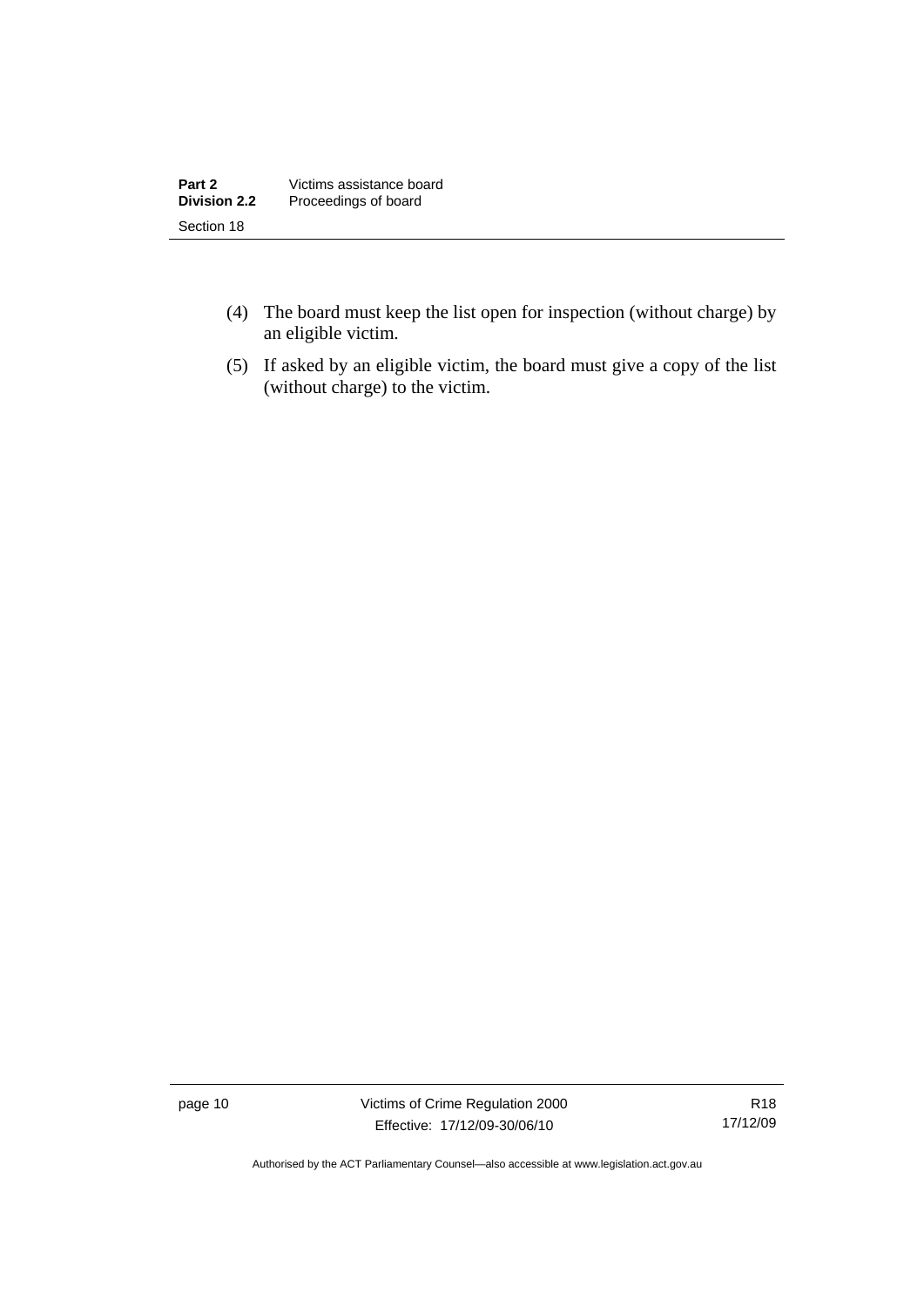(4) The board must keep the list open for inspection (without charge) by an eligible victim.

(5) If asked by an eligible victim, the board must give a copy of the list (without charge) to the victim.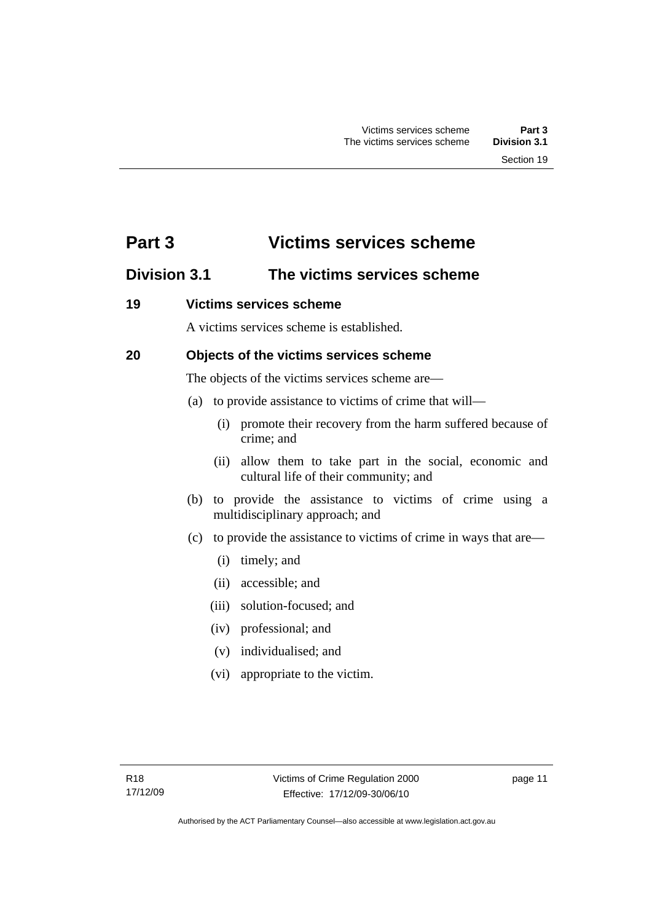# Part 3 Victims services scheme

## Division 3.1 The victims services scheme

### 19 Victims services scheme

A victims services scheme is established.

### 20 Objects of the victims services scheme

The objects of the victims services scheme are—

(a) to provide assistance to victims of crime that will—

(i) promote their recovery from the harm suffered because of crime; and

(ii) allow them to take part in the social, economic and cultural life of their community; and

(b) to provide the assistance to victims of crime using a multidisciplinary approach; and

(c) to provide the assistance to victims of crime in ways that are—

(i) timely; and

(ii) accessible; and

(iii) solution-focused; and

(iv) professional; and

(v) individualised; and

(vi) appropriate to the victim.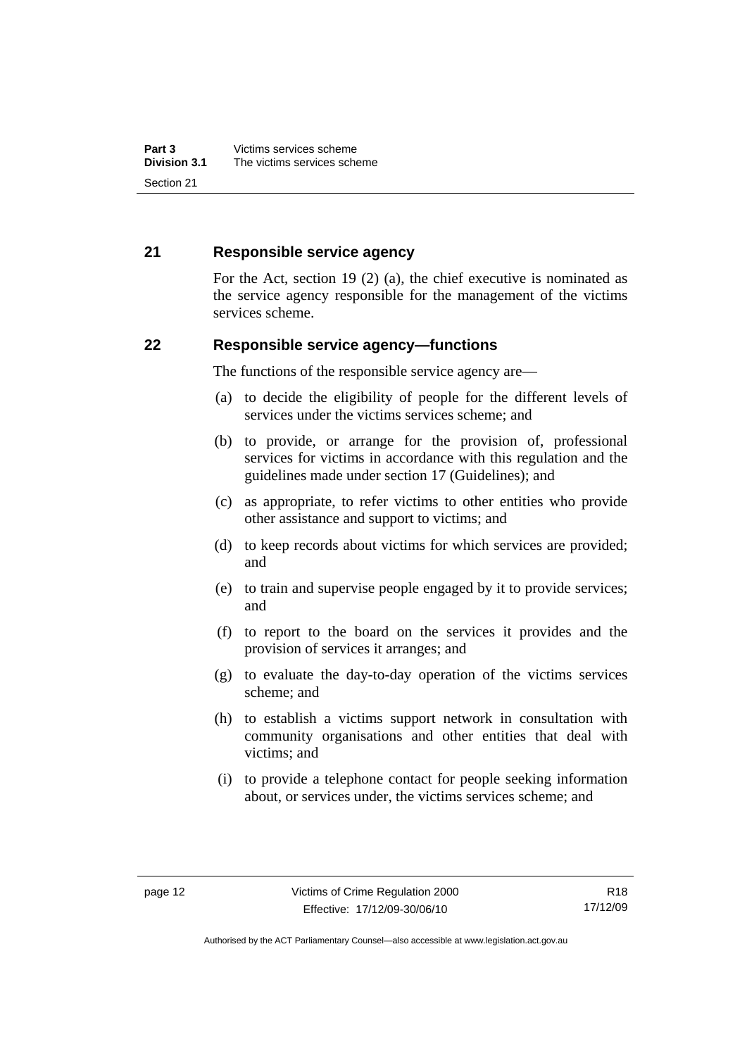## 21 Responsible service agency

For the Act, section 19 (2) (a), the chief executive is nominated as the service agency responsible for the management of the victims services scheme.

## 22 Responsible service agency—functions

The functions of the responsible service agency are—

(a) to decide the eligibility of people for the different levels of services under the victims services scheme; and

(b) to provide, or arrange for the provision of, professional services for victims in accordance with this regulation and the guidelines made under section 17 (Guidelines); and

(c) as appropriate, to refer victims to other entities who provide other assistance and support to victims; and

(d) to keep records about victims for which services are provided; and

(e) to train and supervise people engaged by it to provide services; and

(f) to report to the board on the services it provides and the provision of services it arranges; and

(g) to evaluate the day-to-day operation of the victims services scheme; and

(h) to establish a victims support network in consultation with community organisations and other entities that deal with victims; and

(i) to provide a telephone contact for people seeking information about, or services under, the victims services scheme; and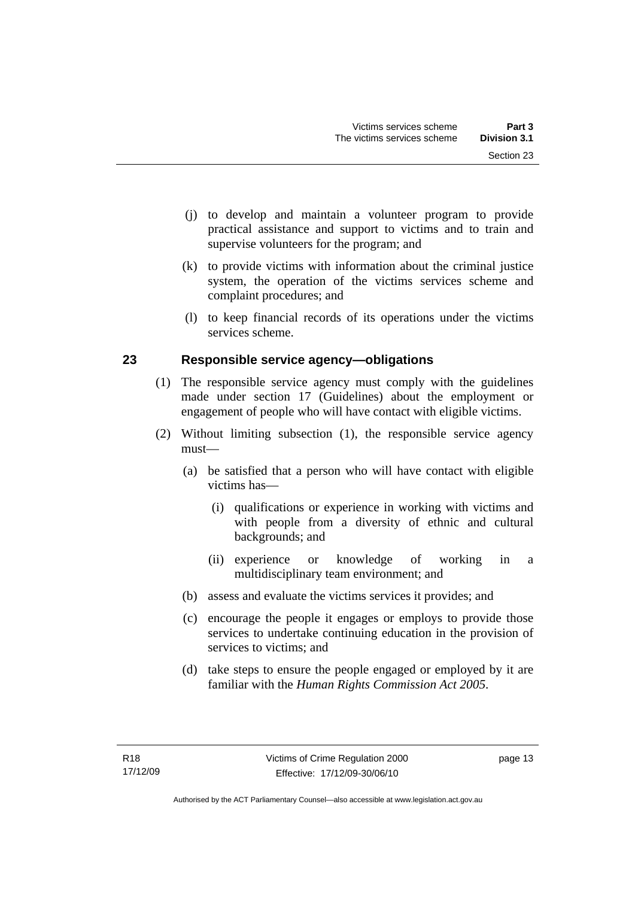(j) to develop and maintain a volunteer program to provide practical assistance and support to victims and to train and supervise volunteers for the program; and

(k) to provide victims with information about the criminal justice system, the operation of the victims services scheme and complaint procedures; and

(l) to keep financial records of its operations under the victims services scheme.

## 23 Responsible service agency—obligations

(1) The responsible service agency must comply with the guidelines made under section 17 (Guidelines) about the employment or engagement of people who will have contact with eligible victims.

(2) Without limiting subsection (1), the responsible service agency must—

(a) be satisfied that a person who will have contact with eligible victims has—

(i) qualifications or experience in working with victims and with people from a diversity of ethnic and cultural backgrounds; and

(ii) experience or knowledge of working in a multidisciplinary team environment; and

(b) assess and evaluate the victims services it provides; and

(c) encourage the people it engages or employs to provide those services to undertake continuing education in the provision of services to victims; and

(d) take steps to ensure the people engaged or employed by it are familiar with the *Human Rights Commission Act 2005*.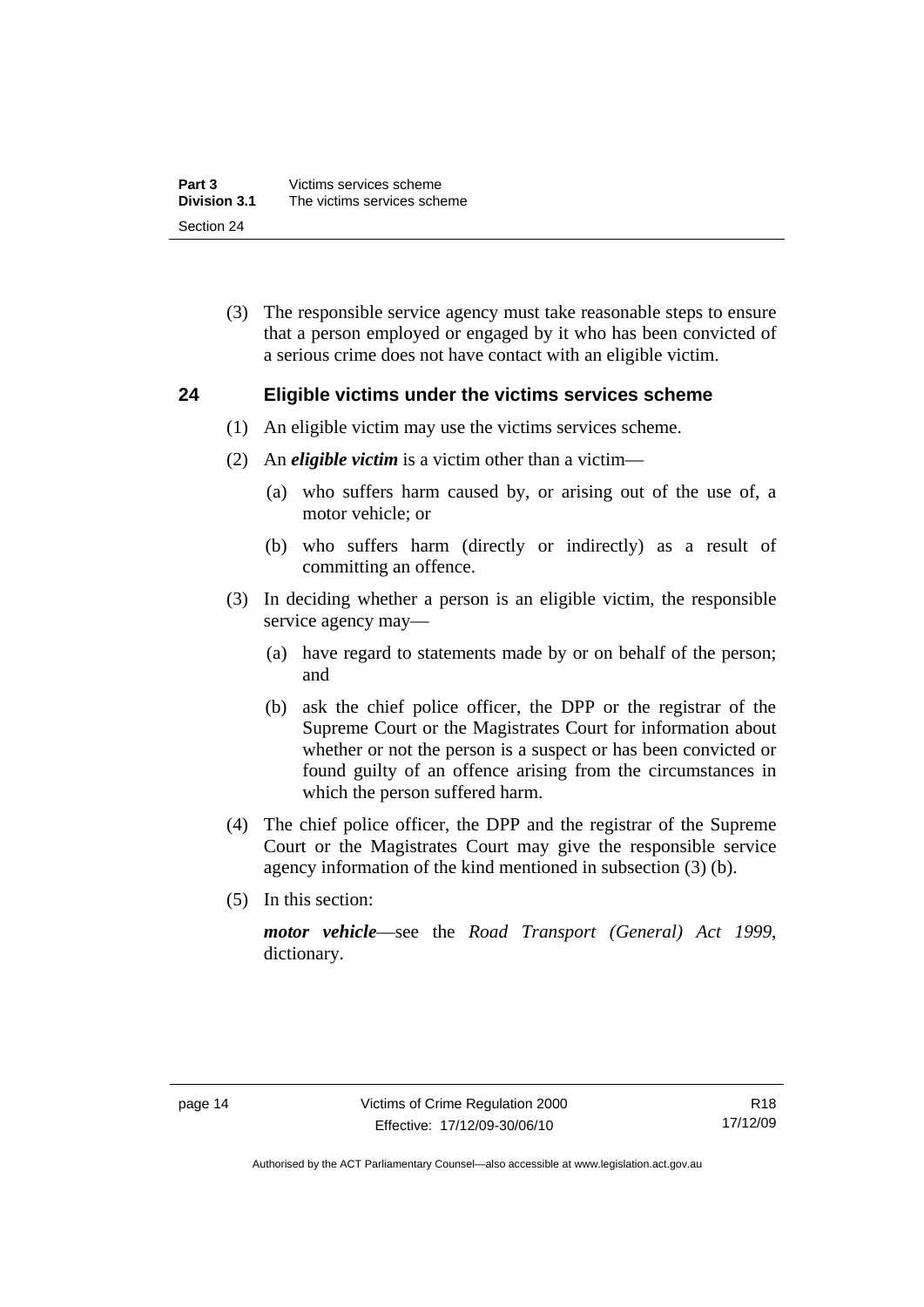(3) The responsible service agency must take reasonable steps to ensure that a person employed or engaged by it who has been convicted of a serious crime does not have contact with an eligible victim.

## 24 Eligible victims under the victims services scheme

(1) An eligible victim may use the victims services scheme.

(2) An ***eligible victim*** is a victim other than a victim—

(a) who suffers harm caused by, or arising out of the use of, a motor vehicle; or

(b) who suffers harm (directly or indirectly) as a result of committing an offence.

(3) In deciding whether a person is an eligible victim, the responsible service agency may—

(a) have regard to statements made by or on behalf of the person; and

(b) ask the chief police officer, the DPP or the registrar of the Supreme Court or the Magistrates Court for information about whether or not the person is a suspect or has been convicted or found guilty of an offence arising from the circumstances in which the person suffered harm.

(4) The chief police officer, the DPP and the registrar of the Supreme Court or the Magistrates Court may give the responsible service agency information of the kind mentioned in subsection (3) (b).

(5) In this section:

***motor vehicle***—see the *Road Transport (General) Act 1999*, dictionary.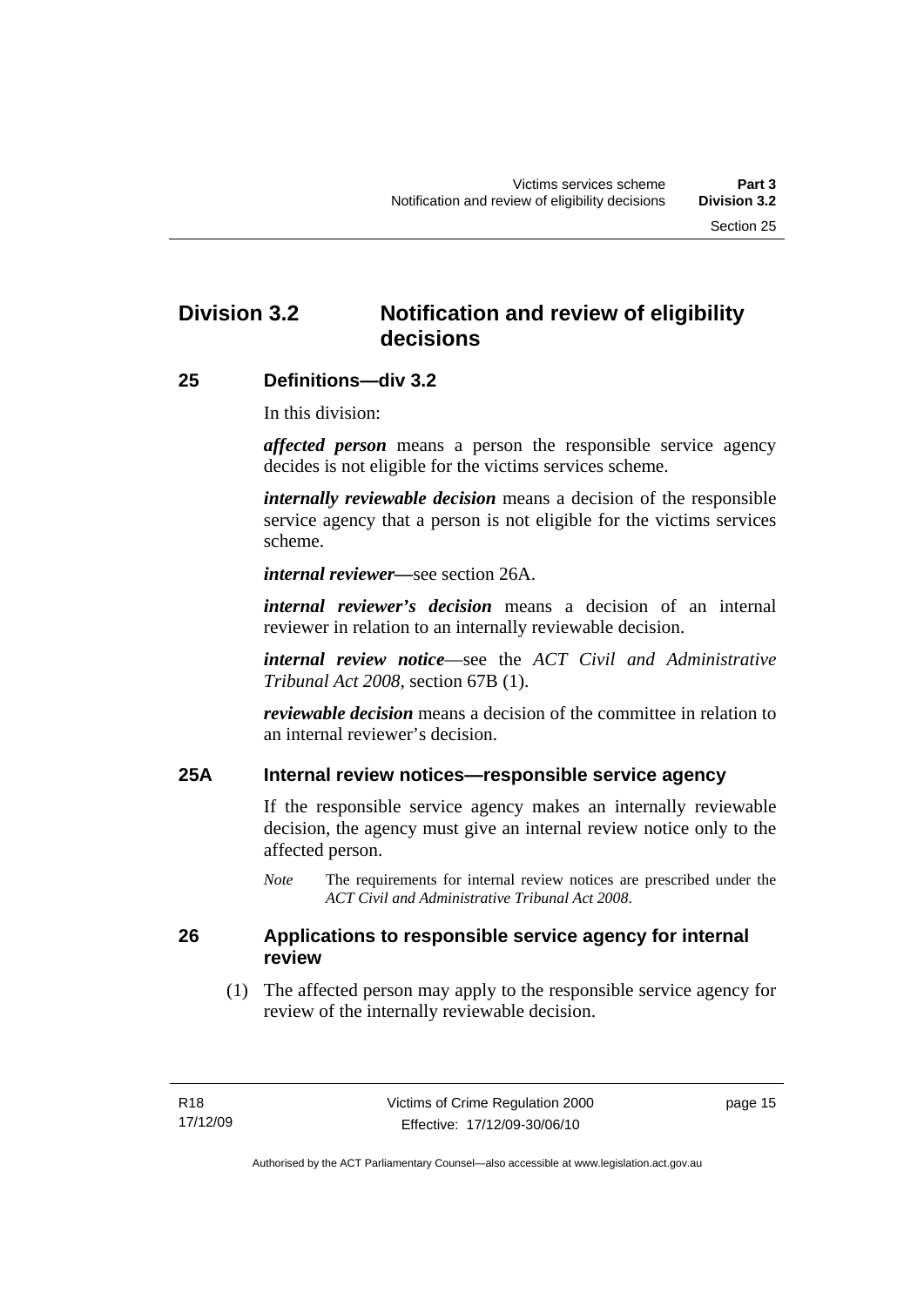## Division 3.2 Notification and review of eligibility decisions

### 25 Definitions—div 3.2

In this division:

***affected person*** means a person the responsible service agency decides is not eligible for the victims services scheme.

***internally reviewable decision*** means a decision of the responsible service agency that a person is not eligible for the victims services scheme.

***internal reviewer***—see section 26A.

***internal reviewer's decision*** means a decision of an internal reviewer in relation to an internally reviewable decision.

***internal review notice***—see the *ACT Civil and Administrative Tribunal Act 2008*, section 67B (1).

***reviewable decision*** means a decision of the committee in relation to an internal reviewer's decision.

### 25A Internal review notices—responsible service agency

If the responsible service agency makes an internally reviewable decision, the agency must give an internal review notice only to the affected person.

*Note* The requirements for internal review notices are prescribed under the *ACT Civil and Administrative Tribunal Act 2008*.

### 26 Applications to responsible service agency for internal review

(1) The affected person may apply to the responsible service agency for review of the internally reviewable decision.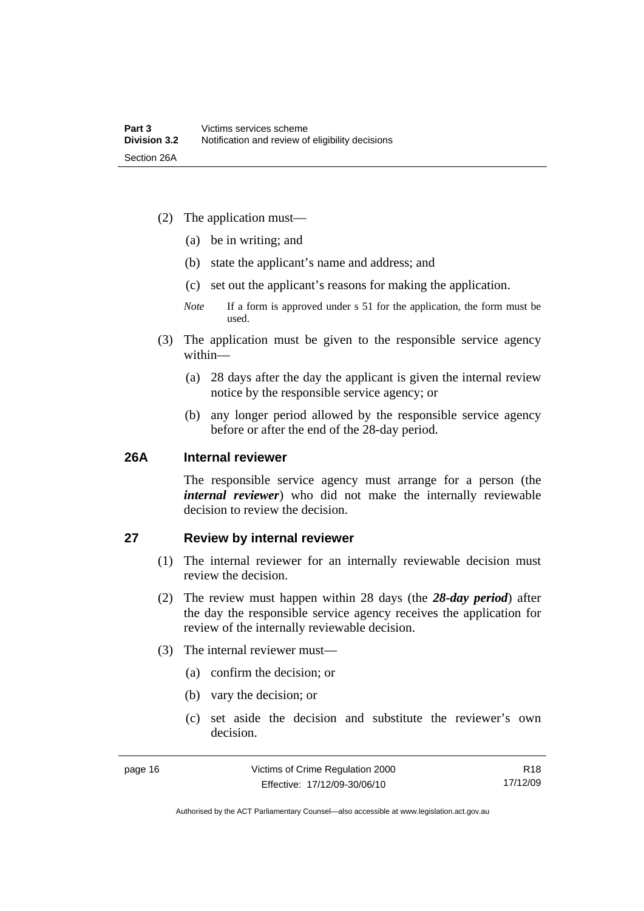(2) The application must—

(a) be in writing; and

(b) state the applicant's name and address; and

(c) set out the applicant's reasons for making the application.

*Note* If a form is approved under s 51 for the application, the form must be used.

(3) The application must be given to the responsible service agency within—

(a) 28 days after the day the applicant is given the internal review notice by the responsible service agency; or

(b) any longer period allowed by the responsible service agency before or after the end of the 28-day period.

### 26A Internal reviewer

The responsible service agency must arrange for a person (the ***internal reviewer***) who did not make the internally reviewable decision to review the decision.

### 27 Review by internal reviewer

(1) The internal reviewer for an internally reviewable decision must review the decision.

(2) The review must happen within 28 days (the ***28-day period***) after the day the responsible service agency receives the application for review of the internally reviewable decision.

(3) The internal reviewer must—

(a) confirm the decision; or

(b) vary the decision; or

(c) set aside the decision and substitute the reviewer's own decision.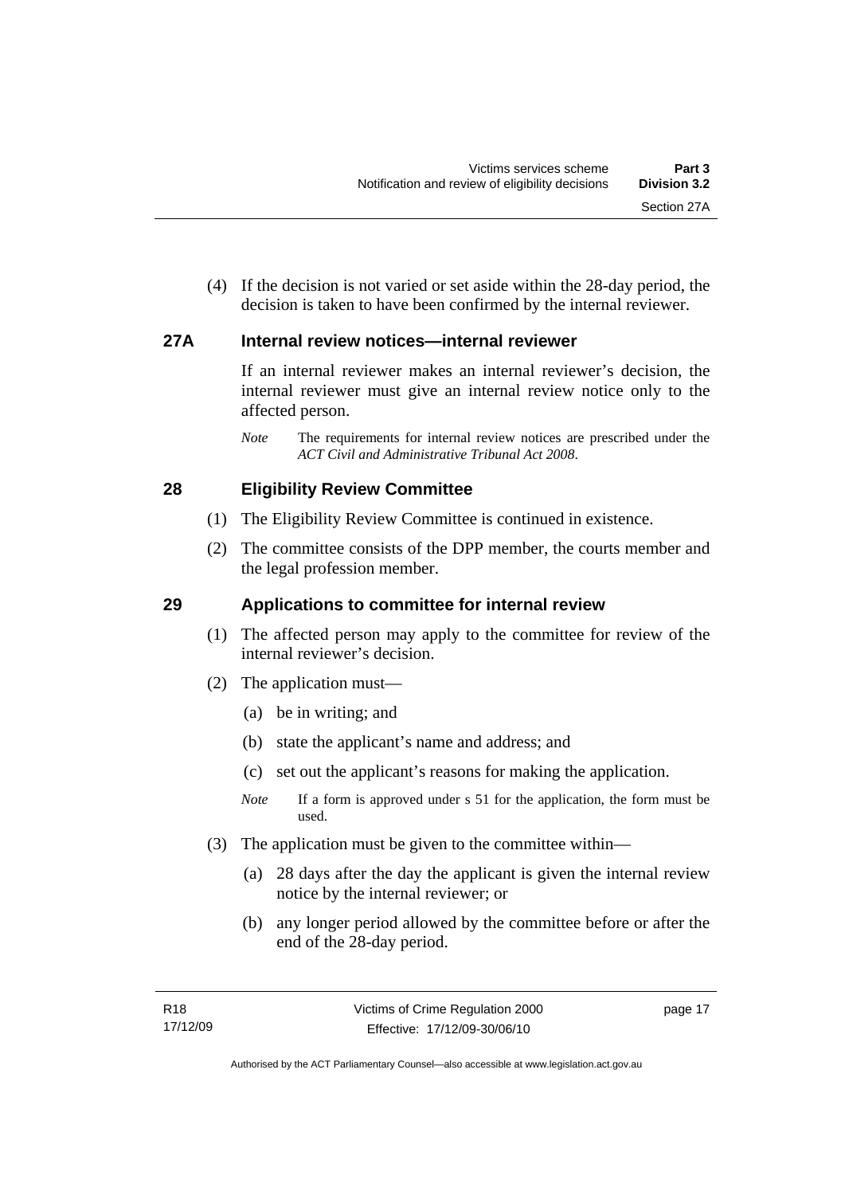(4) If the decision is not varied or set aside within the 28-day period, the decision is taken to have been confirmed by the internal reviewer.

### 27A Internal review notices—internal reviewer

If an internal reviewer makes an internal reviewer's decision, the internal reviewer must give an internal review notice only to the affected person.

*Note* The requirements for internal review notices are prescribed under the *ACT Civil and Administrative Tribunal Act 2008*.

### 28 Eligibility Review Committee

(1) The Eligibility Review Committee is continued in existence.

(2) The committee consists of the DPP member, the courts member and the legal profession member.

### 29 Applications to committee for internal review

(1) The affected person may apply to the committee for review of the internal reviewer's decision.

(2) The application must—

(a) be in writing; and

(b) state the applicant's name and address; and

(c) set out the applicant's reasons for making the application.

*Note* If a form is approved under s 51 for the application, the form must be used.

(3) The application must be given to the committee within—

(a) 28 days after the day the applicant is given the internal review notice by the internal reviewer; or

(b) any longer period allowed by the committee before or after the end of the 28-day period.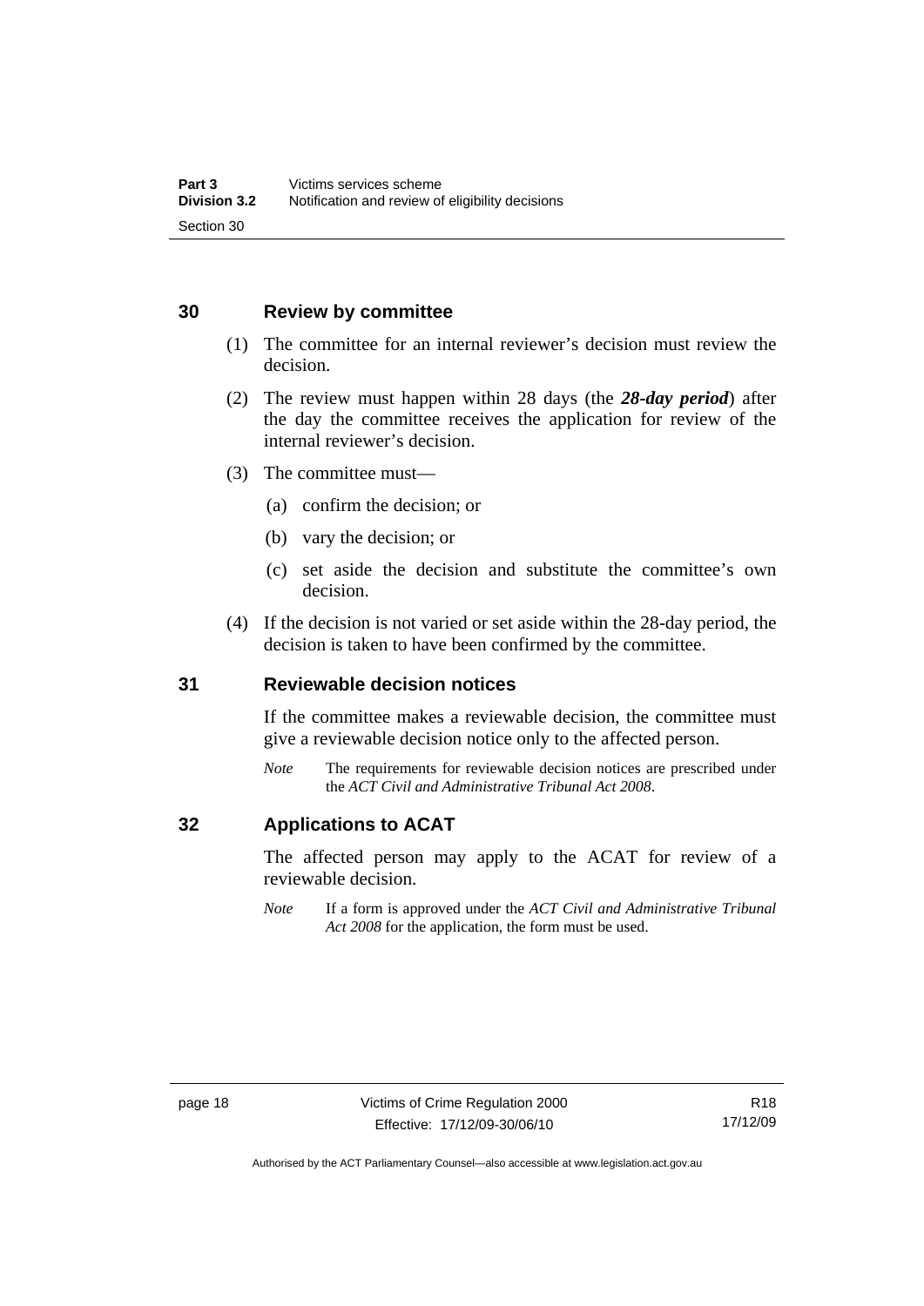## 30 Review by committee

(1) The committee for an internal reviewer's decision must review the decision.

(2) The review must happen within 28 days (the ***28-day period***) after the day the committee receives the application for review of the internal reviewer's decision.

(3) The committee must—

(a) confirm the decision; or

(b) vary the decision; or

(c) set aside the decision and substitute the committee's own decision.

(4) If the decision is not varied or set aside within the 28-day period, the decision is taken to have been confirmed by the committee.

## 31 Reviewable decision notices

If the committee makes a reviewable decision, the committee must give a reviewable decision notice only to the affected person.

*Note* The requirements for reviewable decision notices are prescribed under the *ACT Civil and Administrative Tribunal Act 2008*.

## 32 Applications to ACAT

The affected person may apply to the ACAT for review of a reviewable decision.

*Note* If a form is approved under the *ACT Civil and Administrative Tribunal Act 2008* for the application, the form must be used.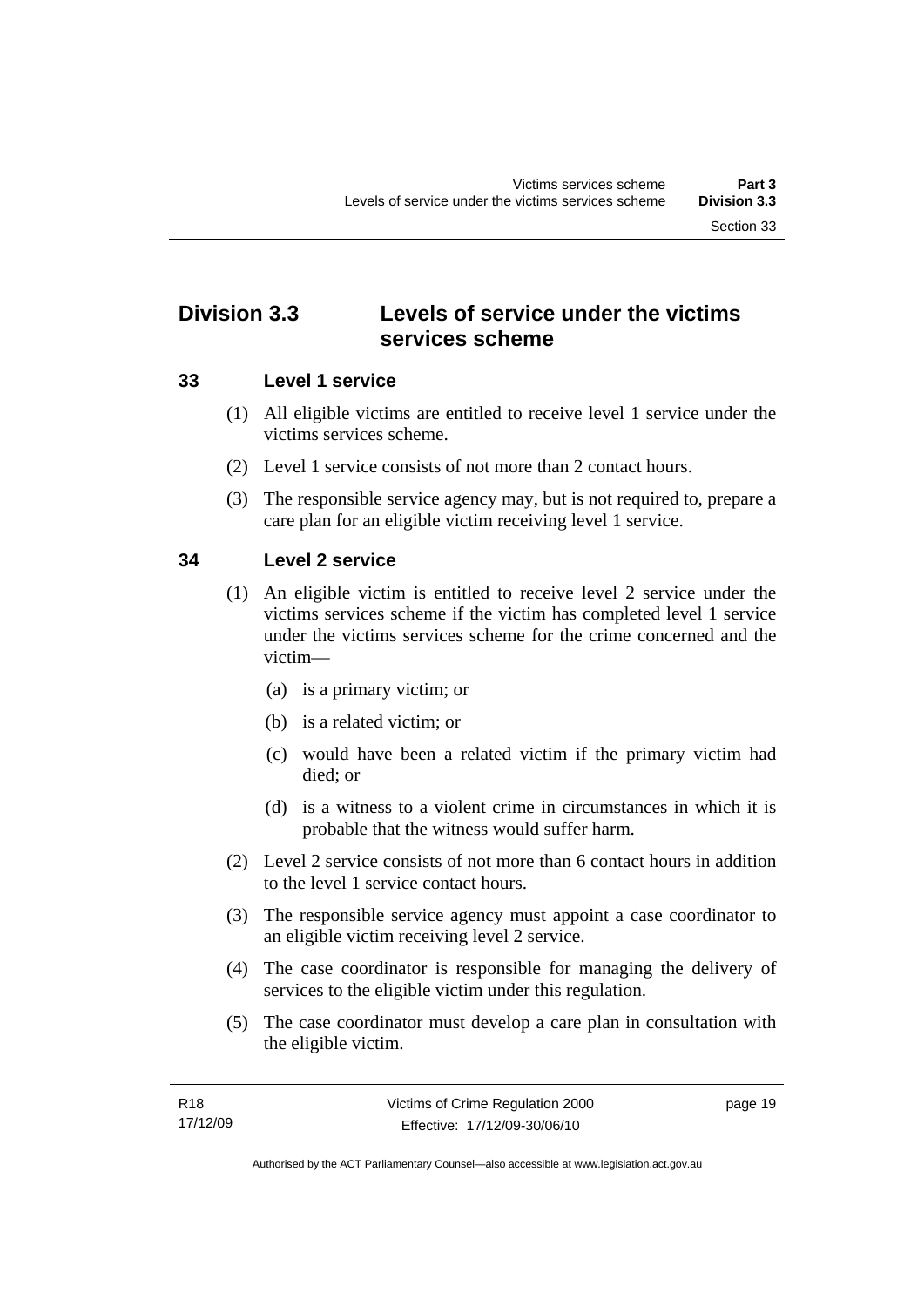## Division 3.3 Levels of service under the victims services scheme

### 33 Level 1 service

(1) All eligible victims are entitled to receive level 1 service under the victims services scheme.

(2) Level 1 service consists of not more than 2 contact hours.

(3) The responsible service agency may, but is not required to, prepare a care plan for an eligible victim receiving level 1 service.

### 34 Level 2 service

(1) An eligible victim is entitled to receive level 2 service under the victims services scheme if the victim has completed level 1 service under the victims services scheme for the crime concerned and the victim—

(a) is a primary victim; or

(b) is a related victim; or

(c) would have been a related victim if the primary victim had died; or

(d) is a witness to a violent crime in circumstances in which it is probable that the witness would suffer harm.

(2) Level 2 service consists of not more than 6 contact hours in addition to the level 1 service contact hours.

(3) The responsible service agency must appoint a case coordinator to an eligible victim receiving level 2 service.

(4) The case coordinator is responsible for managing the delivery of services to the eligible victim under this regulation.

(5) The case coordinator must develop a care plan in consultation with the eligible victim.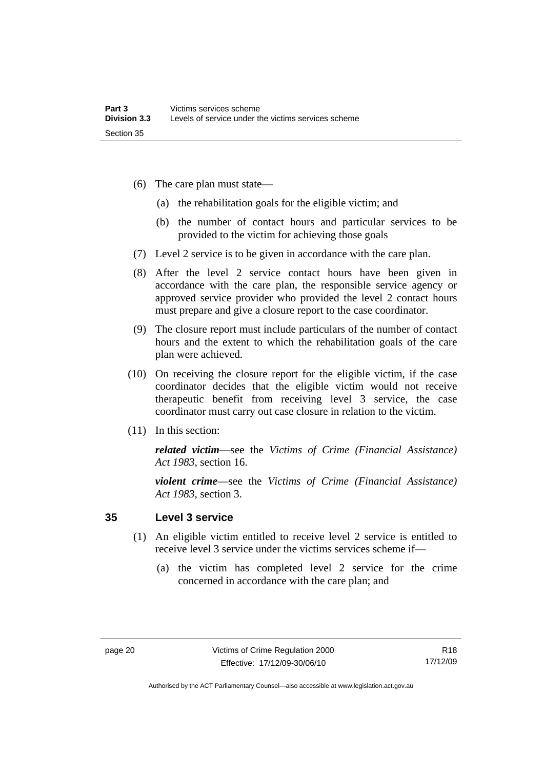(6) The care plan must state—

(a) the rehabilitation goals for the eligible victim; and

(b) the number of contact hours and particular services to be provided to the victim for achieving those goals

(7) Level 2 service is to be given in accordance with the care plan.

(8) After the level 2 service contact hours have been given in accordance with the care plan, the responsible service agency or approved service provider who provided the level 2 contact hours must prepare and give a closure report to the case coordinator.

(9) The closure report must include particulars of the number of contact hours and the extent to which the rehabilitation goals of the care plan were achieved.

(10) On receiving the closure report for the eligible victim, if the case coordinator decides that the eligible victim would not receive therapeutic benefit from receiving level 3 service, the case coordinator must carry out case closure in relation to the victim.

(11) In this section:

***related victim***—see the *Victims of Crime (Financial Assistance) Act 1983*, section 16.

***violent crime***—see the *Victims of Crime (Financial Assistance) Act 1983*, section 3.

## 35 Level 3 service

(1) An eligible victim entitled to receive level 2 service is entitled to receive level 3 service under the victims services scheme if—

(a) the victim has completed level 2 service for the crime concerned in accordance with the care plan; and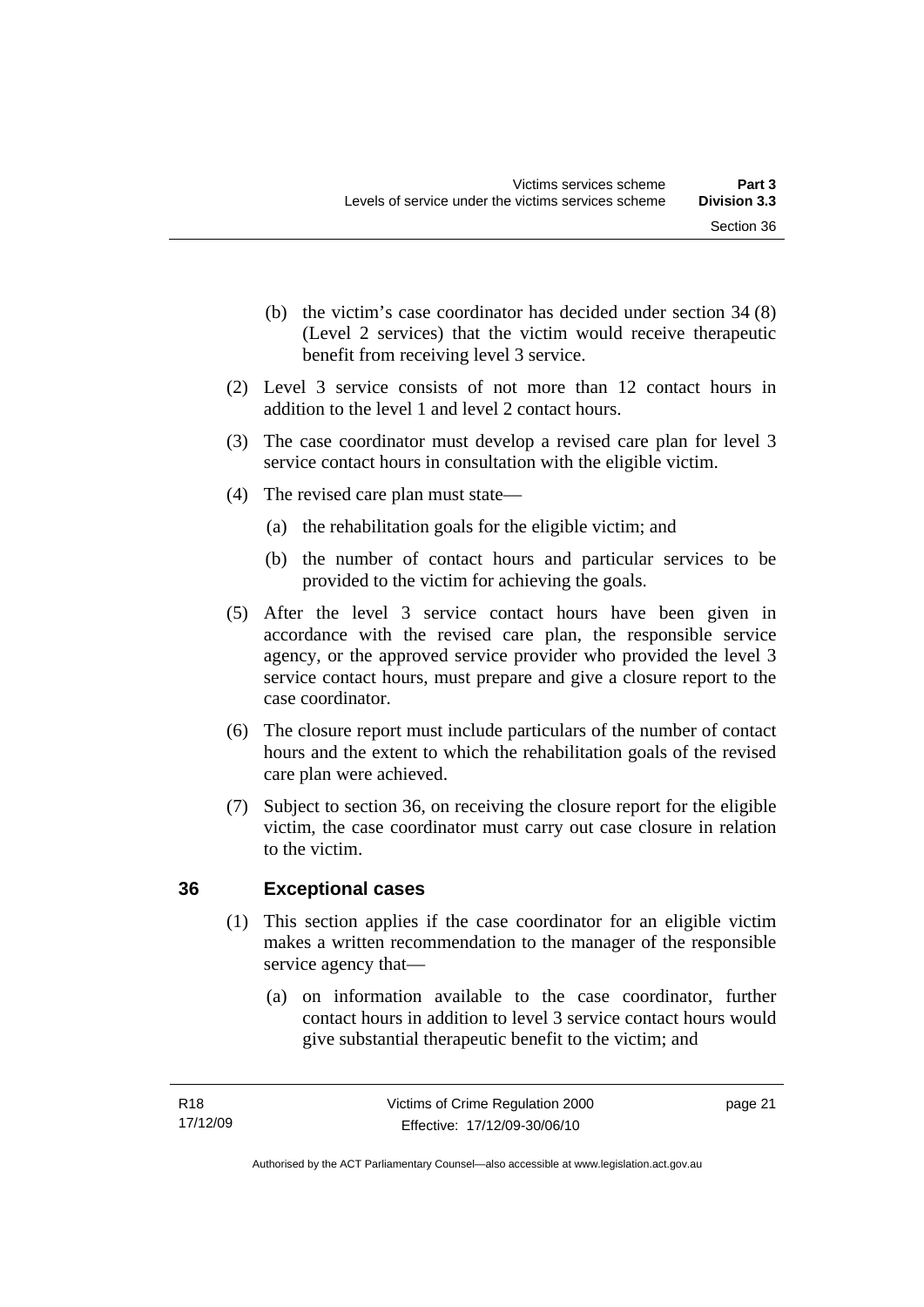(b) the victim's case coordinator has decided under section 34 (8) (Level 2 services) that the victim would receive therapeutic benefit from receiving level 3 service.

(2) Level 3 service consists of not more than 12 contact hours in addition to the level 1 and level 2 contact hours.

(3) The case coordinator must develop a revised care plan for level 3 service contact hours in consultation with the eligible victim.

(4) The revised care plan must state—

(a) the rehabilitation goals for the eligible victim; and

(b) the number of contact hours and particular services to be provided to the victim for achieving the goals.

(5) After the level 3 service contact hours have been given in accordance with the revised care plan, the responsible service agency, or the approved service provider who provided the level 3 service contact hours, must prepare and give a closure report to the case coordinator.

(6) The closure report must include particulars of the number of contact hours and the extent to which the rehabilitation goals of the revised care plan were achieved.

(7) Subject to section 36, on receiving the closure report for the eligible victim, the case coordinator must carry out case closure in relation to the victim.

## 36 Exceptional cases

(1) This section applies if the case coordinator for an eligible victim makes a written recommendation to the manager of the responsible service agency that—

(a) on information available to the case coordinator, further contact hours in addition to level 3 service contact hours would give substantial therapeutic benefit to the victim; and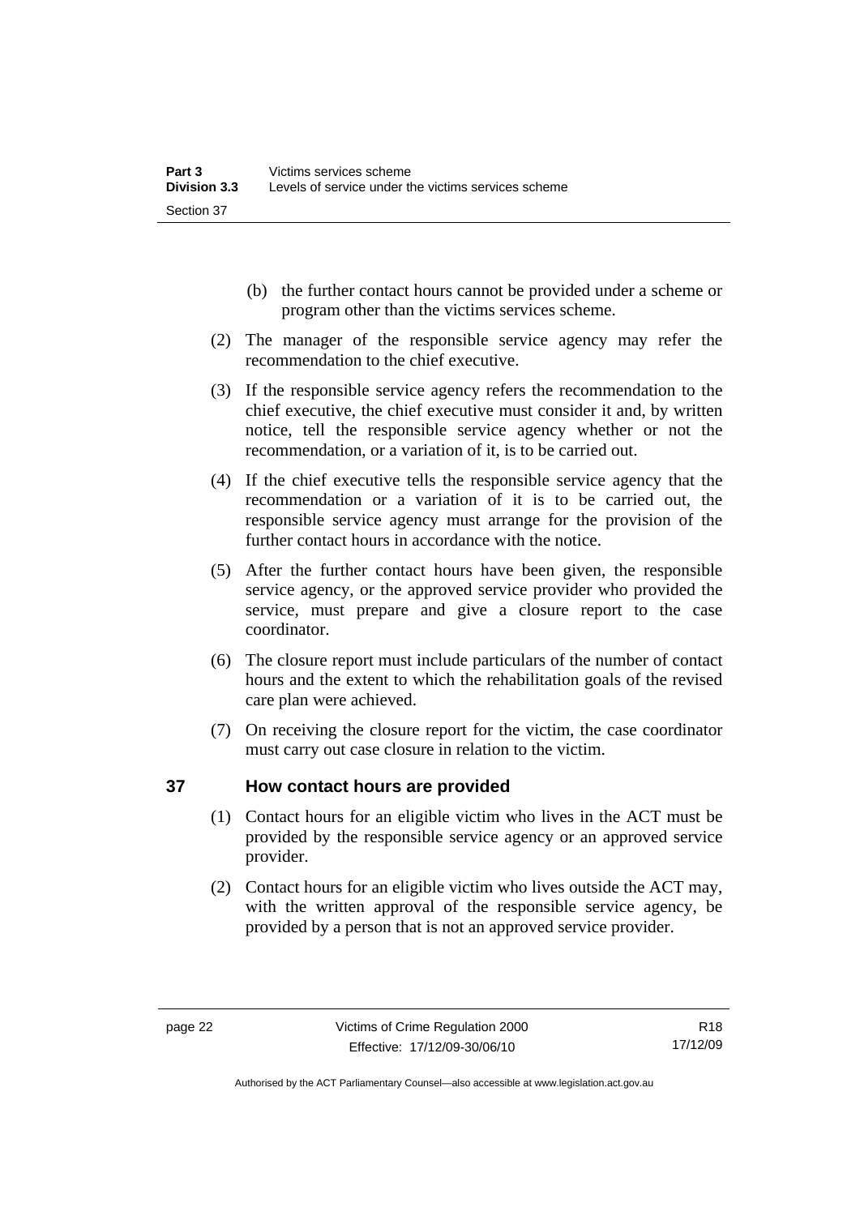(b) the further contact hours cannot be provided under a scheme or program other than the victims services scheme.

(2) The manager of the responsible service agency may refer the recommendation to the chief executive.

(3) If the responsible service agency refers the recommendation to the chief executive, the chief executive must consider it and, by written notice, tell the responsible service agency whether or not the recommendation, or a variation of it, is to be carried out.

(4) If the chief executive tells the responsible service agency that the recommendation or a variation of it is to be carried out, the responsible service agency must arrange for the provision of the further contact hours in accordance with the notice.

(5) After the further contact hours have been given, the responsible service agency, or the approved service provider who provided the service, must prepare and give a closure report to the case coordinator.

(6) The closure report must include particulars of the number of contact hours and the extent to which the rehabilitation goals of the revised care plan were achieved.

(7) On receiving the closure report for the victim, the case coordinator must carry out case closure in relation to the victim.

## 37 How contact hours are provided

(1) Contact hours for an eligible victim who lives in the ACT must be provided by the responsible service agency or an approved service provider.

(2) Contact hours for an eligible victim who lives outside the ACT may, with the written approval of the responsible service agency, be provided by a person that is not an approved service provider.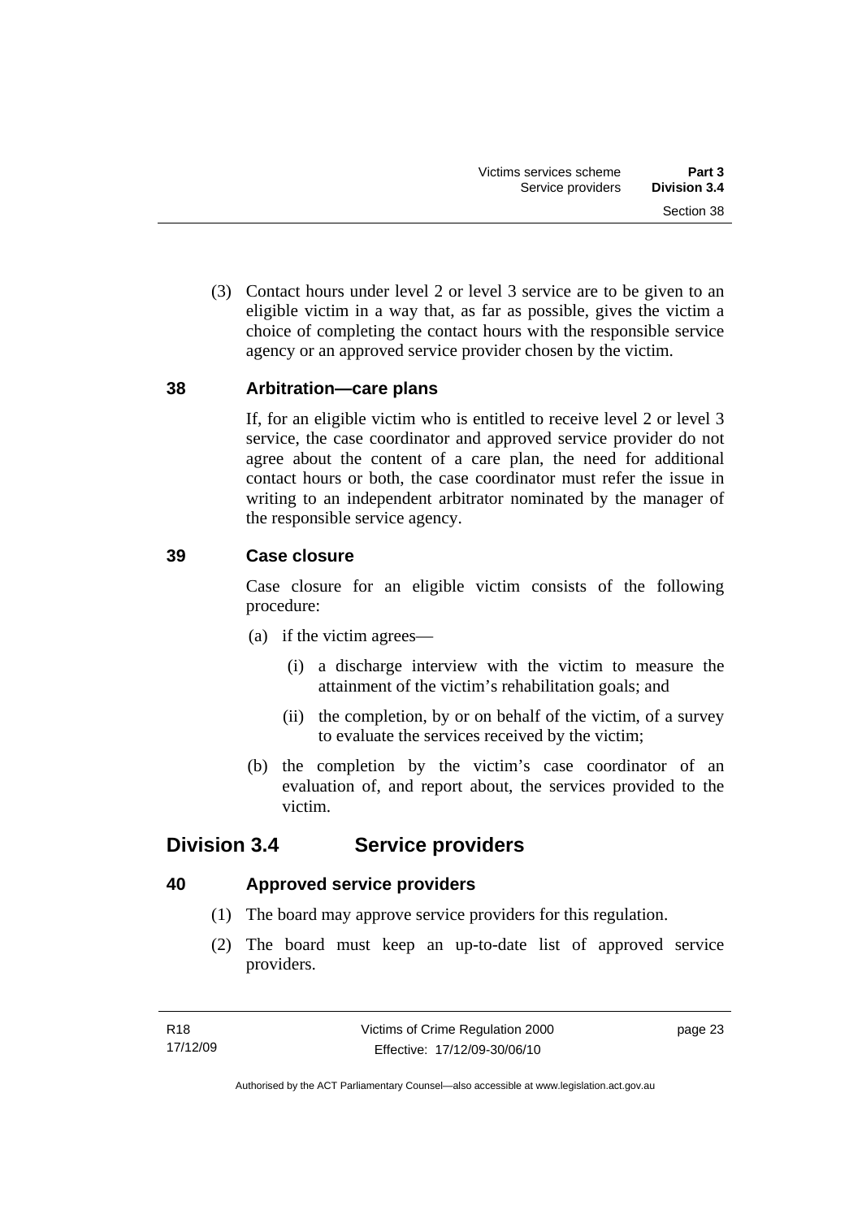(3) Contact hours under level 2 or level 3 service are to be given to an eligible victim in a way that, as far as possible, gives the victim a choice of completing the contact hours with the responsible service agency or an approved service provider chosen by the victim.

### 38 Arbitration—care plans

If, for an eligible victim who is entitled to receive level 2 or level 3 service, the case coordinator and approved service provider do not agree about the content of a care plan, the need for additional contact hours or both, the case coordinator must refer the issue in writing to an independent arbitrator nominated by the manager of the responsible service agency.

### 39 Case closure

Case closure for an eligible victim consists of the following procedure:

(a) if the victim agrees—

(i) a discharge interview with the victim to measure the attainment of the victim's rehabilitation goals; and

(ii) the completion, by or on behalf of the victim, of a survey to evaluate the services received by the victim;

(b) the completion by the victim's case coordinator of an evaluation of, and report about, the services provided to the victim.

## Division 3.4 Service providers

### 40 Approved service providers

(1) The board may approve service providers for this regulation.

(2) The board must keep an up-to-date list of approved service providers.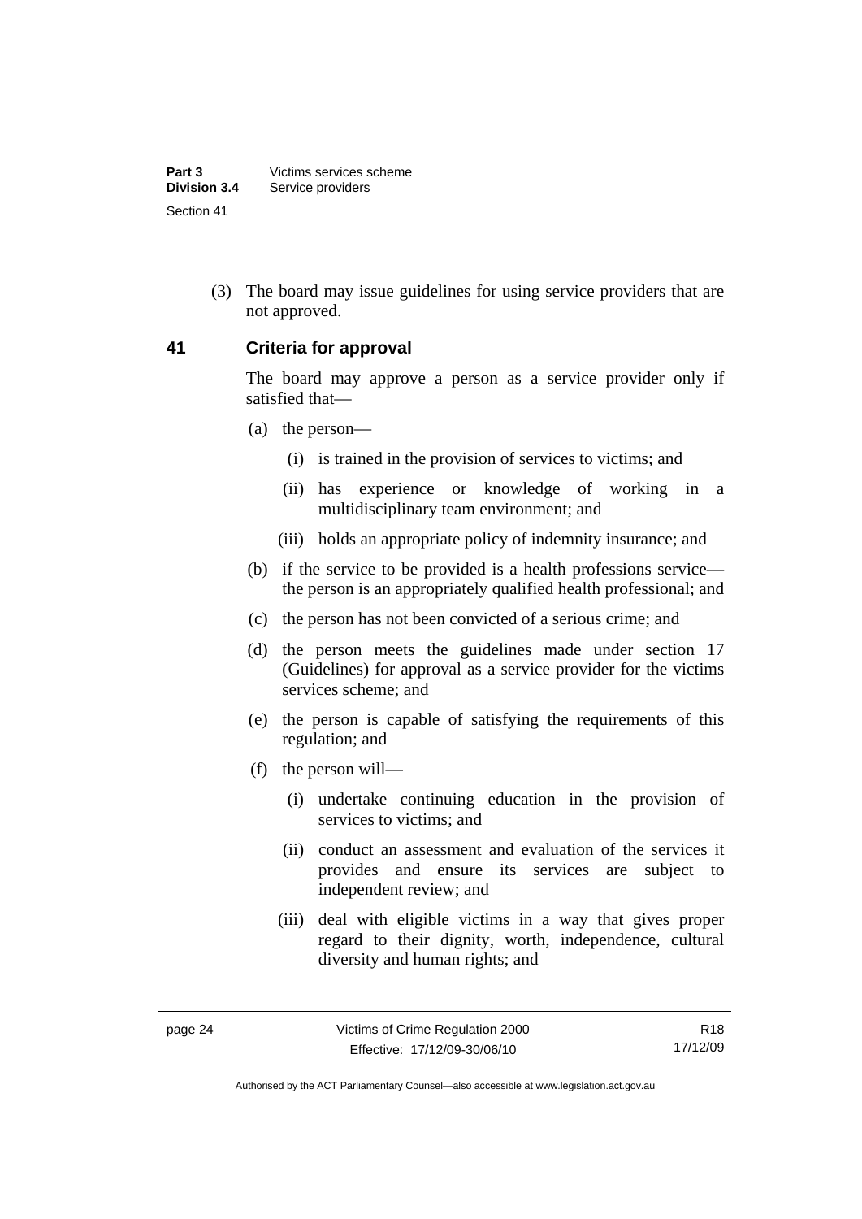(3) The board may issue guidelines for using service providers that are not approved.

## 41 Criteria for approval

The board may approve a person as a service provider only if satisfied that—

(a) the person—

(i) is trained in the provision of services to victims; and

(ii) has experience or knowledge of working in a multidisciplinary team environment; and

(iii) holds an appropriate policy of indemnity insurance; and

(b) if the service to be provided is a health professions service—the person is an appropriately qualified health professional; and

(c) the person has not been convicted of a serious crime; and

(d) the person meets the guidelines made under section 17 (Guidelines) for approval as a service provider for the victims services scheme; and

(e) the person is capable of satisfying the requirements of this regulation; and

(f) the person will—

(i) undertake continuing education in the provision of services to victims; and

(ii) conduct an assessment and evaluation of the services it provides and ensure its services are subject to independent review; and

(iii) deal with eligible victims in a way that gives proper regard to their dignity, worth, independence, cultural diversity and human rights; and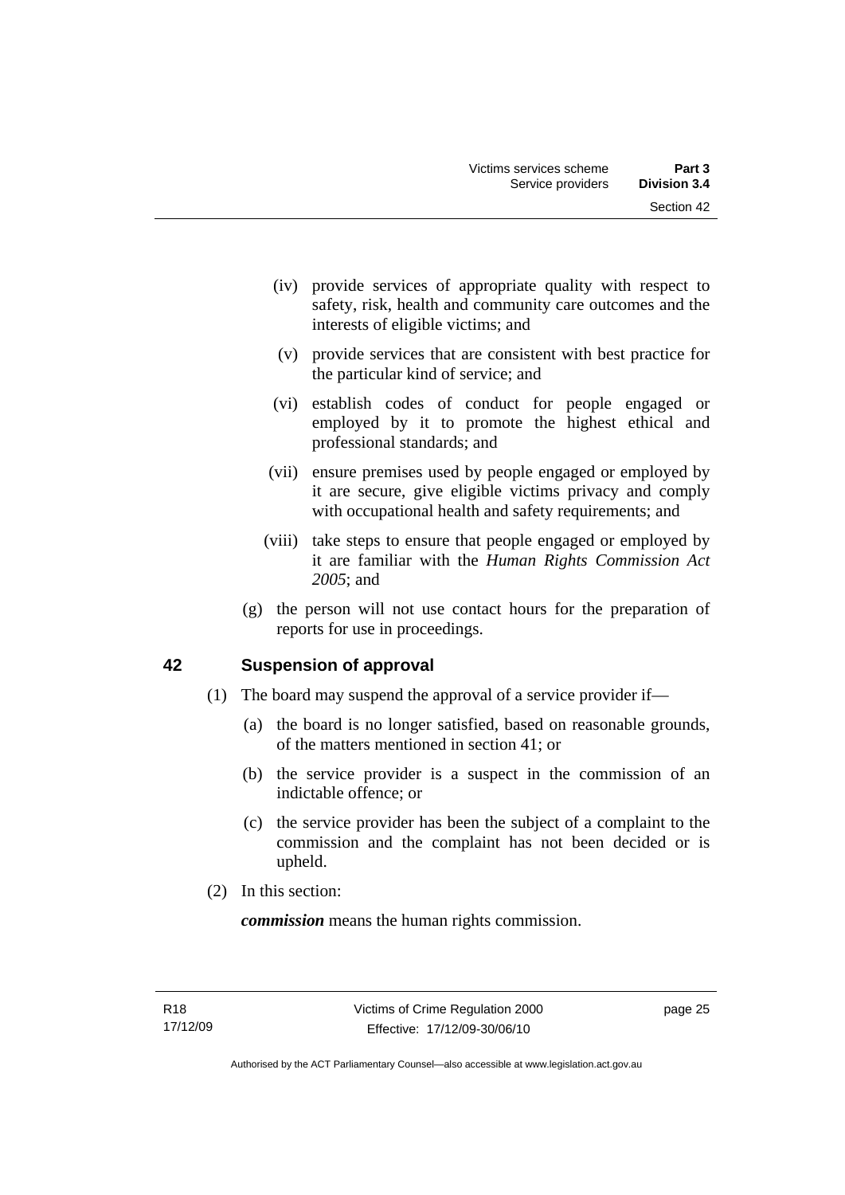(iv) provide services of appropriate quality with respect to safety, risk, health and community care outcomes and the interests of eligible victims; and

(v) provide services that are consistent with best practice for the particular kind of service; and

(vi) establish codes of conduct for people engaged or employed by it to promote the highest ethical and professional standards; and

(vii) ensure premises used by people engaged or employed by it are secure, give eligible victims privacy and comply with occupational health and safety requirements; and

(viii) take steps to ensure that people engaged or employed by it are familiar with the *Human Rights Commission Act 2005*; and

(g) the person will not use contact hours for the preparation of reports for use in proceedings.

## 42 Suspension of approval

(1) The board may suspend the approval of a service provider if—

(a) the board is no longer satisfied, based on reasonable grounds, of the matters mentioned in section 41; or

(b) the service provider is a suspect in the commission of an indictable offence; or

(c) the service provider has been the subject of a complaint to the commission and the complaint has not been decided or is upheld.

(2) In this section:

***commission*** means the human rights commission.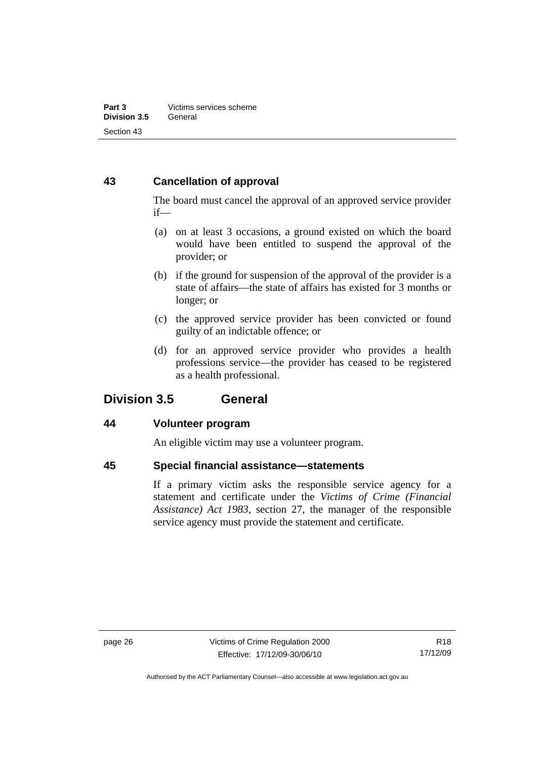### 43 Cancellation of approval

The board must cancel the approval of an approved service provider if—

(a) on at least 3 occasions, a ground existed on which the board would have been entitled to suspend the approval of the provider; or

(b) if the ground for suspension of the approval of the provider is a state of affairs—the state of affairs has existed for 3 months or longer; or

(c) the approved service provider has been convicted or found guilty of an indictable offence; or

(d) for an approved service provider who provides a health professions service—the provider has ceased to be registered as a health professional.

## Division 3.5 General

### 44 Volunteer program

An eligible victim may use a volunteer program.

### 45 Special financial assistance—statements

If a primary victim asks the responsible service agency for a statement and certificate under the *Victims of Crime (Financial Assistance) Act 1983*, section 27, the manager of the responsible service agency must provide the statement and certificate.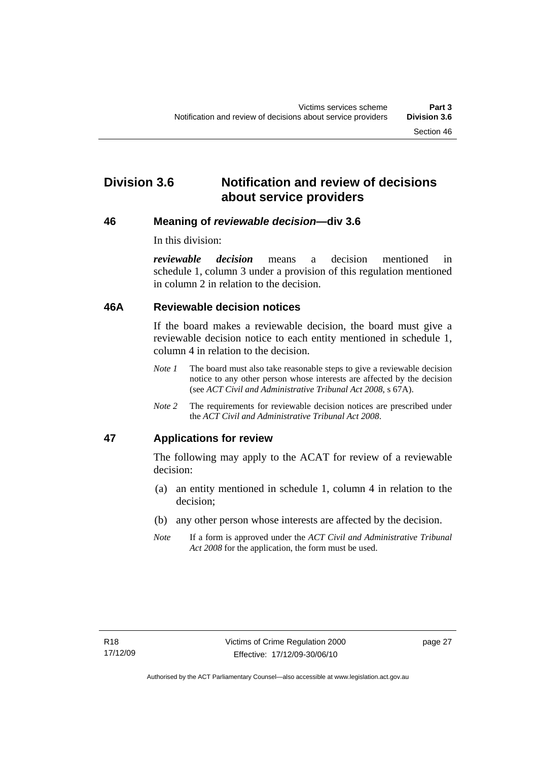## Division 3.6 Notification and review of decisions about service providers

### 46 Meaning of *reviewable decision*—div 3.6

In this division:

***reviewable decision*** means a decision mentioned in schedule 1, column 3 under a provision of this regulation mentioned in column 2 in relation to the decision.

### 46A Reviewable decision notices

If the board makes a reviewable decision, the board must give a reviewable decision notice to each entity mentioned in schedule 1, column 4 in relation to the decision.

*Note 1* The board must also take reasonable steps to give a reviewable decision notice to any other person whose interests are affected by the decision (see *ACT Civil and Administrative Tribunal Act 2008*, s 67A).

*Note 2* The requirements for reviewable decision notices are prescribed under the *ACT Civil and Administrative Tribunal Act 2008*.

### 47 Applications for review

The following may apply to the ACAT for review of a reviewable decision:

(a) an entity mentioned in schedule 1, column 4 in relation to the decision;

(b) any other person whose interests are affected by the decision.

*Note* If a form is approved under the *ACT Civil and Administrative Tribunal Act 2008* for the application, the form must be used.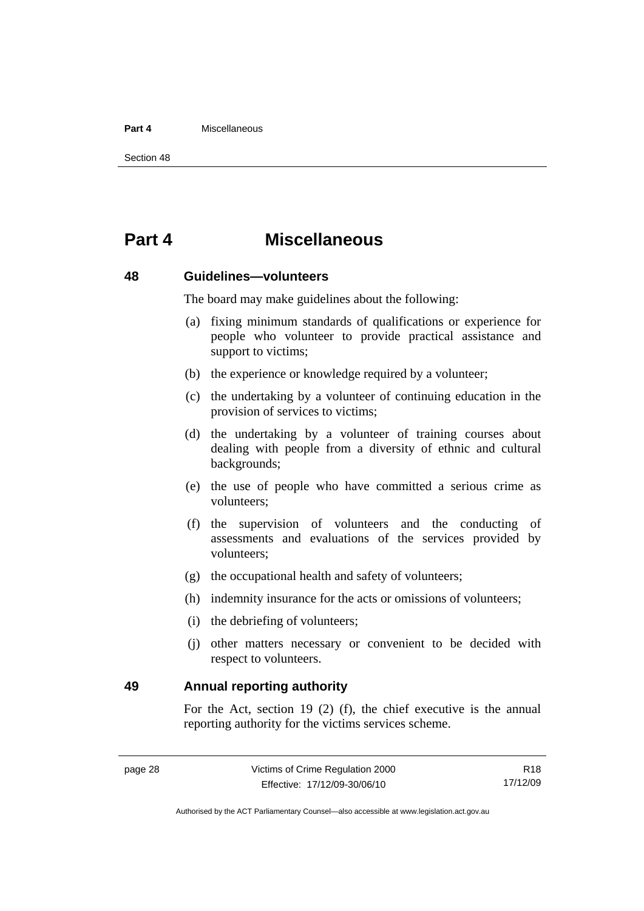# Part 4 Miscellaneous

### 48 Guidelines—volunteers

The board may make guidelines about the following:

(a) fixing minimum standards of qualifications or experience for people who volunteer to provide practical assistance and support to victims;

(b) the experience or knowledge required by a volunteer;

(c) the undertaking by a volunteer of continuing education in the provision of services to victims;

(d) the undertaking by a volunteer of training courses about dealing with people from a diversity of ethnic and cultural backgrounds;

(e) the use of people who have committed a serious crime as volunteers;

(f) the supervision of volunteers and the conducting of assessments and evaluations of the services provided by volunteers;

(g) the occupational health and safety of volunteers;

(h) indemnity insurance for the acts or omissions of volunteers;

(i) the debriefing of volunteers;

(j) other matters necessary or convenient to be decided with respect to volunteers.

### 49 Annual reporting authority

For the Act, section 19 (2) (f), the chief executive is the annual reporting authority for the victims services scheme.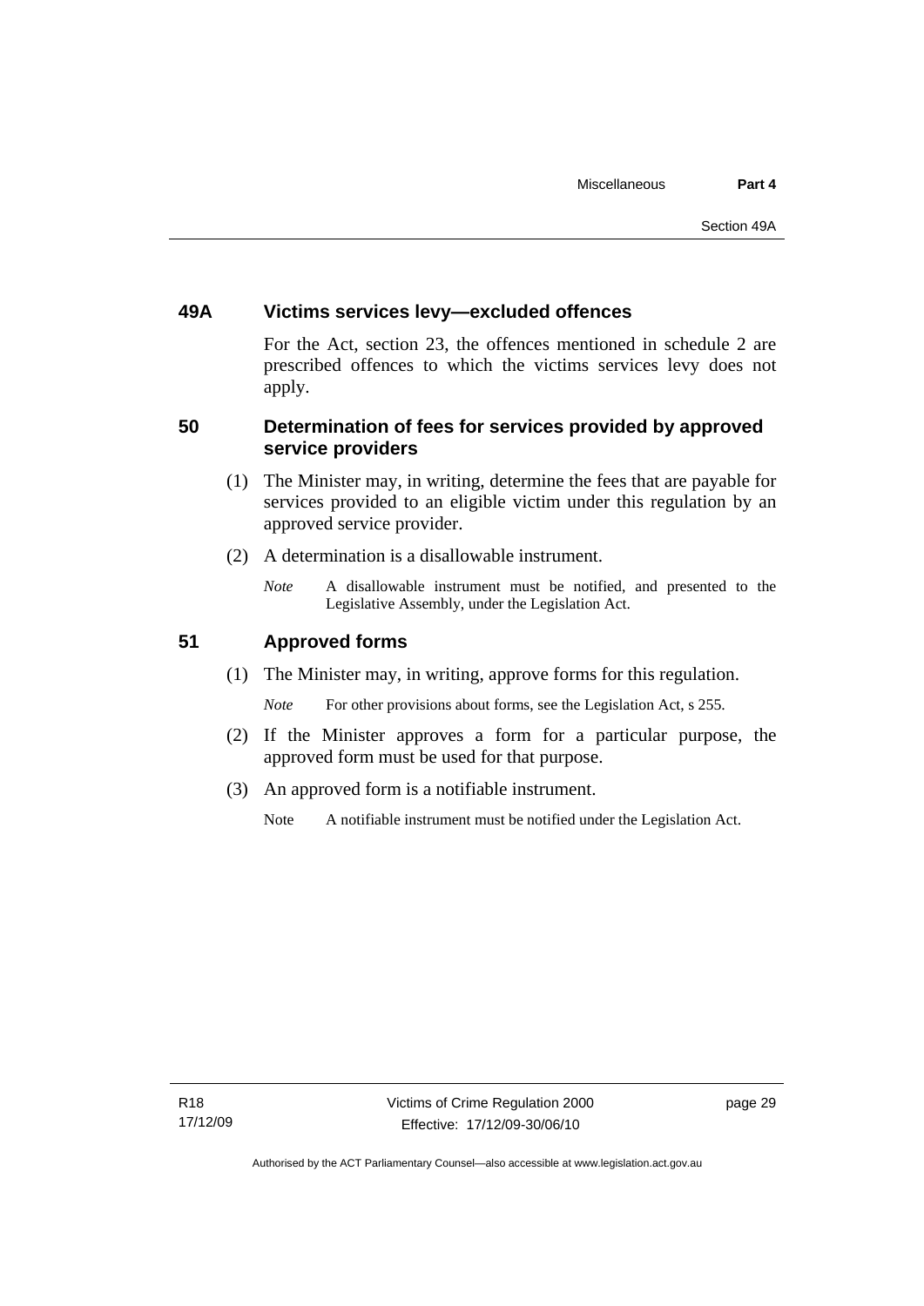### 49A Victims services levy—excluded offences

For the Act, section 23, the offences mentioned in schedule 2 are prescribed offences to which the victims services levy does not apply.

### 50 Determination of fees for services provided by approved service providers

(1) The Minister may, in writing, determine the fees that are payable for services provided to an eligible victim under this regulation by an approved service provider.

(2) A determination is a disallowable instrument.

*Note* A disallowable instrument must be notified, and presented to the Legislative Assembly, under the Legislation Act.

### 51 Approved forms

(1) The Minister may, in writing, approve forms for this regulation.

*Note* For other provisions about forms, see the Legislation Act, s 255.

(2) If the Minister approves a form for a particular purpose, the approved form must be used for that purpose.

(3) An approved form is a notifiable instrument.

Note A notifiable instrument must be notified under the Legislation Act.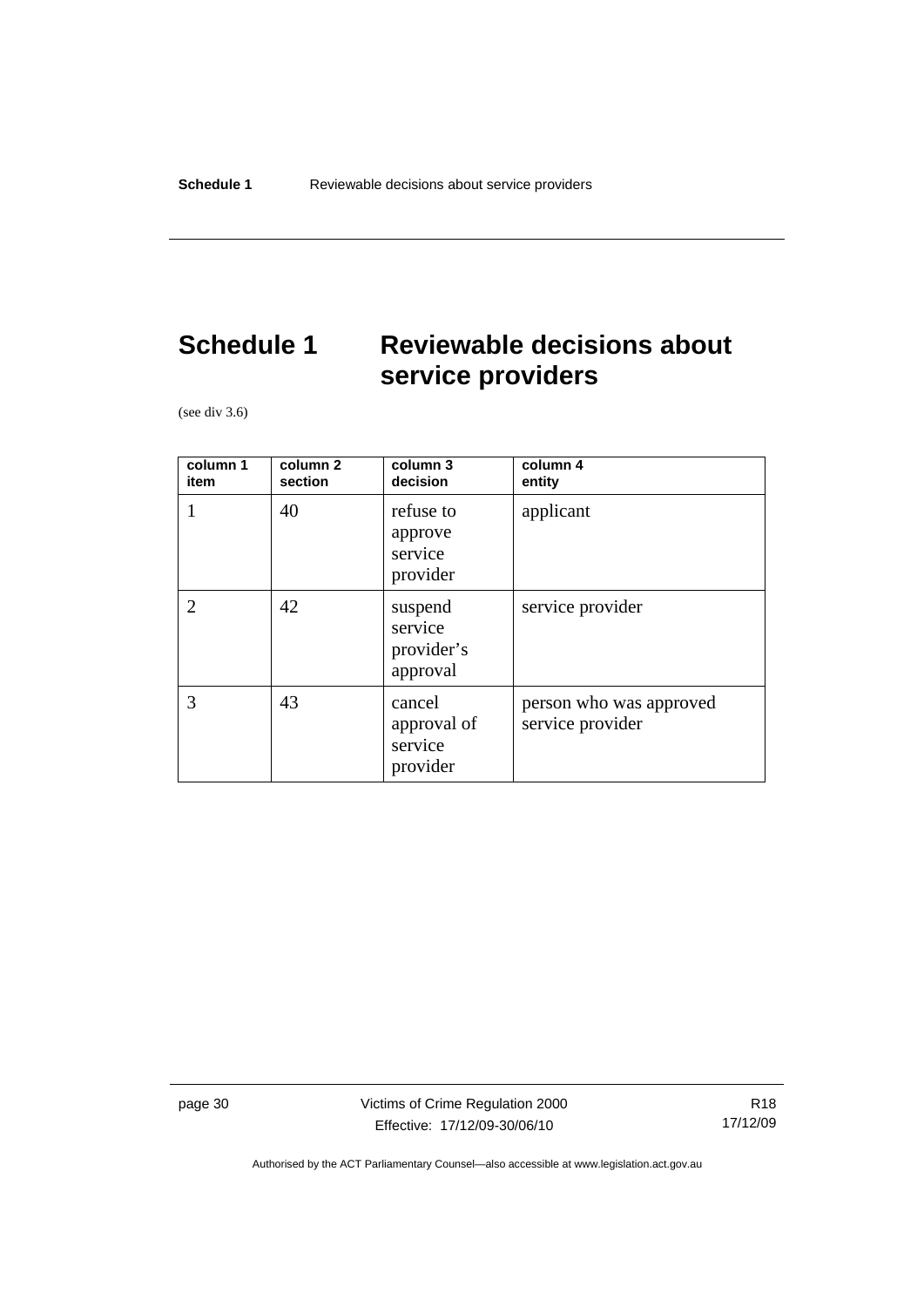# Schedule 1 Reviewable decisions about service providers

(see div 3.6)

| column 1 item | column 2 section | column 3 decision | column 4 entity |
|---|---|---|---|
| 1 | 40 | refuse to approve service provider | applicant |
| 2 | 42 | suspend service provider's approval | service provider |
| 3 | 43 | cancel approval of service provider | person who was approved service provider |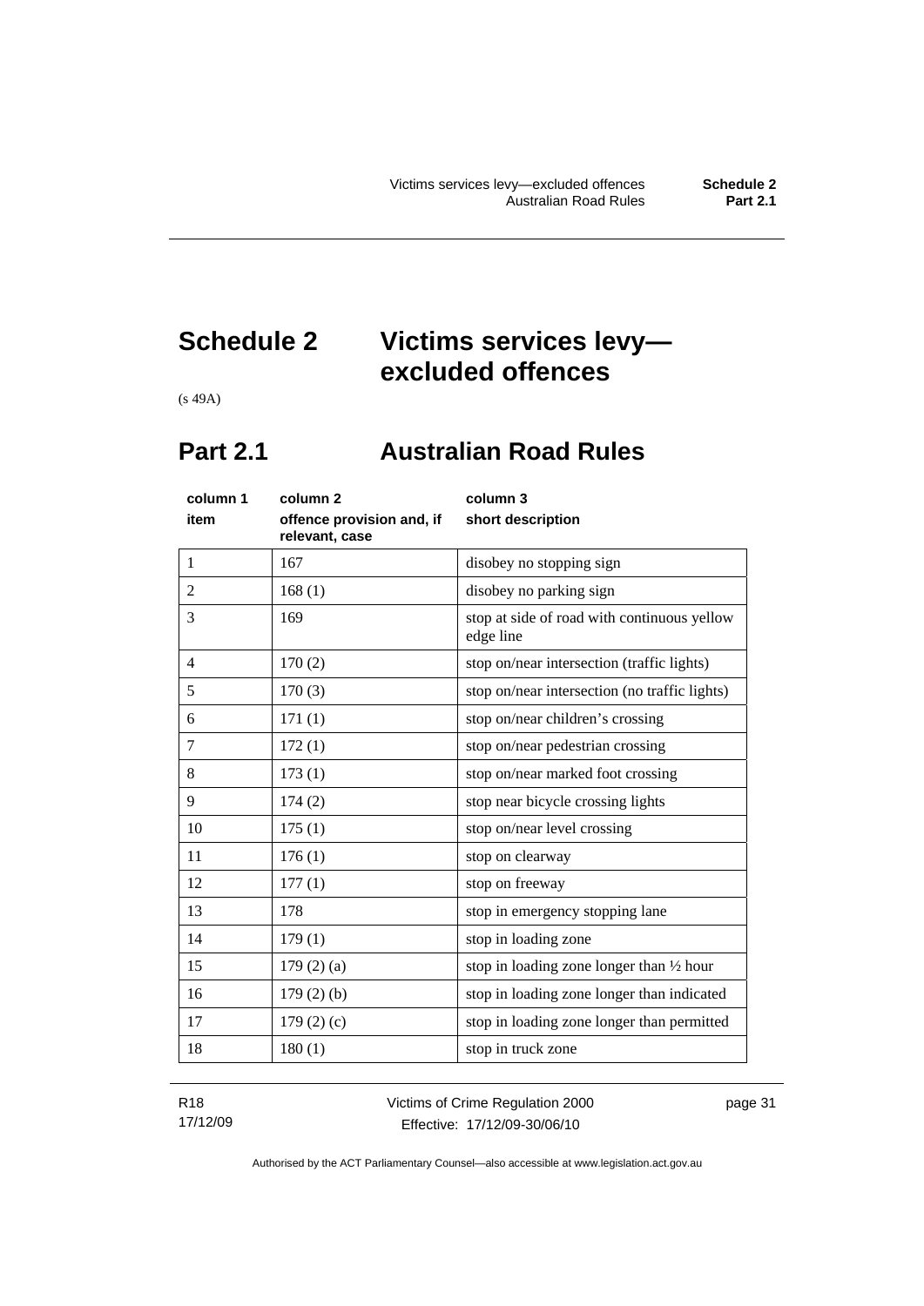# Schedule 2 Victims services levy—excluded offences

(s 49A)

## Part 2.1 Australian Road Rules

| column 1<br>item | column 2<br>offence provision and, if relevant, case | column 3<br>short description |
|---|---|---|
| 1 | 167 | disobey no stopping sign |
| 2 | 168 (1) | disobey no parking sign |
| 3 | 169 | stop at side of road with continuous yellow edge line |
| 4 | 170 (2) | stop on/near intersection (traffic lights) |
| 5 | 170 (3) | stop on/near intersection (no traffic lights) |
| 6 | 171 (1) | stop on/near children's crossing |
| 7 | 172 (1) | stop on/near pedestrian crossing |
| 8 | 173 (1) | stop on/near marked foot crossing |
| 9 | 174 (2) | stop near bicycle crossing lights |
| 10 | 175 (1) | stop on/near level crossing |
| 11 | 176 (1) | stop on clearway |
| 12 | 177 (1) | stop on freeway |
| 13 | 178 | stop in emergency stopping lane |
| 14 | 179 (1) | stop in loading zone |
| 15 | 179 (2) (a) | stop in loading zone longer than ½ hour |
| 16 | 179 (2) (b) | stop in loading zone longer than indicated |
| 17 | 179 (2) (c) | stop in loading zone longer than permitted |
| 18 | 180 (1) | stop in truck zone |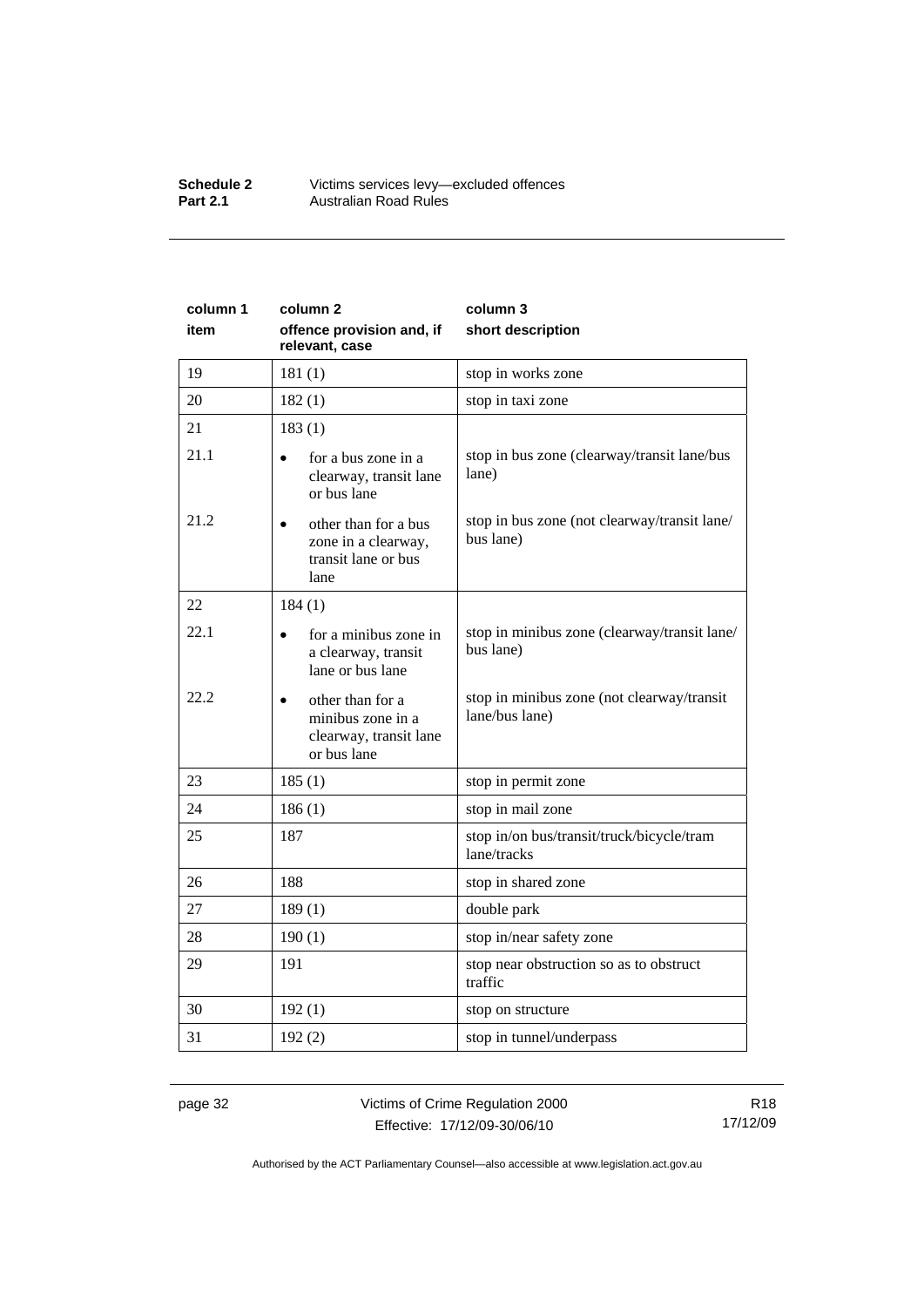| column 1 item | column 2 offence provision and, if relevant, case | column 3 short description |
|---|---|---|
| 19 | 181 (1) | stop in works zone |
| 20 | 182 (1) | stop in taxi zone |
| 21 | 183 (1) | |
| 21.1 | • for a bus zone in a clearway, transit lane or bus lane | stop in bus zone (clearway/transit lane/bus lane) |
| 21.2 | • other than for a bus zone in a clearway, transit lane or bus lane | stop in bus zone (not clearway/transit lane/bus lane) |
| 22 | 184 (1) | |
| 22.1 | • for a minibus zone in a clearway, transit lane or bus lane | stop in minibus zone (clearway/transit lane/bus lane) |
| 22.2 | • other than for a minibus zone in a clearway, transit lane or bus lane | stop in minibus zone (not clearway/transit lane/bus lane) |
| 23 | 185 (1) | stop in permit zone |
| 24 | 186 (1) | stop in mail zone |
| 25 | 187 | stop in/on bus/transit/truck/bicycle/tram lane/tracks |
| 26 | 188 | stop in shared zone |
| 27 | 189 (1) | double park |
| 28 | 190 (1) | stop in/near safety zone |
| 29 | 191 | stop near obstruction so as to obstruct traffic |
| 30 | 192 (1) | stop on structure |
| 31 | 192 (2) | stop in tunnel/underpass |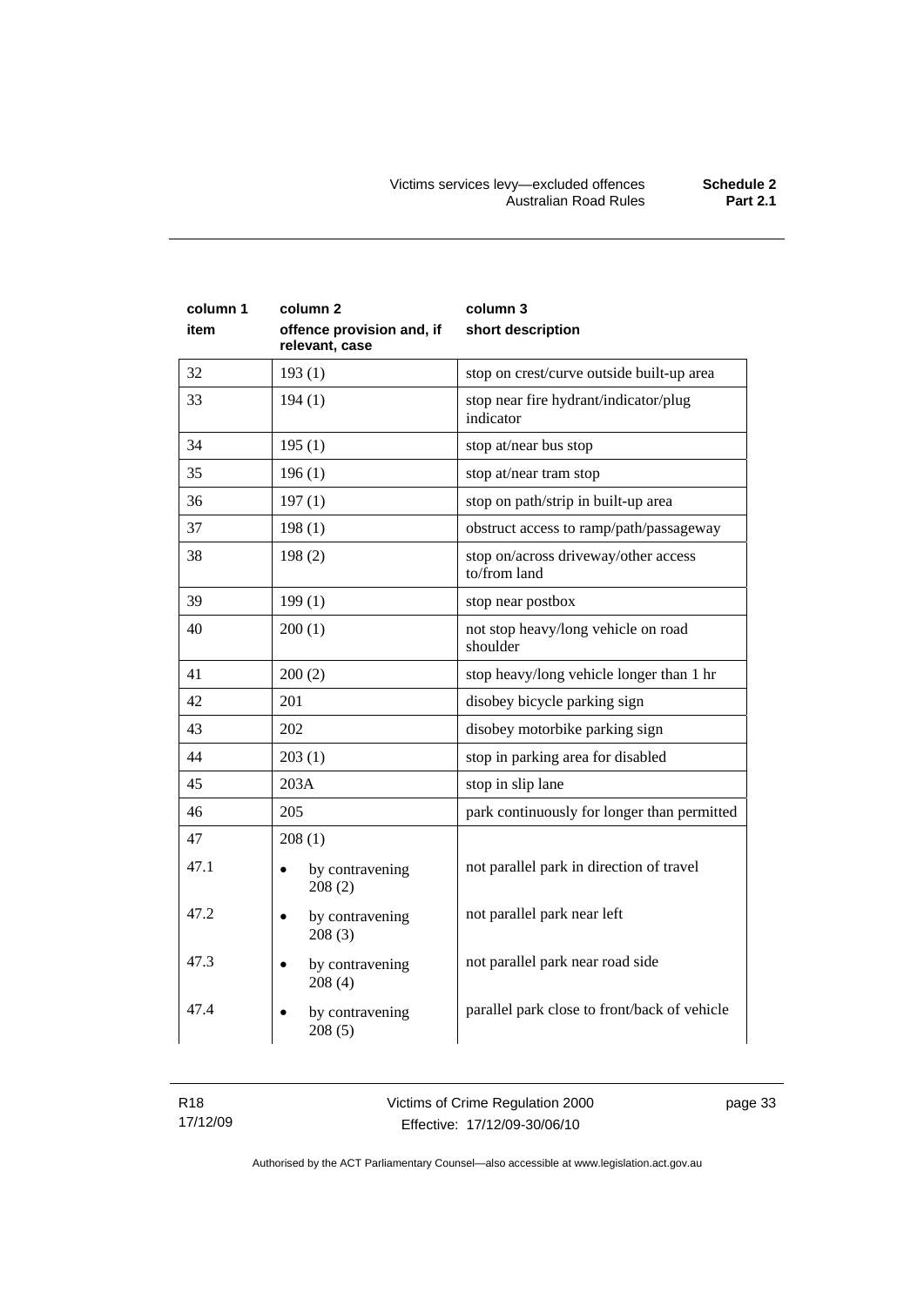| column 1<br>item | column 2<br>offence provision and, if relevant, case | column 3<br>short description |
|---|---|---|
| 32 | 193 (1) | stop on crest/curve outside built-up area |
| 33 | 194 (1) | stop near fire hydrant/indicator/plug indicator |
| 34 | 195 (1) | stop at/near bus stop |
| 35 | 196 (1) | stop at/near tram stop |
| 36 | 197 (1) | stop on path/strip in built-up area |
| 37 | 198 (1) | obstruct access to ramp/path/passageway |
| 38 | 198 (2) | stop on/across driveway/other access to/from land |
| 39 | 199 (1) | stop near postbox |
| 40 | 200 (1) | not stop heavy/long vehicle on road shoulder |
| 41 | 200 (2) | stop heavy/long vehicle longer than 1 hr |
| 42 | 201 | disobey bicycle parking sign |
| 43 | 202 | disobey motorbike parking sign |
| 44 | 203 (1) | stop in parking area for disabled |
| 45 | 203A | stop in slip lane |
| 46 | 205 | park continuously for longer than permitted |
| 47 | 208 (1) | |
| 47.1 | • by contravening 208 (2) | not parallel park in direction of travel |
| 47.2 | • by contravening 208 (3) | not parallel park near left |
| 47.3 | • by contravening 208 (4) | not parallel park near road side |
| 47.4 | • by contravening 208 (5) | parallel park close to front/back of vehicle |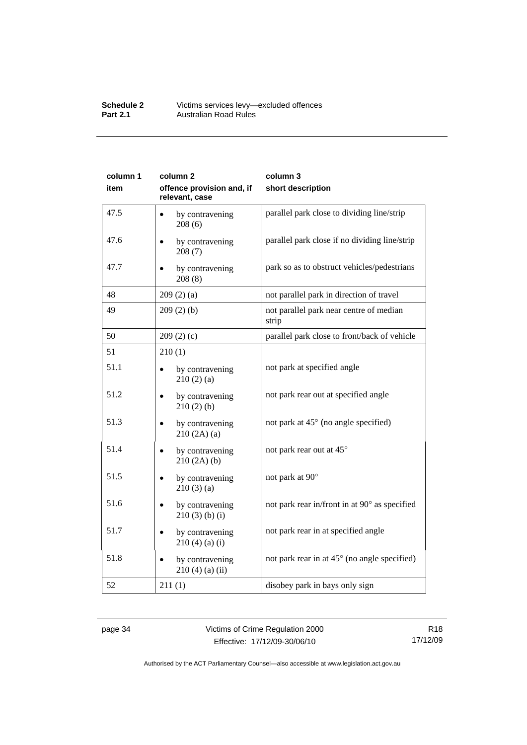| column 1 item | column 2 offence provision and, if relevant, case | column 3 short description |
|---|---|---|
| 47.5 | • by contravening 208 (6) | parallel park close to dividing line/strip |
| 47.6 | • by contravening 208 (7) | parallel park close if no dividing line/strip |
| 47.7 | • by contravening 208 (8) | park so as to obstruct vehicles/pedestrians |
| 48 | 209 (2) (a) | not parallel park in direction of travel |
| 49 | 209 (2) (b) | not parallel park near centre of median strip |
| 50 | 209 (2) (c) | parallel park close to front/back of vehicle |
| 51 | 210 (1) | |
| 51.1 | • by contravening 210 (2) (a) | not park at specified angle |
| 51.2 | • by contravening 210 (2) (b) | not park rear out at specified angle |
| 51.3 | • by contravening 210 (2A) (a) | not park at 45° (no angle specified) |
| 51.4 | • by contravening 210 (2A) (b) | not park rear out at 45° |
| 51.5 | • by contravening 210 (3) (a) | not park at 90° |
| 51.6 | • by contravening 210 (3) (b) (i) | not park rear in/front in at 90° as specified |
| 51.7 | • by contravening 210 (4) (a) (i) | not park rear in at specified angle |
| 51.8 | • by contravening 210 (4) (a) (ii) | not park rear in at 45° (no angle specified) |
| 52 | 211 (1) | disobey park in bays only sign |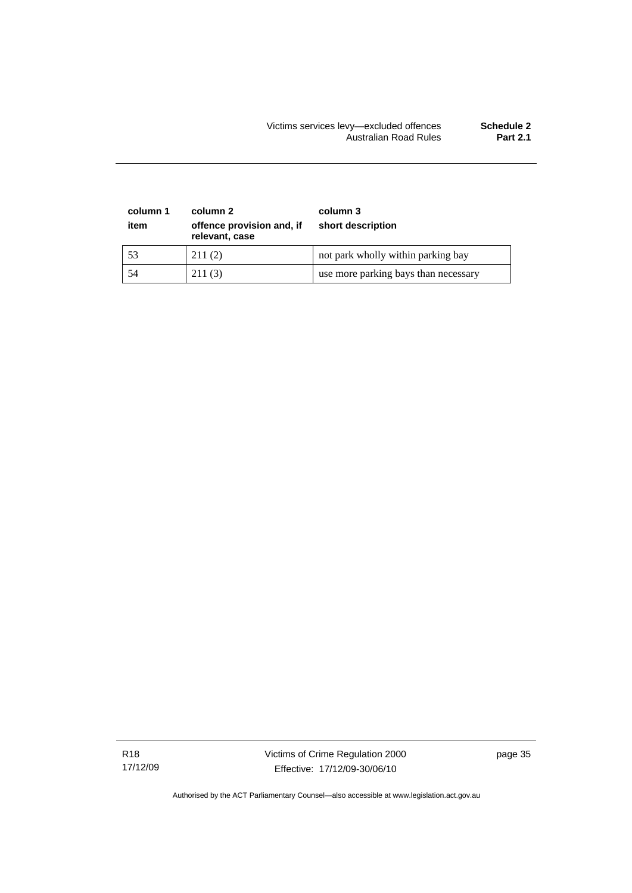| column 1 item | column 2 offence provision and, if relevant, case | column 3 short description |
|---|---|---|
| 53 | 211 (2) | not park wholly within parking bay |
| 54 | 211 (3) | use more parking bays than necessary |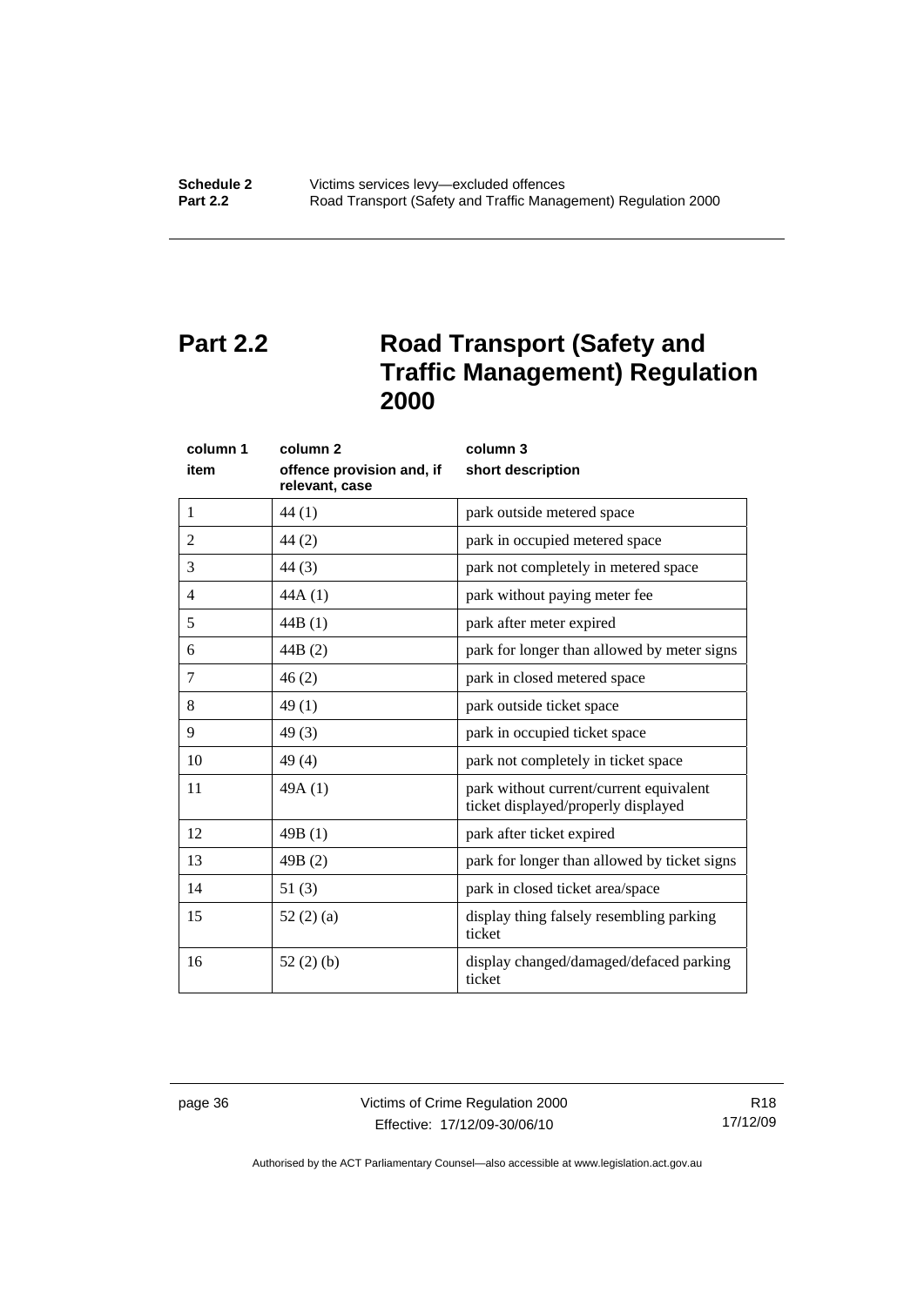# Part 2.2 Road Transport (Safety and Traffic Management) Regulation 2000

| column 1<br>item | column 2<br>offence provision and, if relevant, case | column 3<br>short description |
|---|---|---|
| 1 | 44 (1) | park outside metered space |
| 2 | 44 (2) | park in occupied metered space |
| 3 | 44 (3) | park not completely in metered space |
| 4 | 44A (1) | park without paying meter fee |
| 5 | 44B (1) | park after meter expired |
| 6 | 44B (2) | park for longer than allowed by meter signs |
| 7 | 46 (2) | park in closed metered space |
| 8 | 49 (1) | park outside ticket space |
| 9 | 49 (3) | park in occupied ticket space |
| 10 | 49 (4) | park not completely in ticket space |
| 11 | 49A (1) | park without current/current equivalent ticket displayed/properly displayed |
| 12 | 49B (1) | park after ticket expired |
| 13 | 49B (2) | park for longer than allowed by ticket signs |
| 14 | 51 (3) | park in closed ticket area/space |
| 15 | 52 (2) (a) | display thing falsely resembling parking ticket |
| 16 | 52 (2) (b) | display changed/damaged/defaced parking ticket |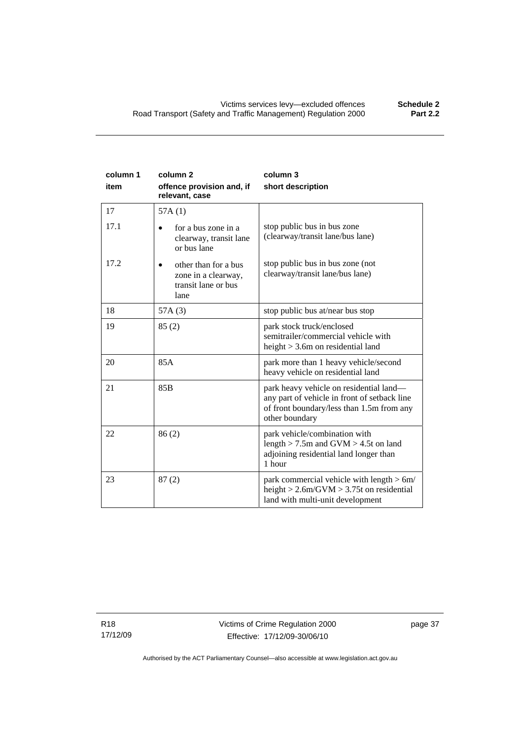| column 1<br>item | column 2<br>offence provision and, if relevant, case | column 3<br>short description |
|---|---|---|
| 17 | 57A (1) | |
| 17.1 | • for a bus zone in a clearway, transit lane or bus lane | stop public bus in bus zone (clearway/transit lane/bus lane) |
| 17.2 | • other than for a bus zone in a clearway, transit lane or bus lane | stop public bus in bus zone (not clearway/transit lane/bus lane) |
| 18 | 57A (3) | stop public bus at/near bus stop |
| 19 | 85 (2) | park stock truck/enclosed semitrailer/commercial vehicle with height > 3.6m on residential land |
| 20 | 85A | park more than 1 heavy vehicle/second heavy vehicle on residential land |
| 21 | 85B | park heavy vehicle on residential land—any part of vehicle in front of setback line of front boundary/less than 1.5m from any other boundary |
| 22 | 86 (2) | park vehicle/combination with length > 7.5m and GVM > 4.5t on land adjoining residential land longer than 1 hour |
| 23 | 87 (2) | park commercial vehicle with length > 6m/ height > 2.6m/GVM > 3.75t on residential land with multi-unit development |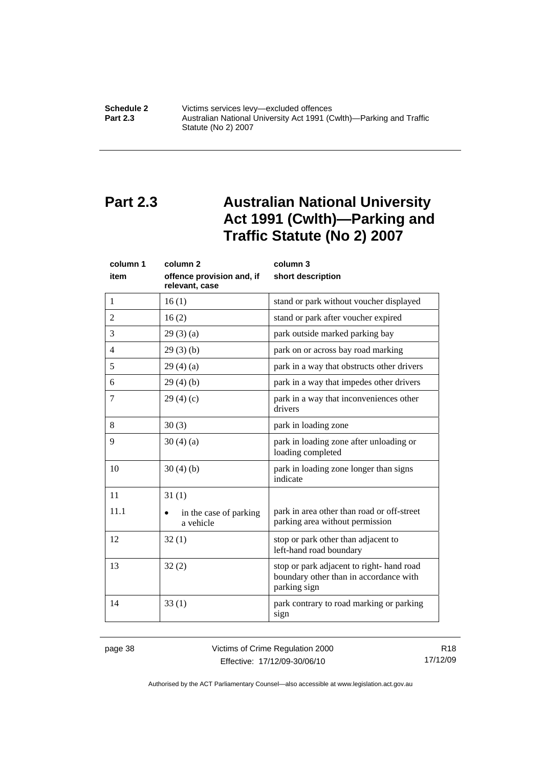# Part 2.3 Australian National University Act 1991 (Cwlth)—Parking and Traffic Statute (No 2) 2007

| column 1<br>item | column 2<br>offence provision and, if relevant, case | column 3<br>short description |
|---|---|---|
| 1 | 16 (1) | stand or park without voucher displayed |
| 2 | 16 (2) | stand or park after voucher expired |
| 3 | 29 (3) (a) | park outside marked parking bay |
| 4 | 29 (3) (b) | park on or across bay road marking |
| 5 | 29 (4) (a) | park in a way that obstructs other drivers |
| 6 | 29 (4) (b) | park in a way that impedes other drivers |
| 7 | 29 (4) (c) | park in a way that inconveniences other drivers |
| 8 | 30 (3) | park in loading zone |
| 9 | 30 (4) (a) | park in loading zone after unloading or loading completed |
| 10 | 30 (4) (b) | park in loading zone longer than signs indicate |
| 11 | 31 (1) | |
| 11.1 | • in the case of parking a vehicle | park in area other than road or off-street parking area without permission |
| 12 | 32 (1) | stop or park other than adjacent to left-hand road boundary |
| 13 | 32 (2) | stop or park adjacent to right- hand road boundary other than in accordance with parking sign |
| 14 | 33 (1) | park contrary to road marking or parking sign |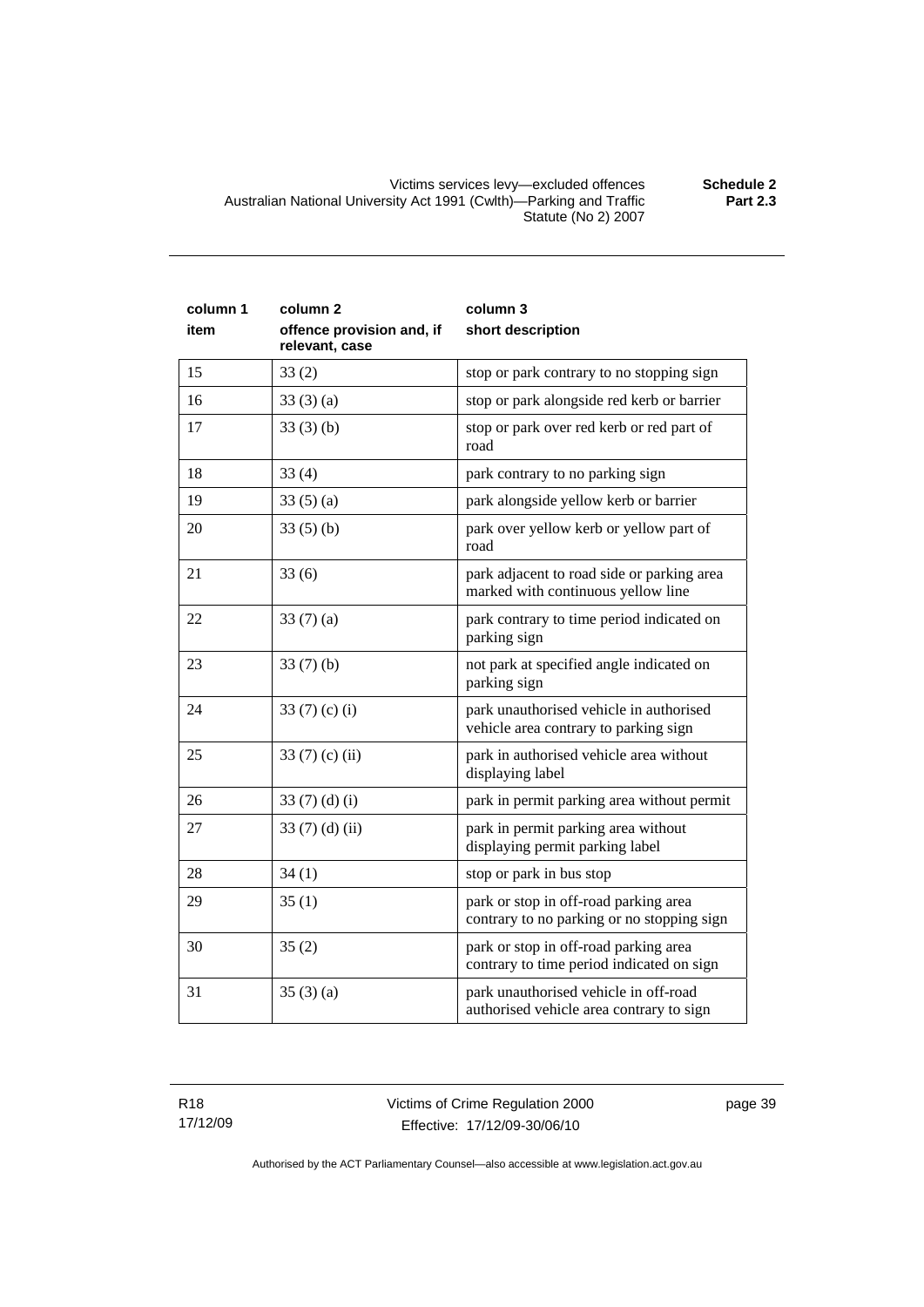| column 1 item | column 2 offence provision and, if relevant, case | column 3 short description |
|---|---|---|
| 15 | 33 (2) | stop or park contrary to no stopping sign |
| 16 | 33 (3) (a) | stop or park alongside red kerb or barrier |
| 17 | 33 (3) (b) | stop or park over red kerb or red part of road |
| 18 | 33 (4) | park contrary to no parking sign |
| 19 | 33 (5) (a) | park alongside yellow kerb or barrier |
| 20 | 33 (5) (b) | park over yellow kerb or yellow part of road |
| 21 | 33 (6) | park adjacent to road side or parking area marked with continuous yellow line |
| 22 | 33 (7) (a) | park contrary to time period indicated on parking sign |
| 23 | 33 (7) (b) | not park at specified angle indicated on parking sign |
| 24 | 33 (7) (c) (i) | park unauthorised vehicle in authorised vehicle area contrary to parking sign |
| 25 | 33 (7) (c) (ii) | park in authorised vehicle area without displaying label |
| 26 | 33 (7) (d) (i) | park in permit parking area without permit |
| 27 | 33 (7) (d) (ii) | park in permit parking area without displaying permit parking label |
| 28 | 34 (1) | stop or park in bus stop |
| 29 | 35 (1) | park or stop in off-road parking area contrary to no parking or no stopping sign |
| 30 | 35 (2) | park or stop in off-road parking area contrary to time period indicated on sign |
| 31 | 35 (3) (a) | park unauthorised vehicle in off-road authorised vehicle area contrary to sign |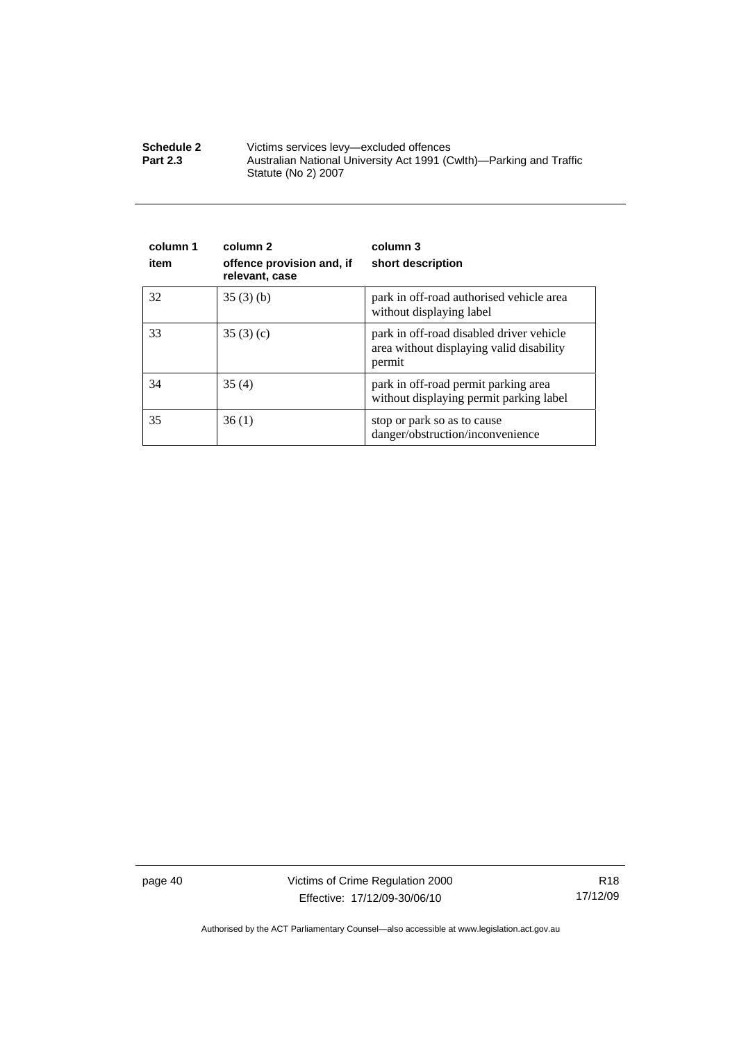| column 1<br>item | column 2<br>offence provision and, if relevant, case | column 3<br>short description |
|---|---|---|
| 32 | 35 (3) (b) | park in off-road authorised vehicle area without displaying label |
| 33 | 35 (3) (c) | park in off-road disabled driver vehicle area without displaying valid disability permit |
| 34 | 35 (4) | park in off-road permit parking area without displaying permit parking label |
| 35 | 36 (1) | stop or park so as to cause danger/obstruction/inconvenience |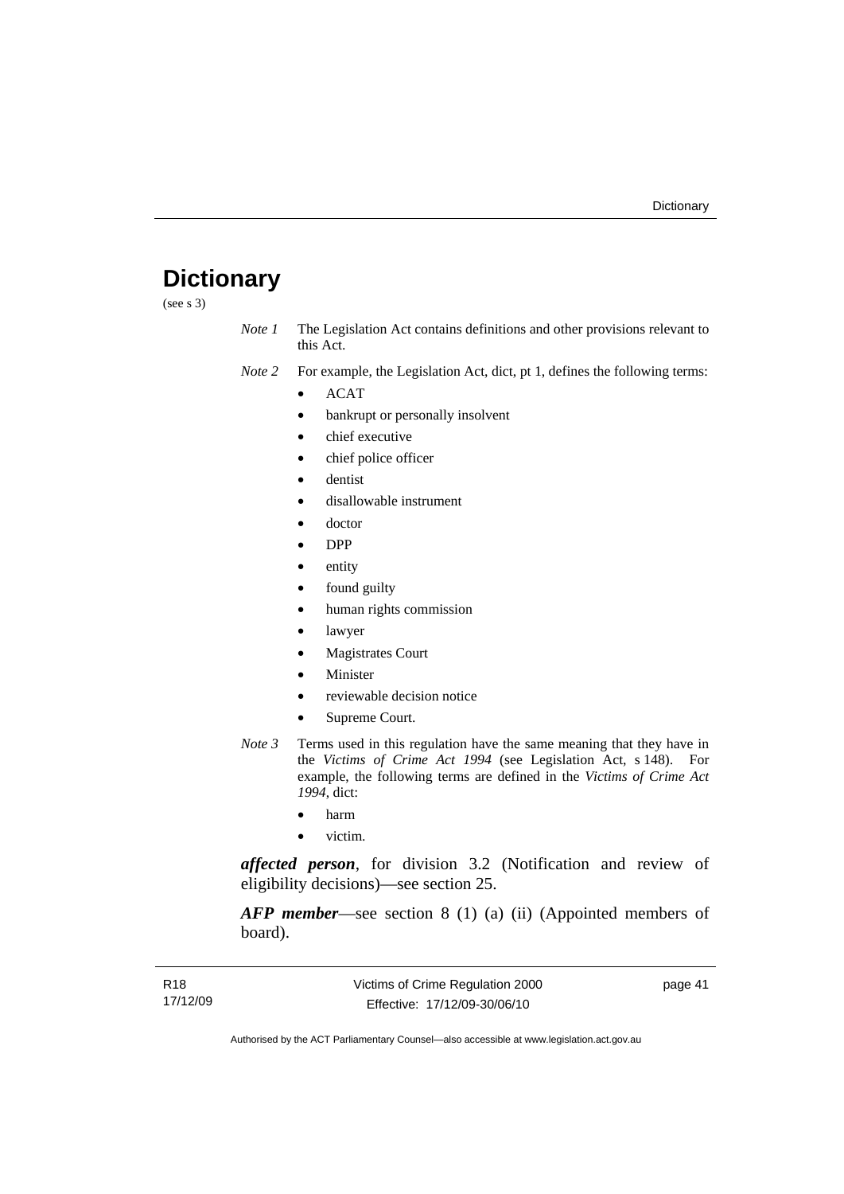# Dictionary

(see s 3)

*Note 1* The Legislation Act contains definitions and other provisions relevant to this Act.

*Note 2* For example, the Legislation Act, dict, pt 1, defines the following terms:

- ACAT
- bankrupt or personally insolvent
- chief executive
- chief police officer
- dentist
- disallowable instrument
- doctor
- DPP
- entity
- found guilty
- human rights commission
- lawyer
- Magistrates Court
- Minister
- reviewable decision notice
- Supreme Court.

*Note 3* Terms used in this regulation have the same meaning that they have in the *Victims of Crime Act 1994* (see Legislation Act, s 148). For example, the following terms are defined in the *Victims of Crime Act 1994*, dict:

- harm
- victim.

***affected person***, for division 3.2 (Notification and review of eligibility decisions)—see section 25.

***AFP member***—see section 8 (1) (a) (ii) (Appointed members of board).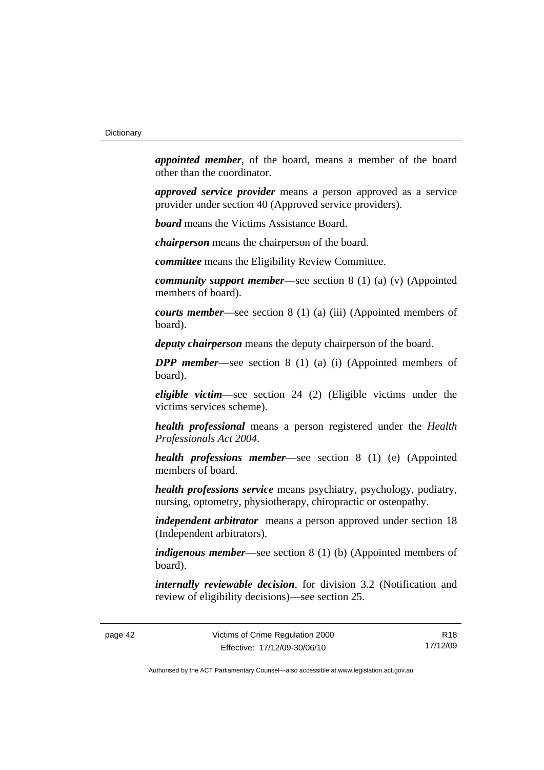***appointed member***, of the board, means a member of the board other than the coordinator.

***approved service provider*** means a person approved as a service provider under section 40 (Approved service providers).

***board*** means the Victims Assistance Board.

***chairperson*** means the chairperson of the board.

***committee*** means the Eligibility Review Committee.

***community support member***—see section 8 (1) (a) (v) (Appointed members of board).

***courts member***—see section 8 (1) (a) (iii) (Appointed members of board).

***deputy chairperson*** means the deputy chairperson of the board.

***DPP member***—see section 8 (1) (a) (i) (Appointed members of board).

***eligible victim***—see section 24 (2) (Eligible victims under the victims services scheme).

***health professional*** means a person registered under the *Health Professionals Act 2004*.

***health professions member***—see section 8 (1) (e) (Appointed members of board.

***health professions service*** means psychiatry, psychology, podiatry, nursing, optometry, physiotherapy, chiropractic or osteopathy.

***independent arbitrator*** means a person approved under section 18 (Independent arbitrators).

***indigenous member***—see section 8 (1) (b) (Appointed members of board).

***internally reviewable decision***, for division 3.2 (Notification and review of eligibility decisions)—see section 25.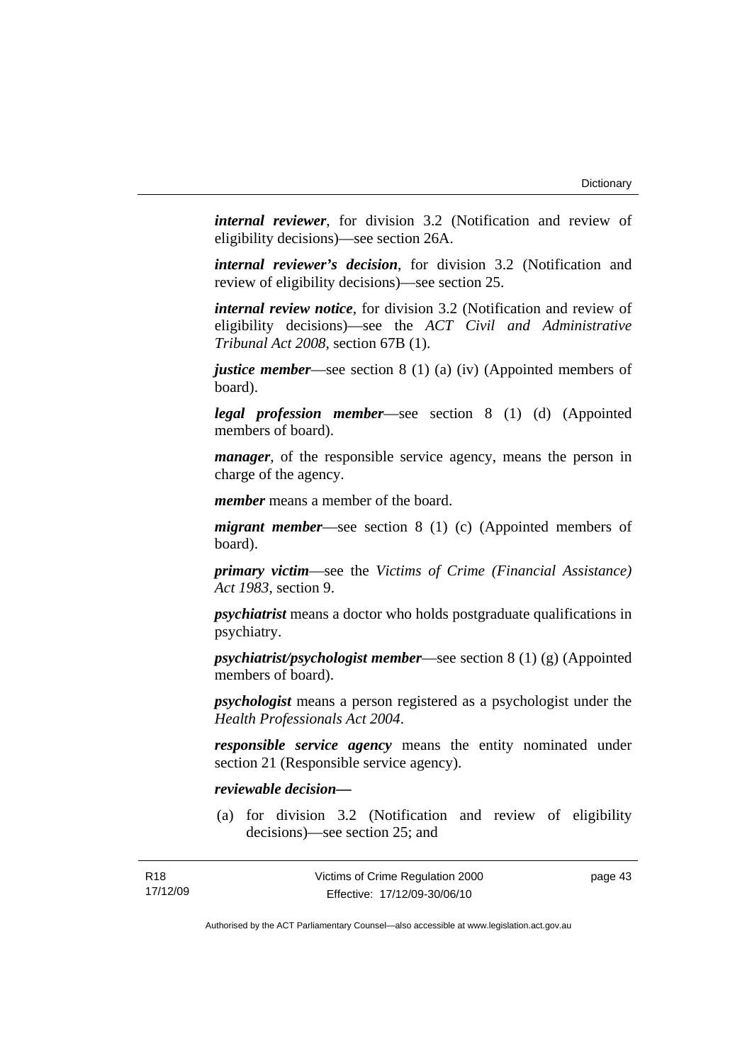***internal reviewer***, for division 3.2 (Notification and review of eligibility decisions)—see section 26A.

***internal reviewer's decision***, for division 3.2 (Notification and review of eligibility decisions)—see section 25.

***internal review notice***, for division 3.2 (Notification and review of eligibility decisions)—see the *ACT Civil and Administrative Tribunal Act 2008*, section 67B (1).

***justice member***—see section 8 (1) (a) (iv) (Appointed members of board).

***legal profession member***—see section 8 (1) (d) (Appointed members of board).

***manager***, of the responsible service agency, means the person in charge of the agency.

***member*** means a member of the board.

***migrant member***—see section 8 (1) (c) (Appointed members of board).

***primary victim***—see the *Victims of Crime (Financial Assistance) Act 1983*, section 9.

***psychiatrist*** means a doctor who holds postgraduate qualifications in psychiatry.

***psychiatrist/psychologist member***—see section 8 (1) (g) (Appointed members of board).

***psychologist*** means a person registered as a psychologist under the *Health Professionals Act 2004*.

***responsible service agency*** means the entity nominated under section 21 (Responsible service agency).

***reviewable decision—***

(a) for division 3.2 (Notification and review of eligibility decisions)—see section 25; and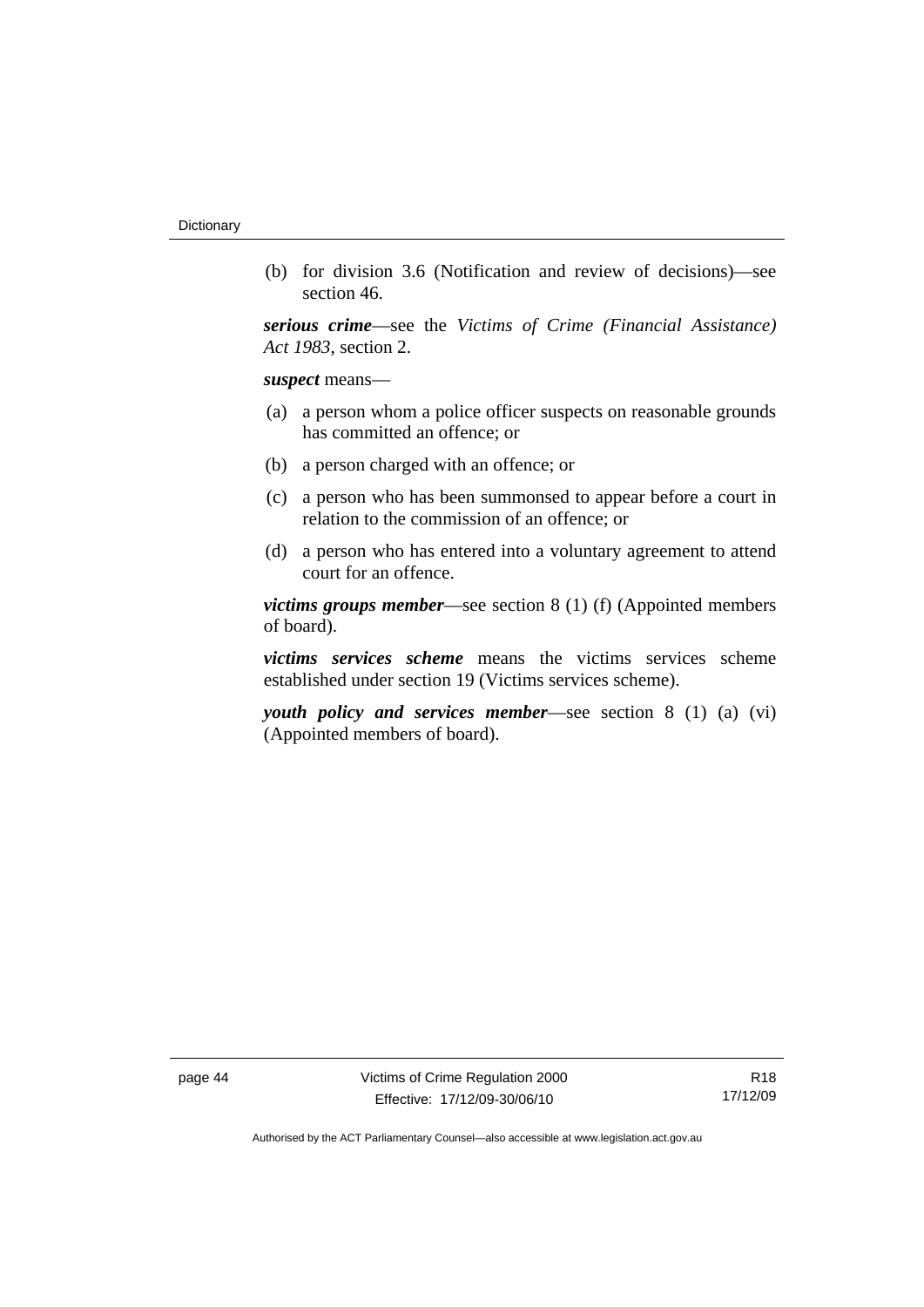(b) for division 3.6 (Notification and review of decisions)—see section 46.

***serious crime***—see the *Victims of Crime (Financial Assistance) Act 1983*, section 2.

***suspect*** means—

(a) a person whom a police officer suspects on reasonable grounds has committed an offence; or

(b) a person charged with an offence; or

(c) a person who has been summonsed to appear before a court in relation to the commission of an offence; or

(d) a person who has entered into a voluntary agreement to attend court for an offence.

***victims groups member***—see section 8 (1) (f) (Appointed members of board).

***victims services scheme*** means the victims services scheme established under section 19 (Victims services scheme).

***youth policy and services member***—see section 8 (1) (a) (vi) (Appointed members of board).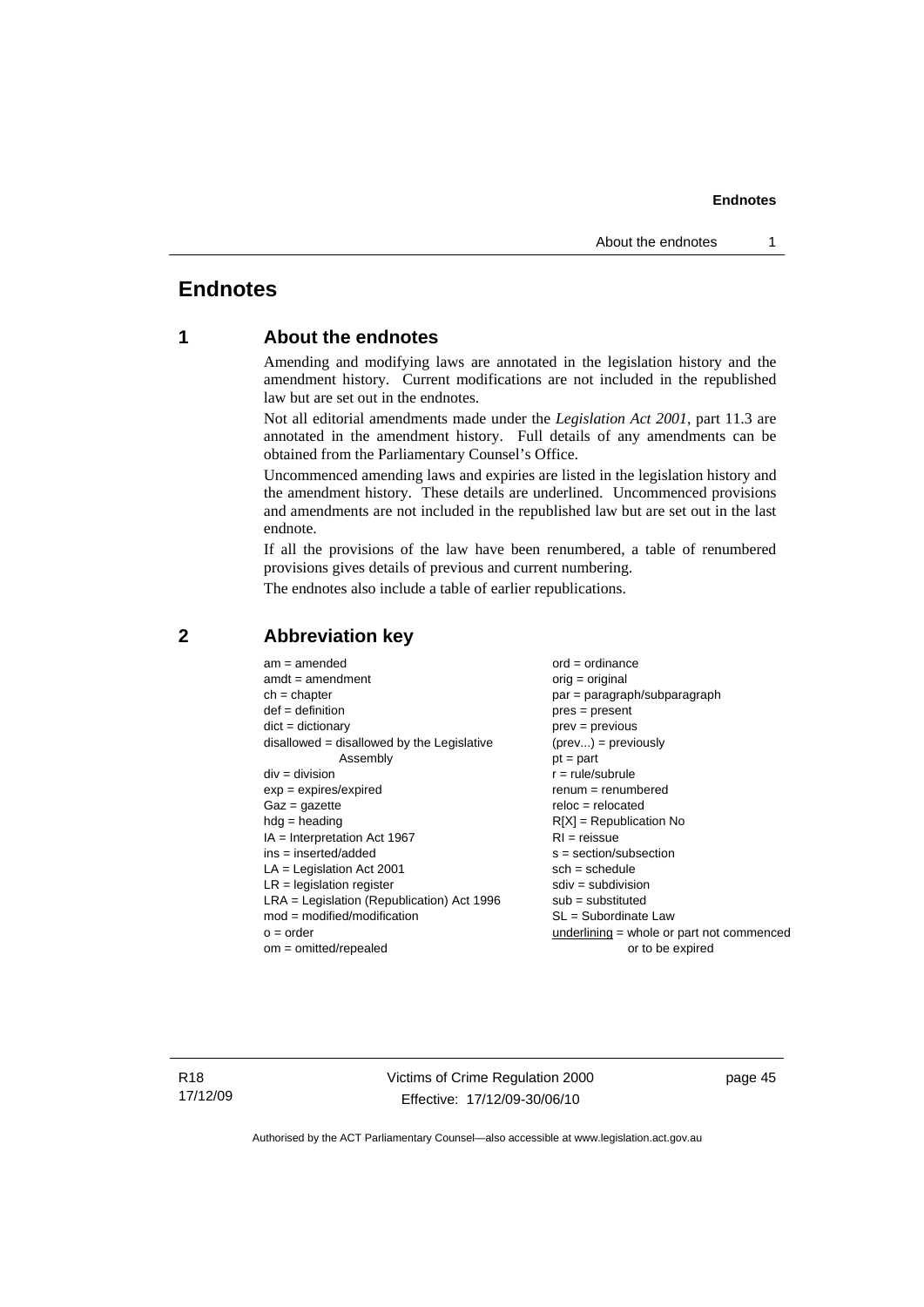# Endnotes

## 1 About the endnotes

Amending and modifying laws are annotated in the legislation history and the amendment history. Current modifications are not included in the republished law but are set out in the endnotes.

Not all editorial amendments made under the *Legislation Act 2001*, part 11.3 are annotated in the amendment history. Full details of any amendments can be obtained from the Parliamentary Counsel's Office.

Uncommenced amending laws and expiries are listed in the legislation history and the amendment history. These details are underlined. Uncommenced provisions and amendments are not included in the republished law but are set out in the last endnote.

If all the provisions of the law have been renumbered, a table of renumbered provisions gives details of previous and current numbering.

The endnotes also include a table of earlier republications.

## 2 Abbreviation key

am = amended
amdt = amendment
ch = chapter
def = definition
dict = dictionary
disallowed = disallowed by the Legislative Assembly
div = division
exp = expires/expired
Gaz = gazette
hdg = heading
IA = Interpretation Act 1967
ins = inserted/added
LA = Legislation Act 2001
LR = legislation register
LRA = Legislation (Republication) Act 1996
mod = modified/modification
o = order
om = omitted/repealed
ord = ordinance
orig = original
par = paragraph/subparagraph
pres = present
prev = previous
(prev...) = previously
pt = part
r = rule/subrule
renum = renumbered
reloc = relocated
R[X] = Republication No
RI = reissue
s = section/subsection
sch = schedule
sdiv = subdivision
sub = substituted
SL = Subordinate Law
underlining = whole or part not commenced or to be expired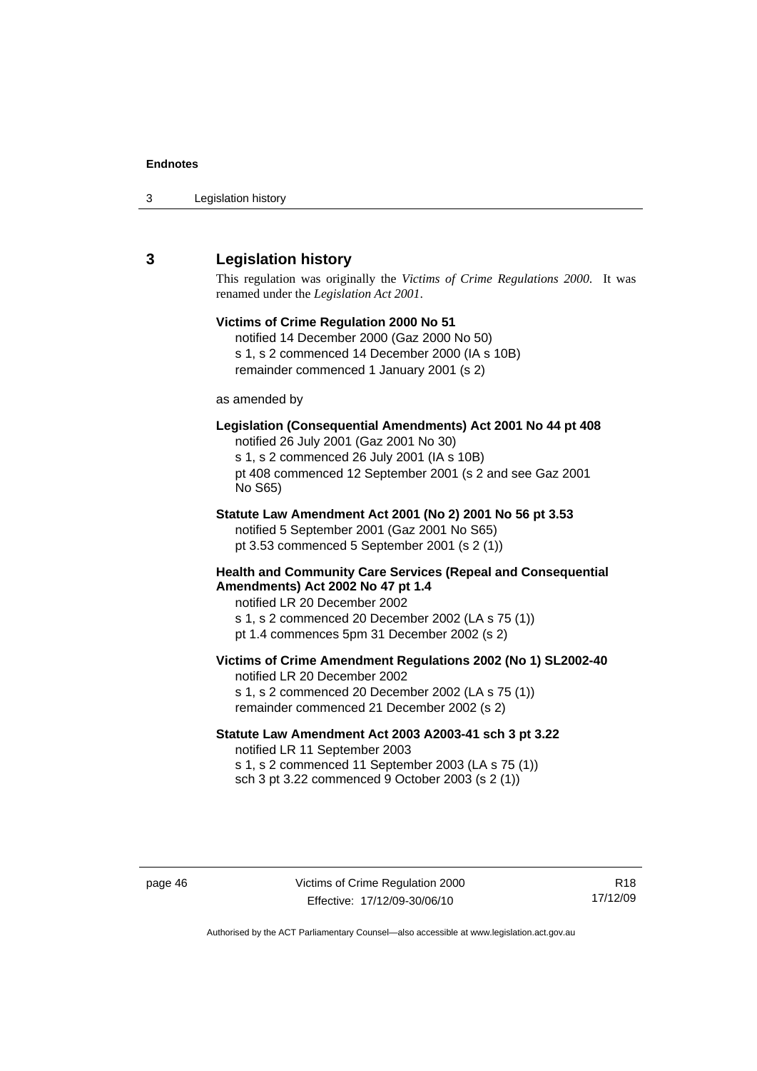## 3 Legislation history

This regulation was originally the *Victims of Crime Regulations 2000*. It was renamed under the *Legislation Act 2001*.

**Victims of Crime Regulation 2000 No 51**
notified 14 December 2000 (Gaz 2000 No 50)
s 1, s 2 commenced 14 December 2000 (IA s 10B)
remainder commenced 1 January 2001 (s 2)

as amended by

**Legislation (Consequential Amendments) Act 2001 No 44 pt 408**
notified 26 July 2001 (Gaz 2001 No 30)
s 1, s 2 commenced 26 July 2001 (IA s 10B)
pt 408 commenced 12 September 2001 (s 2 and see Gaz 2001 No S65)

**Statute Law Amendment Act 2001 (No 2) 2001 No 56 pt 3.53**
notified 5 September 2001 (Gaz 2001 No S65)
pt 3.53 commenced 5 September 2001 (s 2 (1))

**Health and Community Care Services (Repeal and Consequential Amendments) Act 2002 No 47 pt 1.4**
notified LR 20 December 2002
s 1, s 2 commenced 20 December 2002 (LA s 75 (1))
pt 1.4 commences 5pm 31 December 2002 (s 2)

**Victims of Crime Amendment Regulations 2002 (No 1) SL2002-40**
notified LR 20 December 2002
s 1, s 2 commenced 20 December 2002 (LA s 75 (1))
remainder commenced 21 December 2002 (s 2)

**Statute Law Amendment Act 2003 A2003-41 sch 3 pt 3.22**
notified LR 11 September 2003
s 1, s 2 commenced 11 September 2003 (LA s 75 (1))
sch 3 pt 3.22 commenced 9 October 2003 (s 2 (1))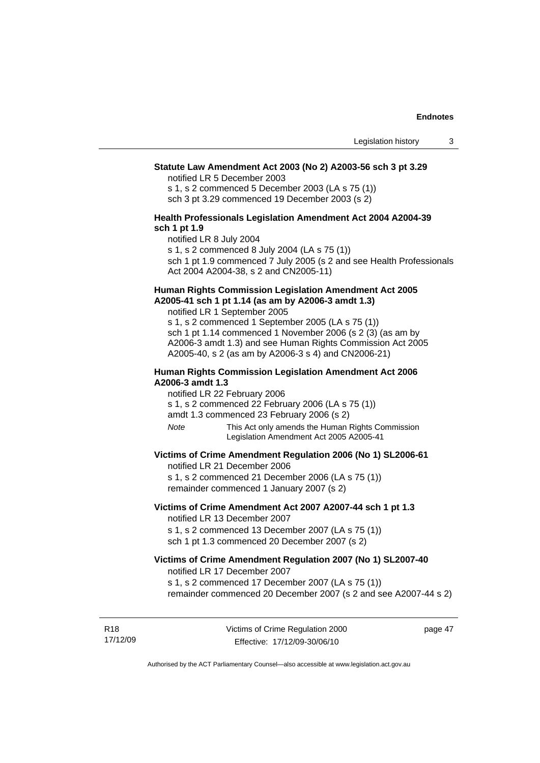**Statute Law Amendment Act 2003 (No 2) A2003-56 sch 3 pt 3.29**

notified LR 5 December 2003

s 1, s 2 commenced 5 December 2003 (LA s 75 (1))

sch 3 pt 3.29 commenced 19 December 2003 (s 2)

**Health Professionals Legislation Amendment Act 2004 A2004-39 sch 1 pt 1.9**

notified LR 8 July 2004

s 1, s 2 commenced 8 July 2004 (LA s 75 (1))

sch 1 pt 1.9 commenced 7 July 2005 (s 2 and see Health Professionals Act 2004 A2004-38, s 2 and CN2005-11)

**Human Rights Commission Legislation Amendment Act 2005 A2005-41 sch 1 pt 1.14 (as am by A2006-3 amdt 1.3)**

notified LR 1 September 2005

s 1, s 2 commenced 1 September 2005 (LA s 75 (1))

sch 1 pt 1.14 commenced 1 November 2006 (s 2 (3) (as am by A2006-3 amdt 1.3) and see Human Rights Commission Act 2005 A2005-40, s 2 (as am by A2006-3 s 4) and CN2006-21)

**Human Rights Commission Legislation Amendment Act 2006 A2006-3 amdt 1.3**

notified LR 22 February 2006

s 1, s 2 commenced 22 February 2006 (LA s 75 (1))

amdt 1.3 commenced 23 February 2006 (s 2)

*Note* This Act only amends the Human Rights Commission Legislation Amendment Act 2005 A2005-41

**Victims of Crime Amendment Regulation 2006 (No 1) SL2006-61**

notified LR 21 December 2006

s 1, s 2 commenced 21 December 2006 (LA s 75 (1))

remainder commenced 1 January 2007 (s 2)

**Victims of Crime Amendment Act 2007 A2007-44 sch 1 pt 1.3**

notified LR 13 December 2007

s 1, s 2 commenced 13 December 2007 (LA s 75 (1))

sch 1 pt 1.3 commenced 20 December 2007 (s 2)

**Victims of Crime Amendment Regulation 2007 (No 1) SL2007-40**

notified LR 17 December 2007

s 1, s 2 commenced 17 December 2007 (LA s 75 (1))

remainder commenced 20 December 2007 (s 2 and see A2007-44 s 2)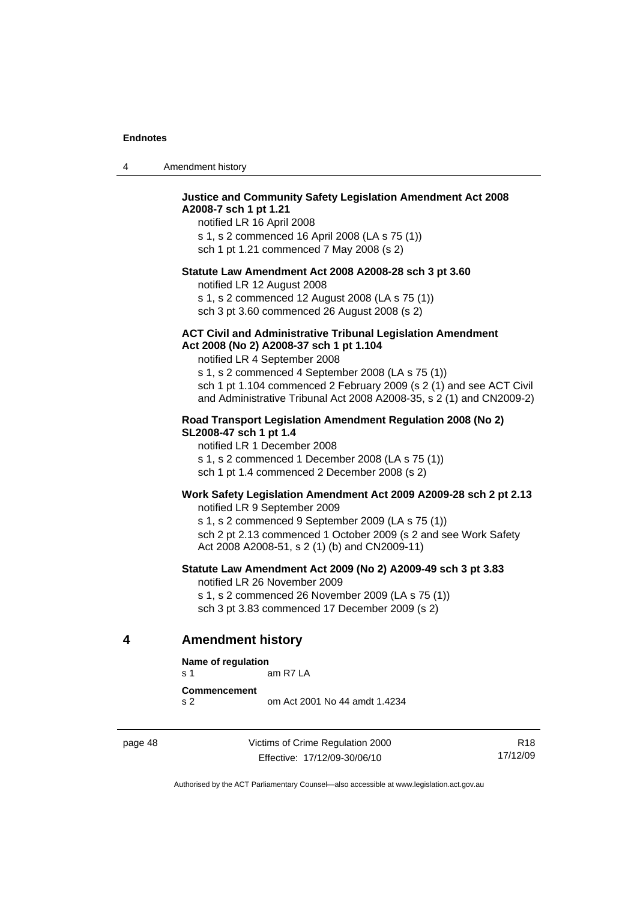**Justice and Community Safety Legislation Amendment Act 2008 A2008-7 sch 1 pt 1.21**

notified LR 16 April 2008

s 1, s 2 commenced 16 April 2008 (LA s 75 (1))

sch 1 pt 1.21 commenced 7 May 2008 (s 2)

**Statute Law Amendment Act 2008 A2008-28 sch 3 pt 3.60**

notified LR 12 August 2008

s 1, s 2 commenced 12 August 2008 (LA s 75 (1))

sch 3 pt 3.60 commenced 26 August 2008 (s 2)

**ACT Civil and Administrative Tribunal Legislation Amendment Act 2008 (No 2) A2008-37 sch 1 pt 1.104**

notified LR 4 September 2008

s 1, s 2 commenced 4 September 2008 (LA s 75 (1))

sch 1 pt 1.104 commenced 2 February 2009 (s 2 (1) and see ACT Civil and Administrative Tribunal Act 2008 A2008-35, s 2 (1) and CN2009-2)

**Road Transport Legislation Amendment Regulation 2008 (No 2) SL2008-47 sch 1 pt 1.4**

notified LR 1 December 2008

s 1, s 2 commenced 1 December 2008 (LA s 75 (1))

sch 1 pt 1.4 commenced 2 December 2008 (s 2)

**Work Safety Legislation Amendment Act 2009 A2009-28 sch 2 pt 2.13**

notified LR 9 September 2009

s 1, s 2 commenced 9 September 2009 (LA s 75 (1))

sch 2 pt 2.13 commenced 1 October 2009 (s 2 and see Work Safety Act 2008 A2008-51, s 2 (1) (b) and CN2009-11)

**Statute Law Amendment Act 2009 (No 2) A2009-49 sch 3 pt 3.83**

notified LR 26 November 2009

s 1, s 2 commenced 26 November 2009 (LA s 75 (1))

sch 3 pt 3.83 commenced 17 December 2009 (s 2)

## 4 Amendment history

**Name of regulation**

s 1 am R7 LA

**Commencement**

s 2 om Act 2001 No 44 amdt 1.4234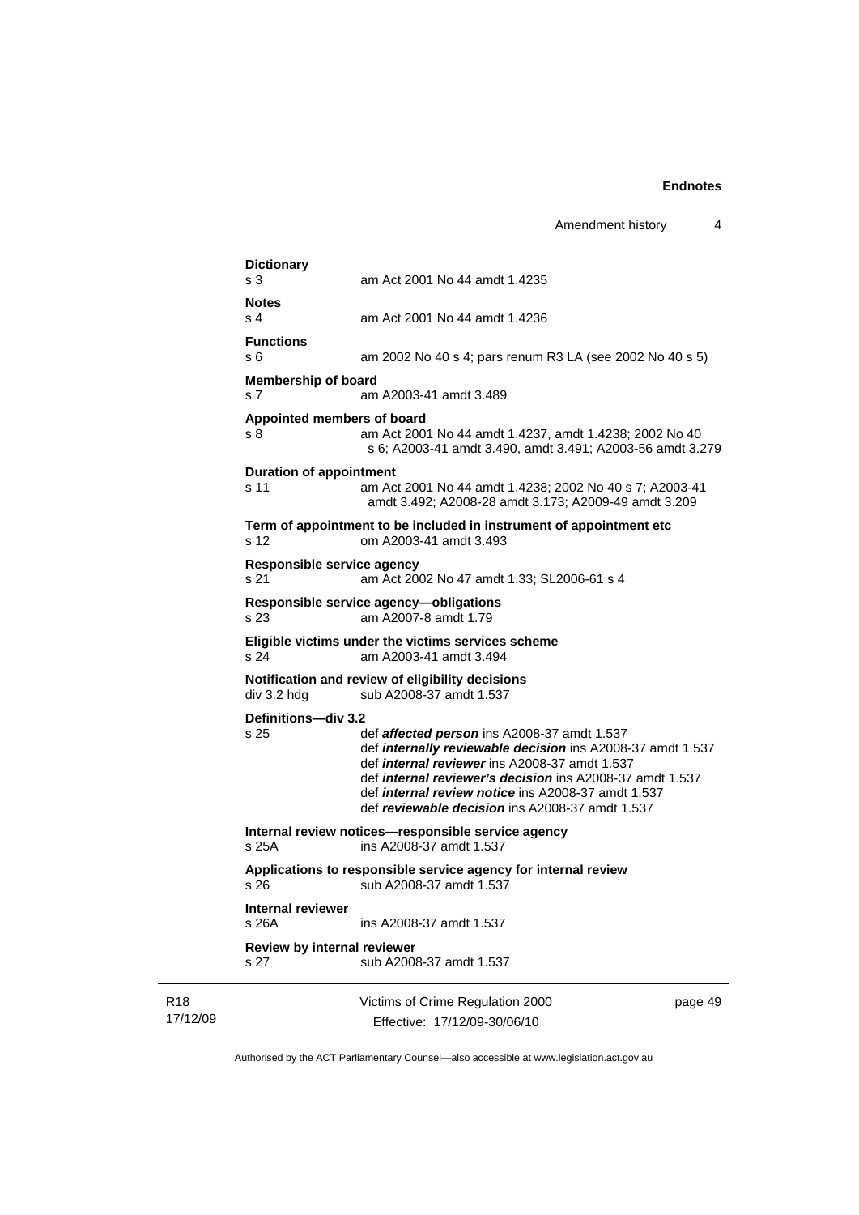**Dictionary**

s 3 am Act 2001 No 44 amdt 1.4235

**Notes**

s 4 am Act 2001 No 44 amdt 1.4236

**Functions**

s 6 am 2002 No 40 s 4; pars renum R3 LA (see 2002 No 40 s 5)

**Membership of board**

s 7 am A2003-41 amdt 3.489

**Appointed members of board**

s 8 am Act 2001 No 44 amdt 1.4237, amdt 1.4238; 2002 No 40 s 6; A2003-41 amdt 3.490, amdt 3.491; A2003-56 amdt 3.279

**Duration of appointment**

s 11 am Act 2001 No 44 amdt 1.4238; 2002 No 40 s 7; A2003-41 amdt 3.492; A2008-28 amdt 3.173; A2009-49 amdt 3.209

**Term of appointment to be included in instrument of appointment etc**

s 12 om A2003-41 amdt 3.493

**Responsible service agency**

s 21 am Act 2002 No 47 amdt 1.33; SL2006-61 s 4

**Responsible service agency—obligations**

s 23 am A2007-8 amdt 1.79

**Eligible victims under the victims services scheme**

s 24 am A2003-41 amdt 3.494

**Notification and review of eligibility decisions**

div 3.2 hdg sub A2008-37 amdt 1.537

**Definitions—div 3.2**

s 25 def ***affected person*** ins A2008-37 amdt 1.537
def ***internally reviewable decision*** ins A2008-37 amdt 1.537
def ***internal reviewer*** ins A2008-37 amdt 1.537
def ***internal reviewer's decision*** ins A2008-37 amdt 1.537
def ***internal review notice*** ins A2008-37 amdt 1.537
def ***reviewable decision*** ins A2008-37 amdt 1.537

**Internal review notices—responsible service agency**

s 25A ins A2008-37 amdt 1.537

**Applications to responsible service agency for internal review**

s 26 sub A2008-37 amdt 1.537

**Internal reviewer**

s 26A ins A2008-37 amdt 1.537

**Review by internal reviewer**

s 27 sub A2008-37 amdt 1.537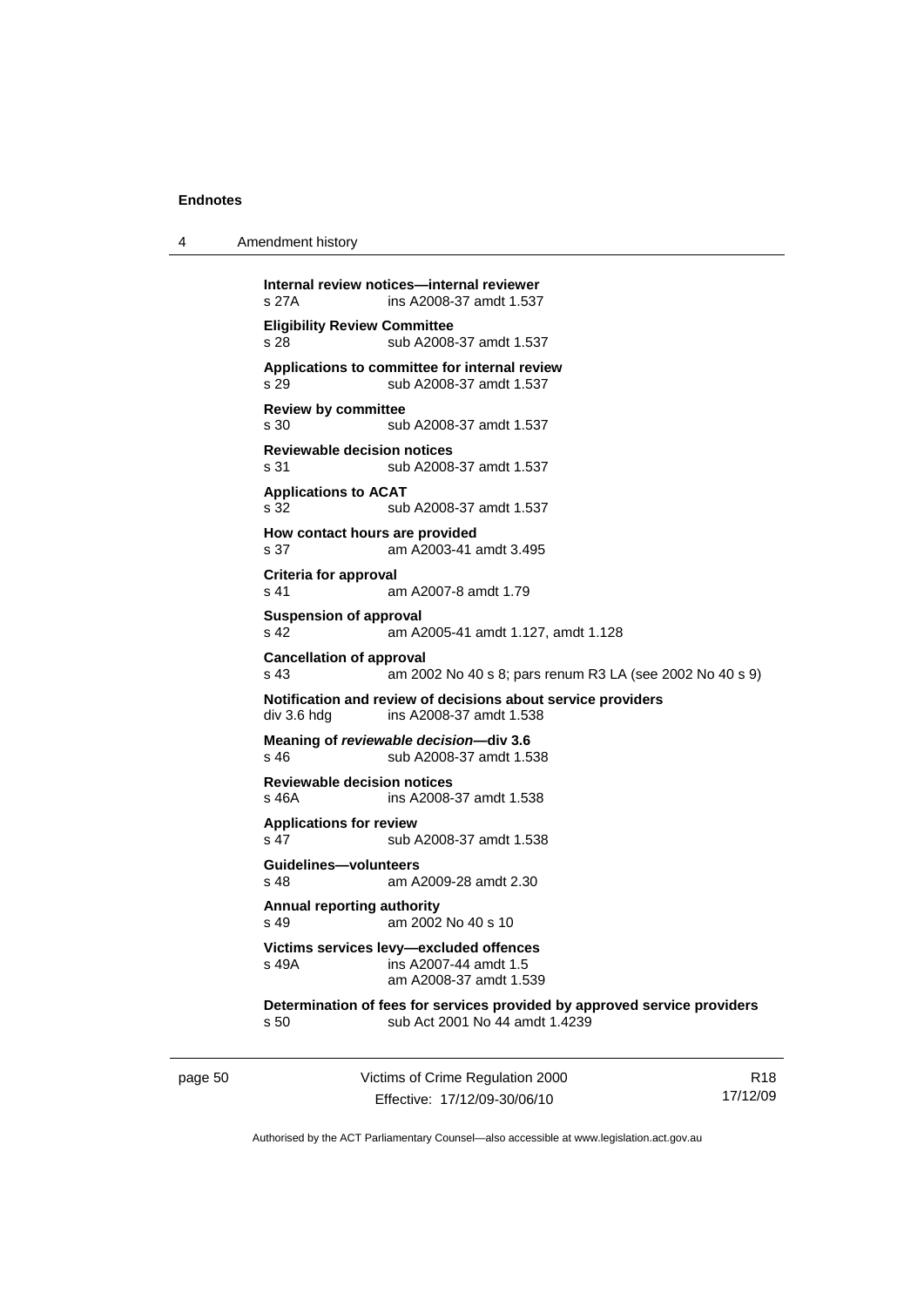**Internal review notices—internal reviewer**
s 27A ins A2008-37 amdt 1.537

**Eligibility Review Committee**
s 28 sub A2008-37 amdt 1.537

**Applications to committee for internal review**
s 29 sub A2008-37 amdt 1.537

**Review by committee**
s 30 sub A2008-37 amdt 1.537

**Reviewable decision notices**
s 31 sub A2008-37 amdt 1.537

**Applications to ACAT**
s 32 sub A2008-37 amdt 1.537

**How contact hours are provided**
s 37 am A2003-41 amdt 3.495

**Criteria for approval**
s 41 am A2007-8 amdt 1.79

**Suspension of approval**
s 42 am A2005-41 amdt 1.127, amdt 1.128

**Cancellation of approval**
s 43 am 2002 No 40 s 8; pars renum R3 LA (see 2002 No 40 s 9)

**Notification and review of decisions about service providers**
div 3.6 hdg ins A2008-37 amdt 1.538

**Meaning of *reviewable decision*—div 3.6**
s 46 sub A2008-37 amdt 1.538

**Reviewable decision notices**
s 46A ins A2008-37 amdt 1.538

**Applications for review**
s 47 sub A2008-37 amdt 1.538

**Guidelines—volunteers**
s 48 am A2009-28 amdt 2.30

**Annual reporting authority**
s 49 am 2002 No 40 s 10

**Victims services levy—excluded offences**
s 49A ins A2007-44 amdt 1.5
am A2008-37 amdt 1.539

**Determination of fees for services provided by approved service providers**
s 50 sub Act 2001 No 44 amdt 1.4239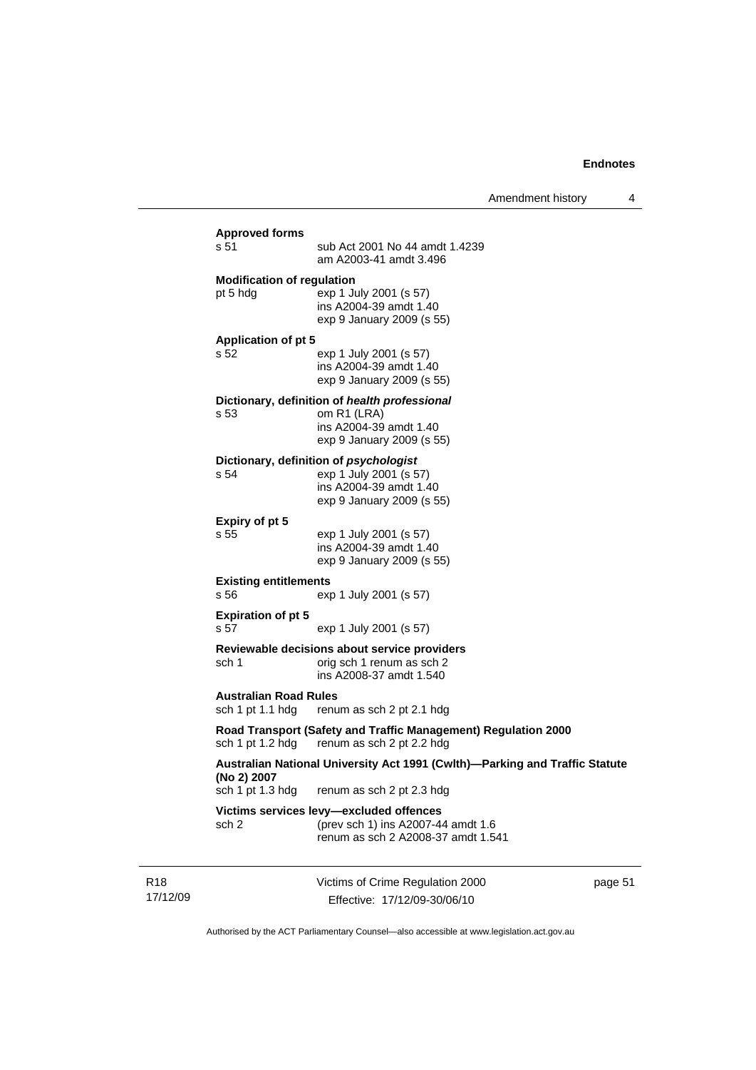**Approved forms**

s 51 sub Act 2001 No 44 amdt 1.4239
am A2003-41 amdt 3.496

**Modification of regulation**

pt 5 hdg exp 1 July 2001 (s 57)
ins A2004-39 amdt 1.40
exp 9 January 2009 (s 55)

**Application of pt 5**

s 52 exp 1 July 2001 (s 57)
ins A2004-39 amdt 1.40
exp 9 January 2009 (s 55)

**Dictionary, definition of *health professional***

s 53 om R1 (LRA)
ins A2004-39 amdt 1.40
exp 9 January 2009 (s 55)

**Dictionary, definition of *psychologist***

s 54 exp 1 July 2001 (s 57)
ins A2004-39 amdt 1.40
exp 9 January 2009 (s 55)

**Expiry of pt 5**

s 55 exp 1 July 2001 (s 57)
ins A2004-39 amdt 1.40
exp 9 January 2009 (s 55)

**Existing entitlements**

s 56 exp 1 July 2001 (s 57)

**Expiration of pt 5**

s 57 exp 1 July 2001 (s 57)

**Reviewable decisions about service providers**

sch 1 orig sch 1 renum as sch 2
ins A2008-37 amdt 1.540

**Australian Road Rules**

sch 1 pt 1.1 hdg renum as sch 2 pt 2.1 hdg

**Road Transport (Safety and Traffic Management) Regulation 2000**

sch 1 pt 1.2 hdg renum as sch 2 pt 2.2 hdg

**Australian National University Act 1991 (Cwlth)—Parking and Traffic Statute (No 2) 2007**

sch 1 pt 1.3 hdg renum as sch 2 pt 2.3 hdg

**Victims services levy—excluded offences**

sch 2 (prev sch 1) ins A2007-44 amdt 1.6
renum as sch 2 A2008-37 amdt 1.541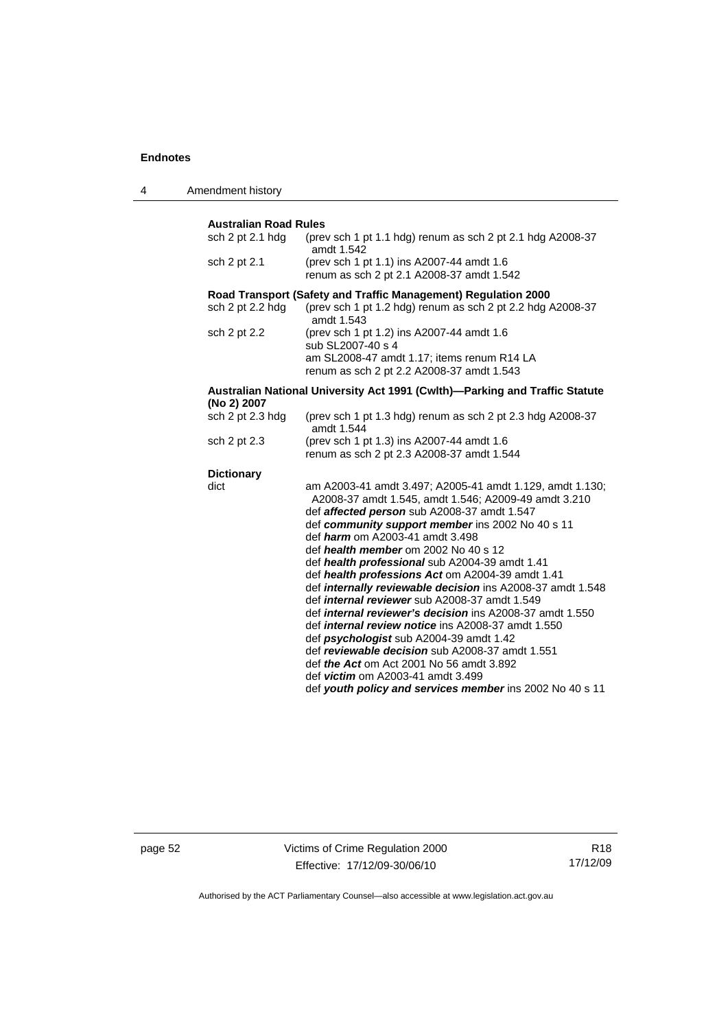**Australian Road Rules**

sch 2 pt 2.1 hdg (prev sch 1 pt 1.1 hdg) renum as sch 2 pt 2.1 hdg A2008-37 amdt 1.542

sch 2 pt 2.1 (prev sch 1 pt 1.1) ins A2007-44 amdt 1.6
renum as sch 2 pt 2.1 A2008-37 amdt 1.542

**Road Transport (Safety and Traffic Management) Regulation 2000**

sch 2 pt 2.2 hdg (prev sch 1 pt 1.2 hdg) renum as sch 2 pt 2.2 hdg A2008-37 amdt 1.543

sch 2 pt 2.2 (prev sch 1 pt 1.2) ins A2007-44 amdt 1.6
sub SL2007-40 s 4
am SL2008-47 amdt 1.17; items renum R14 LA
renum as sch 2 pt 2.2 A2008-37 amdt 1.543

**Australian National University Act 1991 (Cwlth)—Parking and Traffic Statute (No 2) 2007**

sch 2 pt 2.3 hdg (prev sch 1 pt 1.3 hdg) renum as sch 2 pt 2.3 hdg A2008-37 amdt 1.544

sch 2 pt 2.3 (prev sch 1 pt 1.3) ins A2007-44 amdt 1.6
renum as sch 2 pt 2.3 A2008-37 amdt 1.544

**Dictionary**

dict am A2003-41 amdt 3.497; A2005-41 amdt 1.129, amdt 1.130; A2008-37 amdt 1.545, amdt 1.546; A2009-49 amdt 3.210
def ***affected person*** sub A2008-37 amdt 1.547
def ***community support member*** ins 2002 No 40 s 11
def ***harm*** om A2003-41 amdt 3.498
def ***health member*** om 2002 No 40 s 12
def ***health professional*** sub A2004-39 amdt 1.41
def ***health professions Act*** om A2004-39 amdt 1.41
def ***internally reviewable decision*** ins A2008-37 amdt 1.548
def ***internal reviewer*** sub A2008-37 amdt 1.549
def ***internal reviewer's decision*** ins A2008-37 amdt 1.550
def ***internal review notice*** ins A2008-37 amdt 1.550
def ***psychologist*** sub A2004-39 amdt 1.42
def ***reviewable decision*** sub A2008-37 amdt 1.551
def ***the Act*** om Act 2001 No 56 amdt 3.892
def ***victim*** om A2003-41 amdt 3.499
def ***youth policy and services member*** ins 2002 No 40 s 11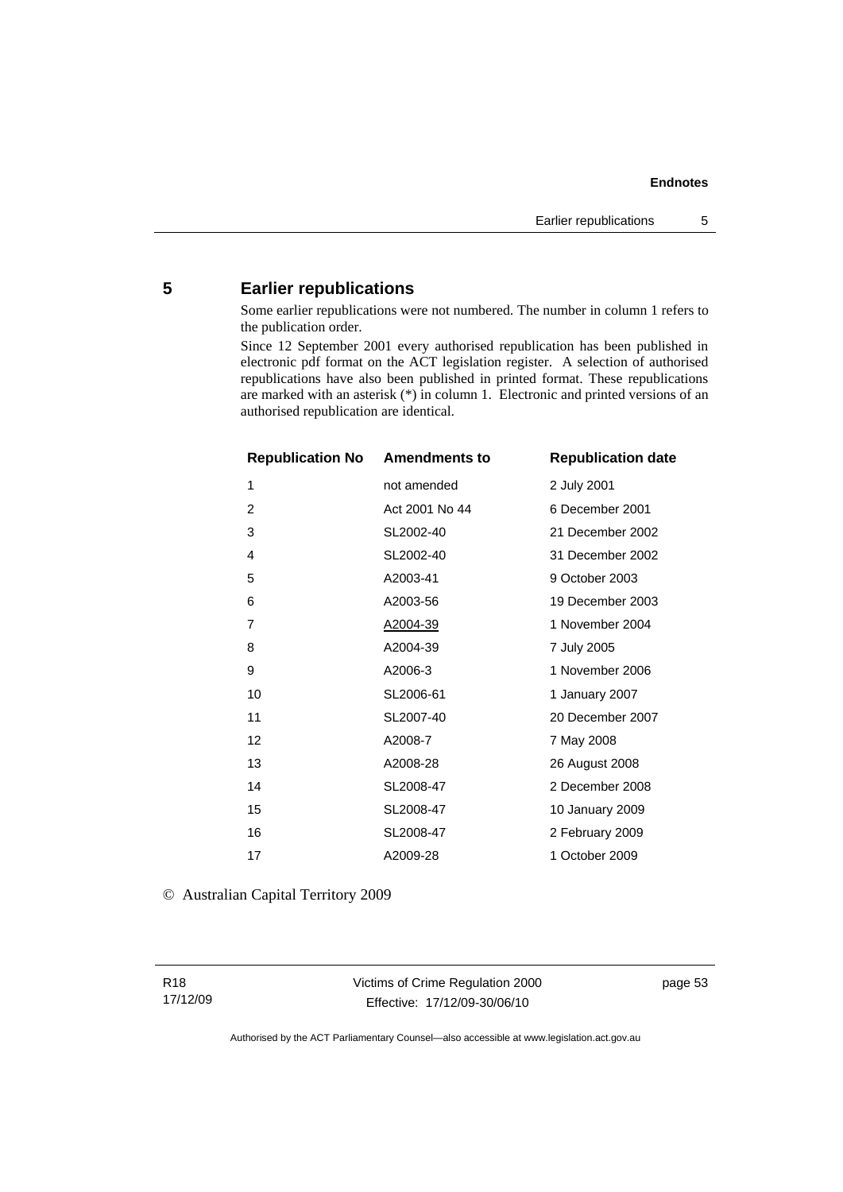## 5 Earlier republications

Some earlier republications were not numbered. The number in column 1 refers to the publication order.

Since 12 September 2001 every authorised republication has been published in electronic pdf format on the ACT legislation register. A selection of authorised republications have also been published in printed format. These republications are marked with an asterisk (*) in column 1. Electronic and printed versions of an authorised republication are identical.

| Republication No | Amendments to | Republication date |
|---|---|---|
| 1 | not amended | 2 July 2001 |
| 2 | Act 2001 No 44 | 6 December 2001 |
| 3 | SL2002-40 | 21 December 2002 |
| 4 | SL2002-40 | 31 December 2002 |
| 5 | A2003-41 | 9 October 2003 |
| 6 | A2003-56 | 19 December 2003 |
| 7 | A2004-39 | 1 November 2004 |
| 8 | A2004-39 | 7 July 2005 |
| 9 | A2006-3 | 1 November 2006 |
| 10 | SL2006-61 | 1 January 2007 |
| 11 | SL2007-40 | 20 December 2007 |
| 12 | A2008-7 | 7 May 2008 |
| 13 | A2008-28 | 26 August 2008 |
| 14 | SL2008-47 | 2 December 2008 |
| 15 | SL2008-47 | 10 January 2009 |
| 16 | SL2008-47 | 2 February 2009 |
| 17 | A2009-28 | 1 October 2009 |

© Australian Capital Territory 2009